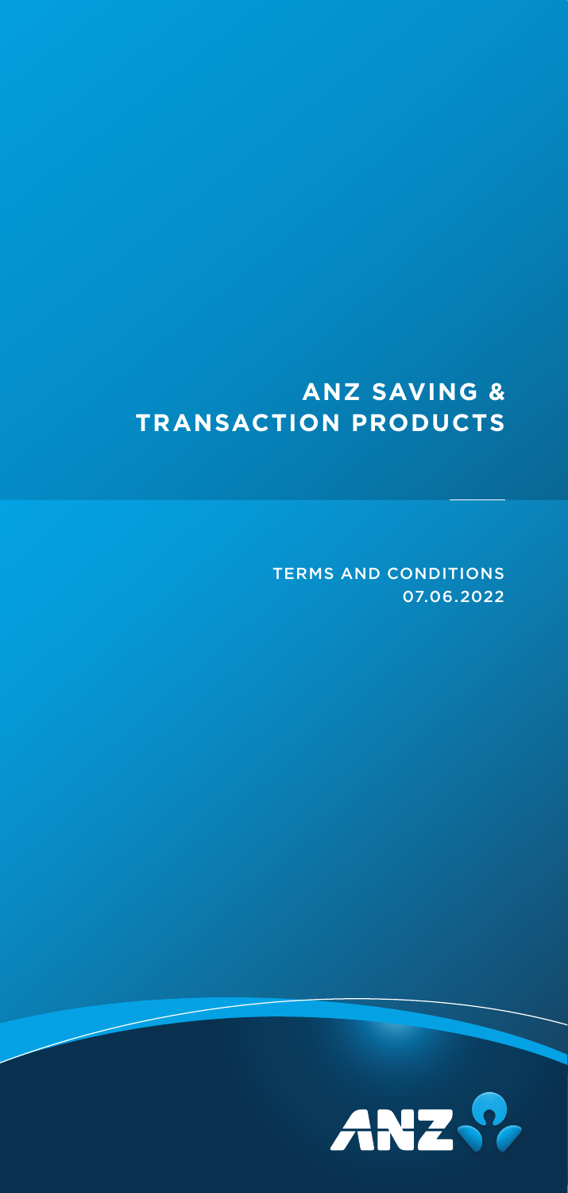# ANZ SAVING & TRANSACTION PRODUCTS

TERMS AND CONDITIONS
07.06.2022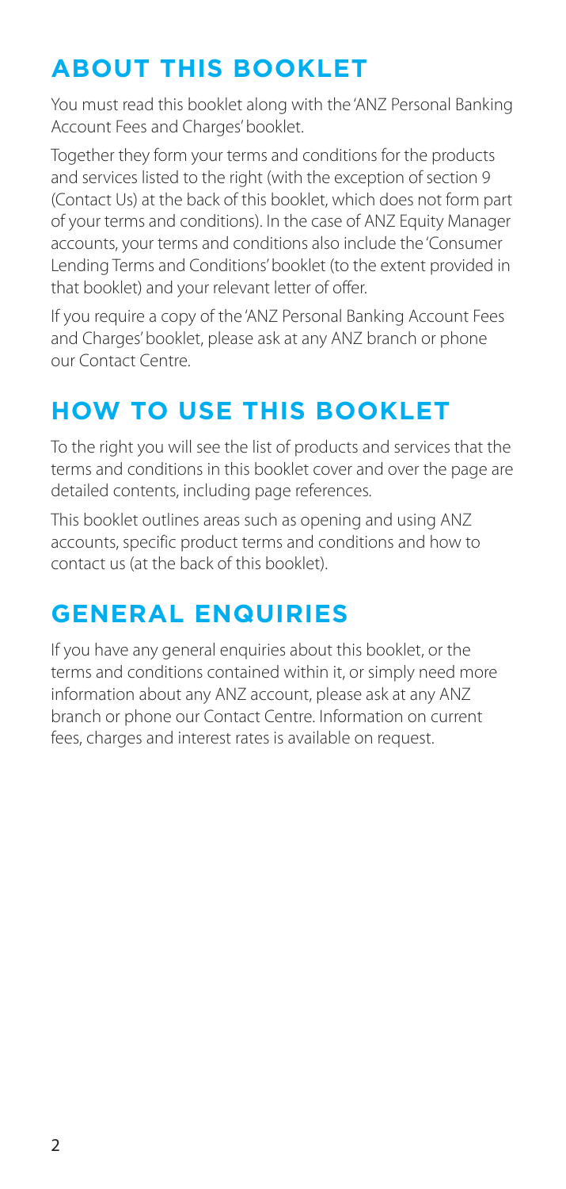# ABOUT THIS BOOKLET

You must read this booklet along with the 'ANZ Personal Banking Account Fees and Charges' booklet.

Together they form your terms and conditions for the products and services listed to the right (with the exception of section 9 (Contact Us) at the back of this booklet, which does not form part of your terms and conditions). In the case of ANZ Equity Manager accounts, your terms and conditions also include the 'Consumer Lending Terms and Conditions' booklet (to the extent provided in that booklet) and your relevant letter of offer.

If you require a copy of the 'ANZ Personal Banking Account Fees and Charges' booklet, please ask at any ANZ branch or phone our Contact Centre.

# HOW TO USE THIS BOOKLET

To the right you will see the list of products and services that the terms and conditions in this booklet cover and over the page are detailed contents, including page references.

This booklet outlines areas such as opening and using ANZ accounts, specific product terms and conditions and how to contact us (at the back of this booklet).

# GENERAL ENQUIRIES

If you have any general enquiries about this booklet, or the terms and conditions contained within it, or simply need more information about any ANZ account, please ask at any ANZ branch or phone our Contact Centre. Information on current fees, charges and interest rates is available on request.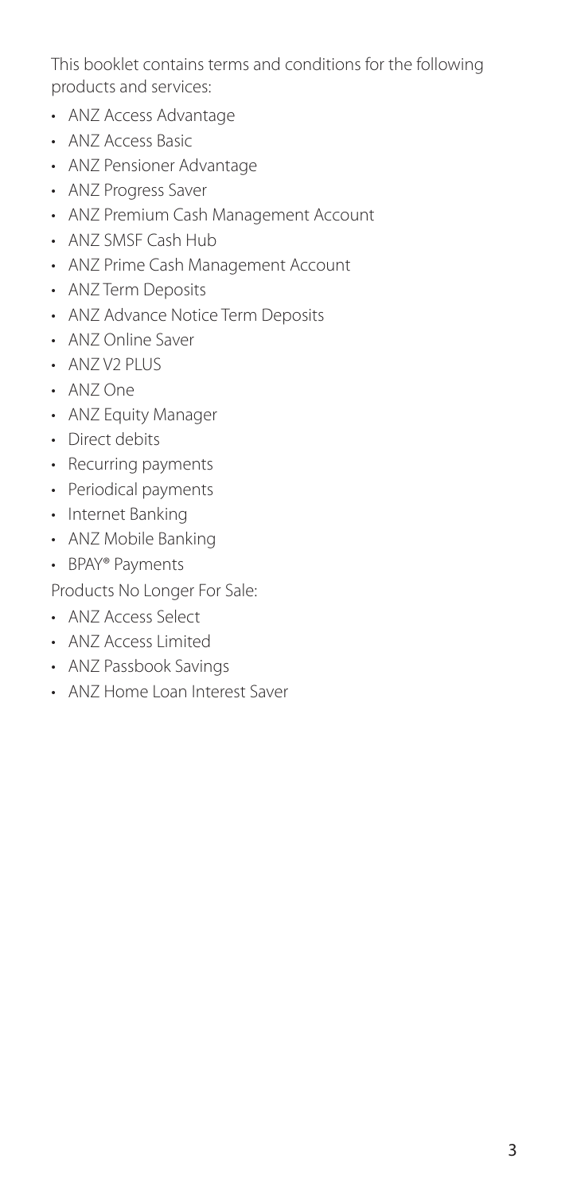This booklet contains terms and conditions for the following products and services:

- ANZ Access Advantage
- ANZ Access Basic
- ANZ Pensioner Advantage
- ANZ Progress Saver
- ANZ Premium Cash Management Account
- ANZ SMSF Cash Hub
- ANZ Prime Cash Management Account
- ANZ Term Deposits
- ANZ Advance Notice Term Deposits
- ANZ Online Saver
- ANZ V2 PLUS
- ANZ One
- ANZ Equity Manager
- Direct debits
- Recurring payments
- Periodical payments
- Internet Banking
- ANZ Mobile Banking
- BPAY® Payments

Products No Longer For Sale:

- ANZ Access Select
- ANZ Access Limited
- ANZ Passbook Savings
- ANZ Home Loan Interest Saver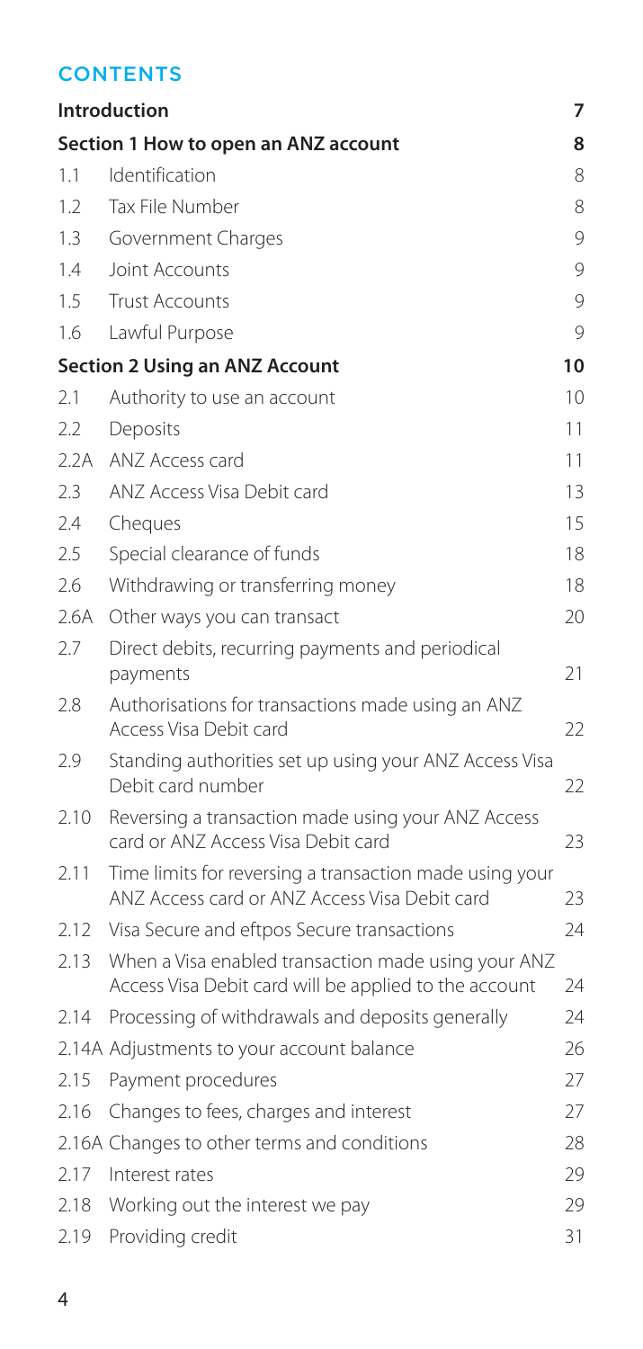## CONTENTS

| | | |
|---|---|---|
| **Introduction** | | **7** |
| **Section 1 How to open an ANZ account** | | **8** |
| 1.1 | Identification | 8 |
| 1.2 | Tax File Number | 8 |
| 1.3 | Government Charges | 9 |
| 1.4 | Joint Accounts | 9 |
| 1.5 | Trust Accounts | 9 |
| 1.6 | Lawful Purpose | 9 |
| **Section 2 Using an ANZ Account** | | **10** |
| 2.1 | Authority to use an account | 10 |
| 2.2 | Deposits | 11 |
| 2.2A | ANZ Access card | 11 |
| 2.3 | ANZ Access Visa Debit card | 13 |
| 2.4 | Cheques | 15 |
| 2.5 | Special clearance of funds | 18 |
| 2.6 | Withdrawing or transferring money | 18 |
| 2.6A | Other ways you can transact | 20 |
| 2.7 | Direct debits, recurring payments and periodical payments | 21 |
| 2.8 | Authorisations for transactions made using an ANZ Access Visa Debit card | 22 |
| 2.9 | Standing authorities set up using your ANZ Access Visa Debit card number | 22 |
| 2.10 | Reversing a transaction made using your ANZ Access card or ANZ Access Visa Debit card | 23 |
| 2.11 | Time limits for reversing a transaction made using your ANZ Access card or ANZ Access Visa Debit card | 23 |
| 2.12 | Visa Secure and eftpos Secure transactions | 24 |
| 2.13 | When a Visa enabled transaction made using your ANZ Access Visa Debit card will be applied to the account | 24 |
| 2.14 | Processing of withdrawals and deposits generally | 24 |
| 2.14A | Adjustments to your account balance | 26 |
| 2.15 | Payment procedures | 27 |
| 2.16 | Changes to fees, charges and interest | 27 |
| 2.16A | Changes to other terms and conditions | 28 |
| 2.17 | Interest rates | 29 |
| 2.18 | Working out the interest we pay | 29 |
| 2.19 | Providing credit | 31 |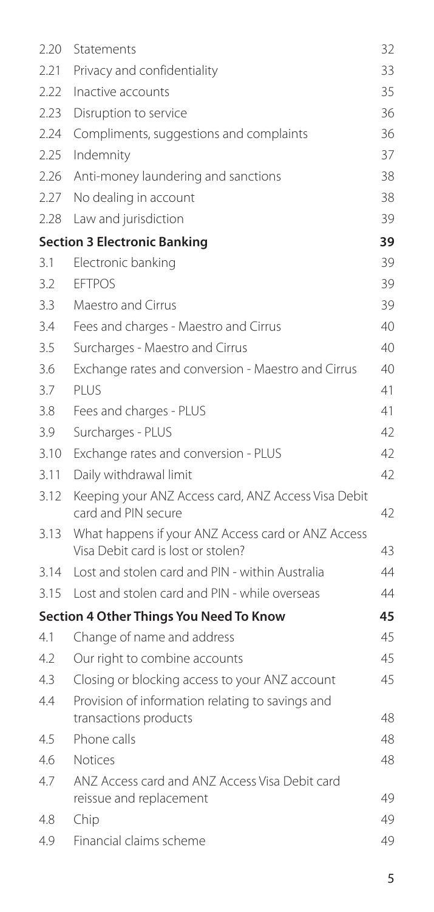| | | |
|---|---|---|
| 2.20 | Statements | 32 |
| 2.21 | Privacy and confidentiality | 33 |
| 2.22 | Inactive accounts | 35 |
| 2.23 | Disruption to service | 36 |
| 2.24 | Compliments, suggestions and complaints | 36 |
| 2.25 | Indemnity | 37 |
| 2.26 | Anti-money laundering and sanctions | 38 |
| 2.27 | No dealing in account | 38 |
| 2.28 | Law and jurisdiction | 39 |
| **Section 3 Electronic Banking** | | **39** |
| 3.1 | Electronic banking | 39 |
| 3.2 | EFTPOS | 39 |
| 3.3 | Maestro and Cirrus | 39 |
| 3.4 | Fees and charges - Maestro and Cirrus | 40 |
| 3.5 | Surcharges - Maestro and Cirrus | 40 |
| 3.6 | Exchange rates and conversion - Maestro and Cirrus | 40 |
| 3.7 | PLUS | 41 |
| 3.8 | Fees and charges - PLUS | 41 |
| 3.9 | Surcharges - PLUS | 42 |
| 3.10 | Exchange rates and conversion - PLUS | 42 |
| 3.11 | Daily withdrawal limit | 42 |
| 3.12 | Keeping your ANZ Access card, ANZ Access Visa Debit card and PIN secure | 42 |
| 3.13 | What happens if your ANZ Access card or ANZ Access Visa Debit card is lost or stolen? | 43 |
| 3.14 | Lost and stolen card and PIN - within Australia | 44 |
| 3.15 | Lost and stolen card and PIN - while overseas | 44 |
| **Section 4 Other Things You Need To Know** | | **45** |
| 4.1 | Change of name and address | 45 |
| 4.2 | Our right to combine accounts | 45 |
| 4.3 | Closing or blocking access to your ANZ account | 45 |
| 4.4 | Provision of information relating to savings and transactions products | 48 |
| 4.5 | Phone calls | 48 |
| 4.6 | Notices | 48 |
| 4.7 | ANZ Access card and ANZ Access Visa Debit card reissue and replacement | 49 |
| 4.8 | Chip | 49 |
| 4.9 | Financial claims scheme | 49 |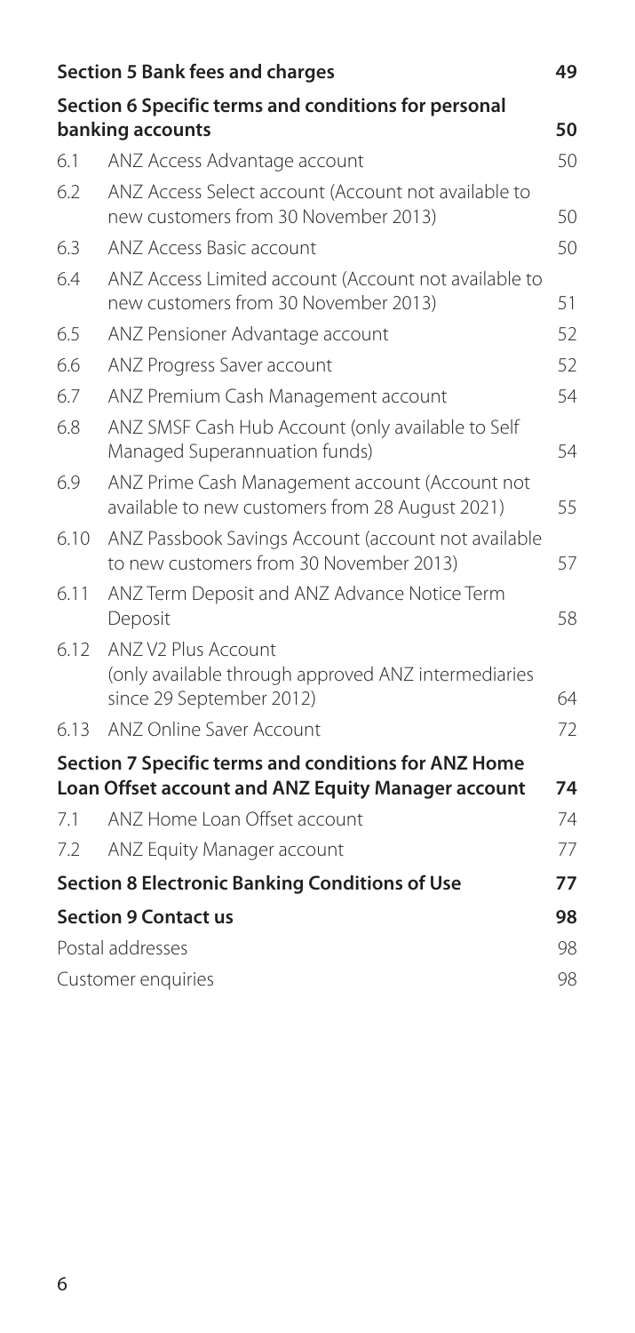| | | |
|---|---|---|
| **Section 5 Bank fees and charges** | | **49** |
| **Section 6 Specific terms and conditions for personal banking accounts** | | **50** |
| 6.1 | ANZ Access Advantage account | 50 |
| 6.2 | ANZ Access Select account (Account not available to new customers from 30 November 2013) | 50 |
| 6.3 | ANZ Access Basic account | 50 |
| 6.4 | ANZ Access Limited account (Account not available to new customers from 30 November 2013) | 51 |
| 6.5 | ANZ Pensioner Advantage account | 52 |
| 6.6 | ANZ Progress Saver account | 52 |
| 6.7 | ANZ Premium Cash Management account | 54 |
| 6.8 | ANZ SMSF Cash Hub Account (only available to Self Managed Superannuation funds) | 54 |
| 6.9 | ANZ Prime Cash Management account (Account not available to new customers from 28 August 2021) | 55 |
| 6.10 | ANZ Passbook Savings Account (account not available to new customers from 30 November 2013) | 57 |
| 6.11 | ANZ Term Deposit and ANZ Advance Notice Term Deposit | 58 |
| 6.12 | ANZ V2 Plus Account (only available through approved ANZ intermediaries since 29 September 2012) | 64 |
| 6.13 | ANZ Online Saver Account | 72 |
| **Section 7 Specific terms and conditions for ANZ Home Loan Offset account and ANZ Equity Manager account** | | **74** |
| 7.1 | ANZ Home Loan Offset account | 74 |
| 7.2 | ANZ Equity Manager account | 77 |
| **Section 8 Electronic Banking Conditions of Use** | | **77** |
| **Section 9 Contact us** | | **98** |
| Postal addresses | | 98 |
| Customer enquiries | | 98 |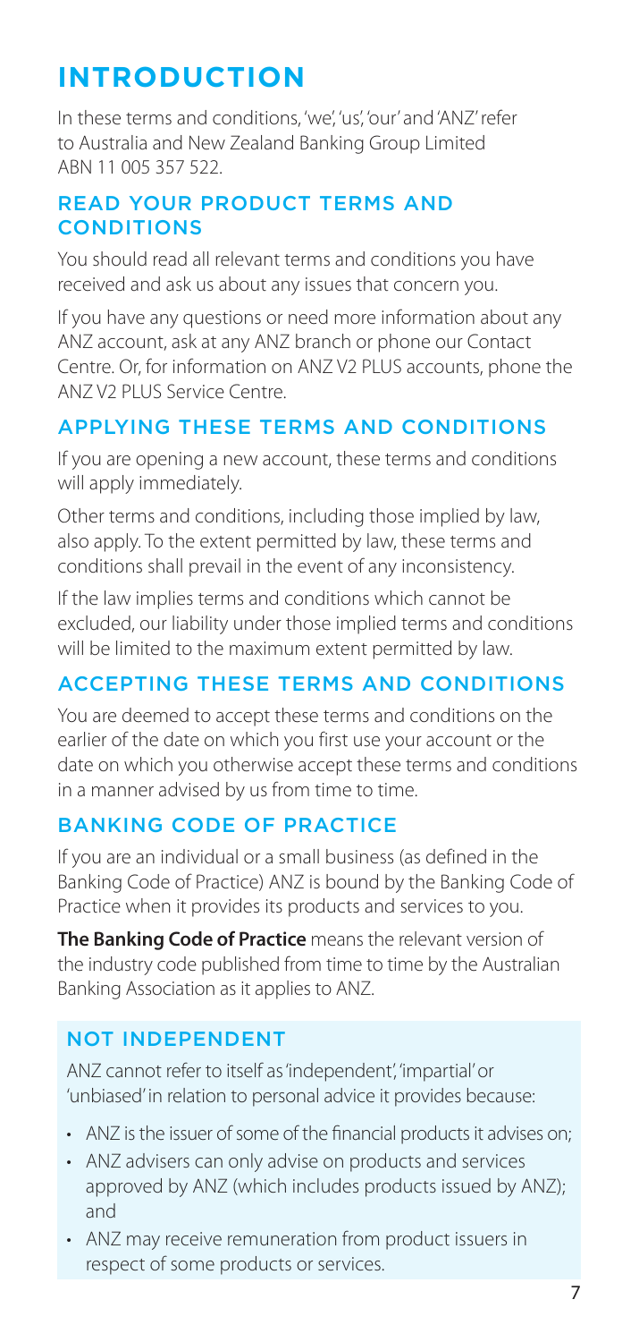# INTRODUCTION

In these terms and conditions, 'we', 'us', 'our' and 'ANZ' refer to Australia and New Zealand Banking Group Limited ABN 11 005 357 522.

## READ YOUR PRODUCT TERMS AND CONDITIONS

You should read all relevant terms and conditions you have received and ask us about any issues that concern you.

If you have any questions or need more information about any ANZ account, ask at any ANZ branch or phone our Contact Centre. Or, for information on ANZ V2 PLUS accounts, phone the ANZ V2 PLUS Service Centre.

## APPLYING THESE TERMS AND CONDITIONS

If you are opening a new account, these terms and conditions will apply immediately.

Other terms and conditions, including those implied by law, also apply. To the extent permitted by law, these terms and conditions shall prevail in the event of any inconsistency.

If the law implies terms and conditions which cannot be excluded, our liability under those implied terms and conditions will be limited to the maximum extent permitted by law.

## ACCEPTING THESE TERMS AND CONDITIONS

You are deemed to accept these terms and conditions on the earlier of the date on which you first use your account or the date on which you otherwise accept these terms and conditions in a manner advised by us from time to time.

## BANKING CODE OF PRACTICE

If you are an individual or a small business (as defined in the Banking Code of Practice) ANZ is bound by the Banking Code of Practice when it provides its products and services to you.

**The Banking Code of Practice** means the relevant version of the industry code published from time to time by the Australian Banking Association as it applies to ANZ.

## NOT INDEPENDENT

ANZ cannot refer to itself as 'independent', 'impartial' or 'unbiased' in relation to personal advice it provides because:

- ANZ is the issuer of some of the financial products it advises on;
- ANZ advisers can only advise on products and services approved by ANZ (which includes products issued by ANZ); and
- ANZ may receive remuneration from product issuers in respect of some products or services.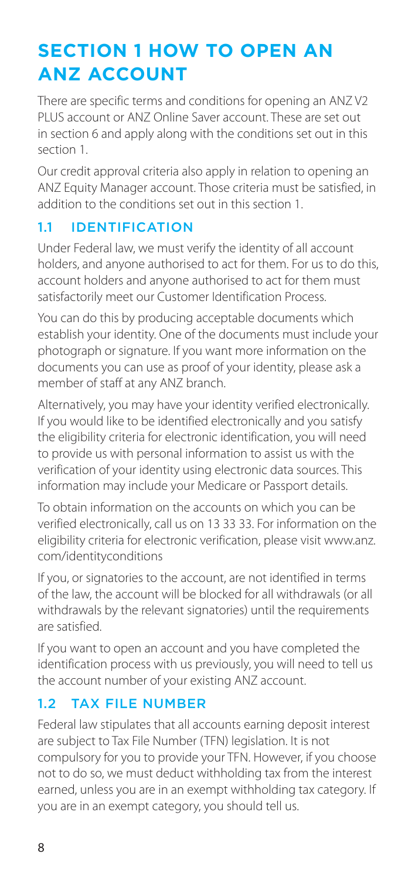# SECTION 1 HOW TO OPEN AN ANZ ACCOUNT

There are specific terms and conditions for opening an ANZ V2 PLUS account or ANZ Online Saver account. These are set out in section 6 and apply along with the conditions set out in this section 1.

Our credit approval criteria also apply in relation to opening an ANZ Equity Manager account. Those criteria must be satisfied, in addition to the conditions set out in this section 1.

## 1.1 IDENTIFICATION

Under Federal law, we must verify the identity of all account holders, and anyone authorised to act for them. For us to do this, account holders and anyone authorised to act for them must satisfactorily meet our Customer Identification Process.

You can do this by producing acceptable documents which establish your identity. One of the documents must include your photograph or signature. If you want more information on the documents you can use as proof of your identity, please ask a member of staff at any ANZ branch.

Alternatively, you may have your identity verified electronically. If you would like to be identified electronically and you satisfy the eligibility criteria for electronic identification, you will need to provide us with personal information to assist us with the verification of your identity using electronic data sources. This information may include your Medicare or Passport details.

To obtain information on the accounts on which you can be verified electronically, call us on 13 33 33. For information on the eligibility criteria for electronic verification, please visit www.anz.com/identityconditions

If you, or signatories to the account, are not identified in terms of the law, the account will be blocked for all withdrawals (or all withdrawals by the relevant signatories) until the requirements are satisfied.

If you want to open an account and you have completed the identification process with us previously, you will need to tell us the account number of your existing ANZ account.

## 1.2 TAX FILE NUMBER

Federal law stipulates that all accounts earning deposit interest are subject to Tax File Number (TFN) legislation. It is not compulsory for you to provide your TFN. However, if you choose not to do so, we must deduct withholding tax from the interest earned, unless you are in an exempt withholding tax category. If you are in an exempt category, you should tell us.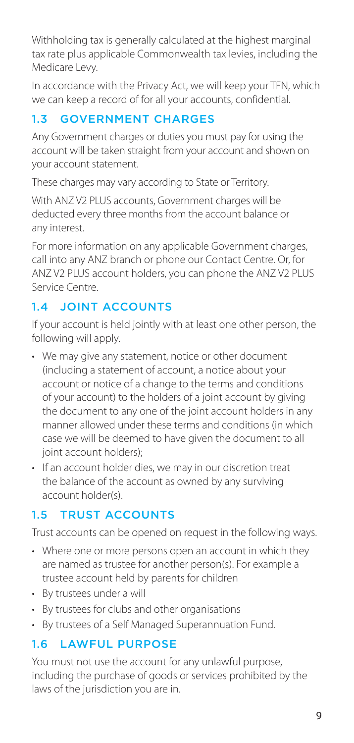Withholding tax is generally calculated at the highest marginal tax rate plus applicable Commonwealth tax levies, including the Medicare Levy.

In accordance with the Privacy Act, we will keep your TFN, which we can keep a record of for all your accounts, confidential.

## 1.3 GOVERNMENT CHARGES

Any Government charges or duties you must pay for using the account will be taken straight from your account and shown on your account statement.

These charges may vary according to State or Territory.

With ANZ V2 PLUS accounts, Government charges will be deducted every three months from the account balance or any interest.

For more information on any applicable Government charges, call into any ANZ branch or phone our Contact Centre. Or, for ANZ V2 PLUS account holders, you can phone the ANZ V2 PLUS Service Centre.

## 1.4 JOINT ACCOUNTS

If your account is held jointly with at least one other person, the following will apply.

- We may give any statement, notice or other document (including a statement of account, a notice about your account or notice of a change to the terms and conditions of your account) to the holders of a joint account by giving the document to any one of the joint account holders in any manner allowed under these terms and conditions (in which case we will be deemed to have given the document to all joint account holders);
- If an account holder dies, we may in our discretion treat the balance of the account as owned by any surviving account holder(s).

## 1.5 TRUST ACCOUNTS

Trust accounts can be opened on request in the following ways.

- Where one or more persons open an account in which they are named as trustee for another person(s). For example a trustee account held by parents for children
- By trustees under a will
- By trustees for clubs and other organisations
- By trustees of a Self Managed Superannuation Fund.

## 1.6 LAWFUL PURPOSE

You must not use the account for any unlawful purpose, including the purchase of goods or services prohibited by the laws of the jurisdiction you are in.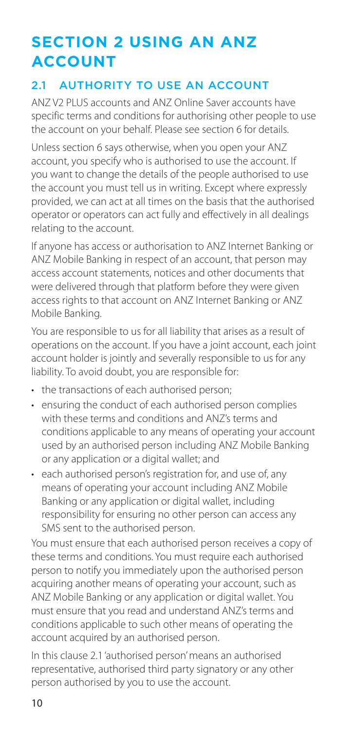# SECTION 2 USING AN ANZ ACCOUNT

## 2.1 AUTHORITY TO USE AN ACCOUNT

ANZ V2 PLUS accounts and ANZ Online Saver accounts have specific terms and conditions for authorising other people to use the account on your behalf. Please see section 6 for details.

Unless section 6 says otherwise, when you open your ANZ account, you specify who is authorised to use the account. If you want to change the details of the people authorised to use the account you must tell us in writing. Except where expressly provided, we can act at all times on the basis that the authorised operator or operators can act fully and effectively in all dealings relating to the account.

If anyone has access or authorisation to ANZ Internet Banking or ANZ Mobile Banking in respect of an account, that person may access account statements, notices and other documents that were delivered through that platform before they were given access rights to that account on ANZ Internet Banking or ANZ Mobile Banking.

You are responsible to us for all liability that arises as a result of operations on the account. If you have a joint account, each joint account holder is jointly and severally responsible to us for any liability. To avoid doubt, you are responsible for:

- the transactions of each authorised person;
- ensuring the conduct of each authorised person complies with these terms and conditions and ANZ's terms and conditions applicable to any means of operating your account used by an authorised person including ANZ Mobile Banking or any application or a digital wallet; and
- each authorised person's registration for, and use of, any means of operating your account including ANZ Mobile Banking or any application or digital wallet, including responsibility for ensuring no other person can access any SMS sent to the authorised person.

You must ensure that each authorised person receives a copy of these terms and conditions. You must require each authorised person to notify you immediately upon the authorised person acquiring another means of operating your account, such as ANZ Mobile Banking or any application or digital wallet. You must ensure that you read and understand ANZ's terms and conditions applicable to such other means of operating the account acquired by an authorised person.

In this clause 2.1 'authorised person' means an authorised representative, authorised third party signatory or any other person authorised by you to use the account.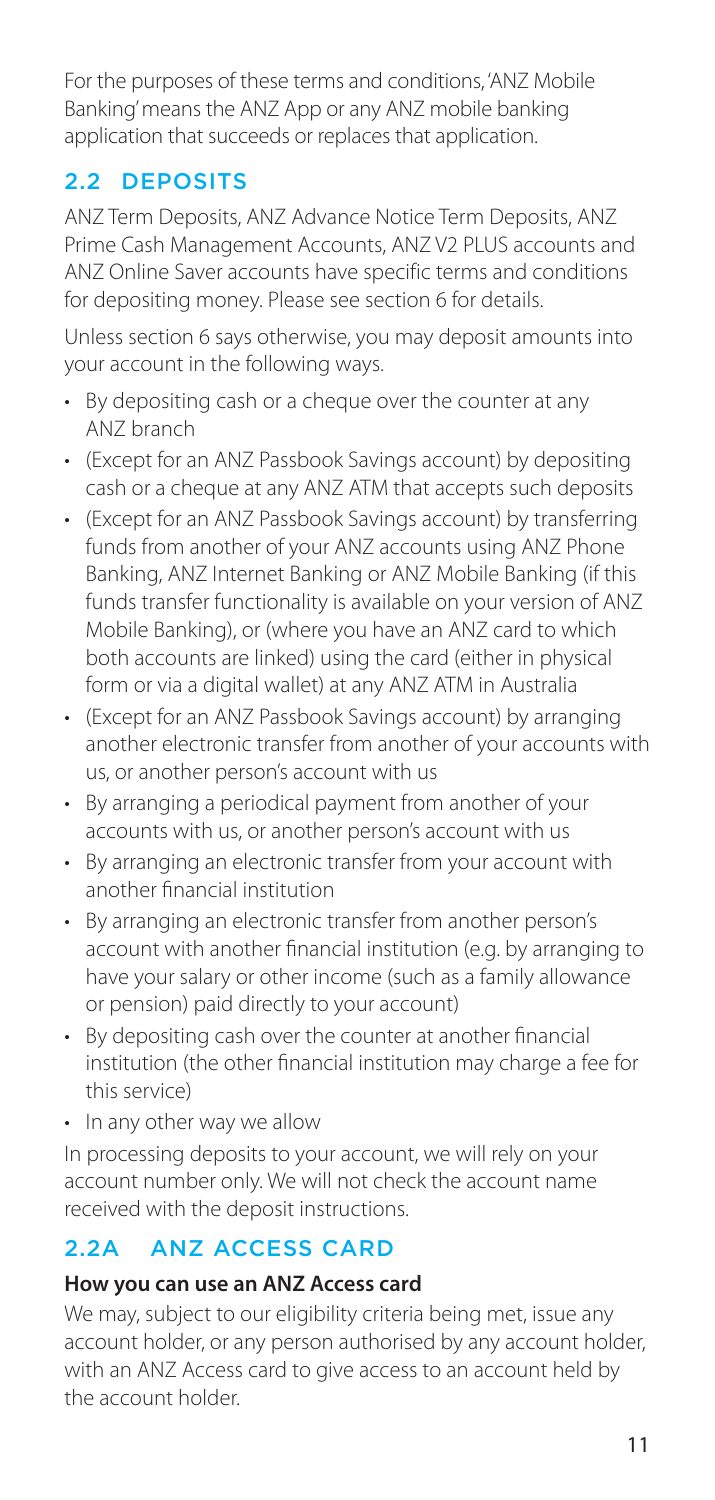For the purposes of these terms and conditions, 'ANZ Mobile Banking' means the ANZ App or any ANZ mobile banking application that succeeds or replaces that application.

## 2.2 DEPOSITS

ANZ Term Deposits, ANZ Advance Notice Term Deposits, ANZ Prime Cash Management Accounts, ANZ V2 PLUS accounts and ANZ Online Saver accounts have specific terms and conditions for depositing money. Please see section 6 for details.

Unless section 6 says otherwise, you may deposit amounts into your account in the following ways.

- By depositing cash or a cheque over the counter at any ANZ branch
- (Except for an ANZ Passbook Savings account) by depositing cash or a cheque at any ANZ ATM that accepts such deposits
- (Except for an ANZ Passbook Savings account) by transferring funds from another of your ANZ accounts using ANZ Phone Banking, ANZ Internet Banking or ANZ Mobile Banking (if this funds transfer functionality is available on your version of ANZ Mobile Banking), or (where you have an ANZ card to which both accounts are linked) using the card (either in physical form or via a digital wallet) at any ANZ ATM in Australia
- (Except for an ANZ Passbook Savings account) by arranging another electronic transfer from another of your accounts with us, or another person's account with us
- By arranging a periodical payment from another of your accounts with us, or another person's account with us
- By arranging an electronic transfer from your account with another financial institution
- By arranging an electronic transfer from another person's account with another financial institution (e.g. by arranging to have your salary or other income (such as a family allowance or pension) paid directly to your account)
- By depositing cash over the counter at another financial institution (the other financial institution may charge a fee for this service)
- In any other way we allow

In processing deposits to your account, we will rely on your account number only. We will not check the account name received with the deposit instructions.

## 2.2A ANZ ACCESS CARD

**How you can use an ANZ Access card**

We may, subject to our eligibility criteria being met, issue any account holder, or any person authorised by any account holder, with an ANZ Access card to give access to an account held by the account holder.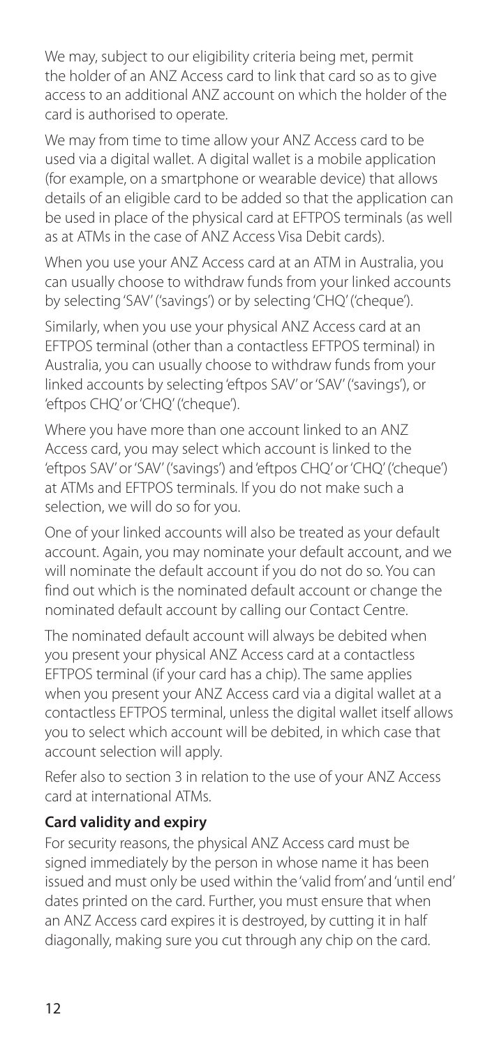We may, subject to our eligibility criteria being met, permit the holder of an ANZ Access card to link that card so as to give access to an additional ANZ account on which the holder of the card is authorised to operate.

We may from time to time allow your ANZ Access card to be used via a digital wallet. A digital wallet is a mobile application (for example, on a smartphone or wearable device) that allows details of an eligible card to be added so that the application can be used in place of the physical card at EFTPOS terminals (as well as at ATMs in the case of ANZ Access Visa Debit cards).

When you use your ANZ Access card at an ATM in Australia, you can usually choose to withdraw funds from your linked accounts by selecting 'SAV' ('savings') or by selecting 'CHQ' ('cheque').

Similarly, when you use your physical ANZ Access card at an EFTPOS terminal (other than a contactless EFTPOS terminal) in Australia, you can usually choose to withdraw funds from your linked accounts by selecting 'eftpos SAV' or 'SAV' ('savings'), or 'eftpos CHQ' or 'CHQ' ('cheque').

Where you have more than one account linked to an ANZ Access card, you may select which account is linked to the 'eftpos SAV' or 'SAV' ('savings') and 'eftpos CHQ' or 'CHQ' ('cheque') at ATMs and EFTPOS terminals. If you do not make such a selection, we will do so for you.

One of your linked accounts will also be treated as your default account. Again, you may nominate your default account, and we will nominate the default account if you do not do so. You can find out which is the nominated default account or change the nominated default account by calling our Contact Centre.

The nominated default account will always be debited when you present your physical ANZ Access card at a contactless EFTPOS terminal (if your card has a chip). The same applies when you present your ANZ Access card via a digital wallet at a contactless EFTPOS terminal, unless the digital wallet itself allows you to select which account will be debited, in which case that account selection will apply.

Refer also to section 3 in relation to the use of your ANZ Access card at international ATMs.

**Card validity and expiry**

For security reasons, the physical ANZ Access card must be signed immediately by the person in whose name it has been issued and must only be used within the 'valid from' and 'until end' dates printed on the card. Further, you must ensure that when an ANZ Access card expires it is destroyed, by cutting it in half diagonally, making sure you cut through any chip on the card.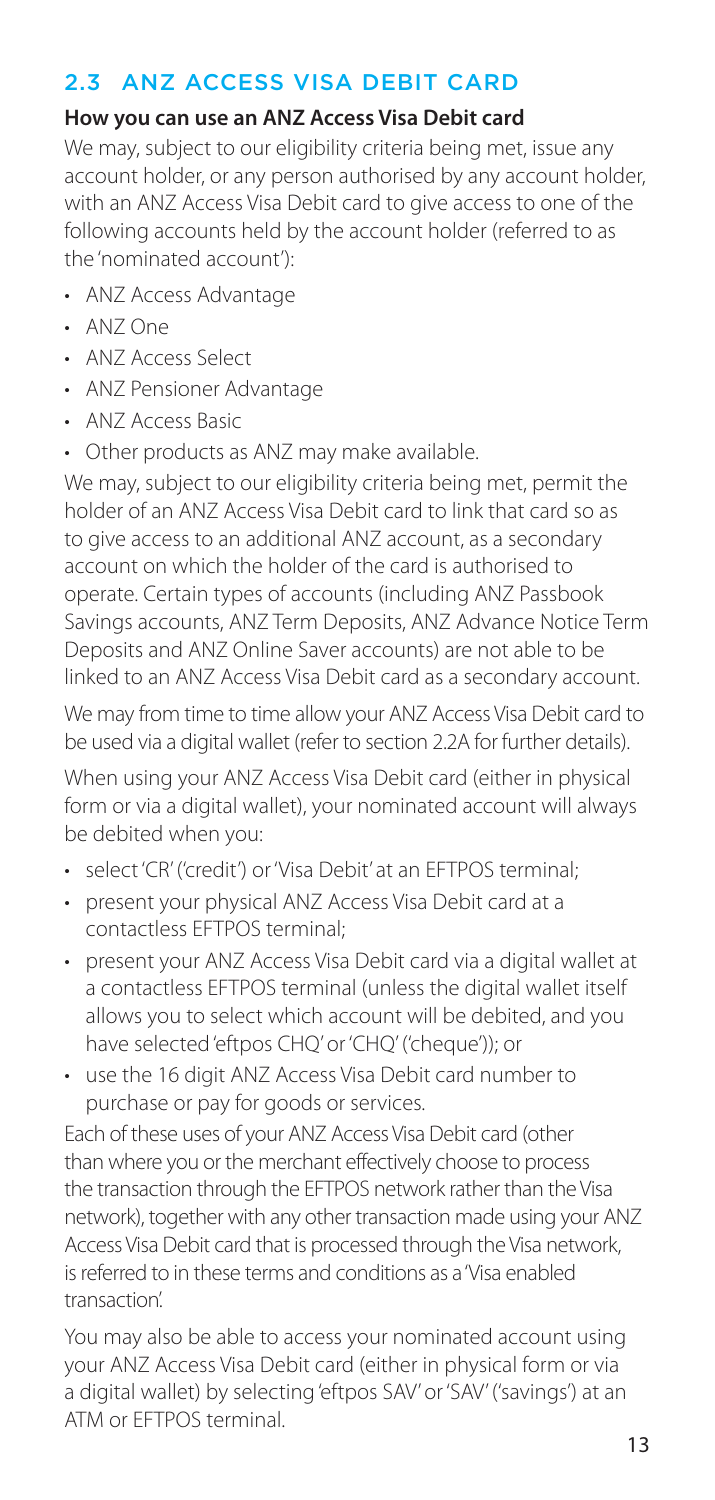## 2.3 ANZ ACCESS VISA DEBIT CARD

**How you can use an ANZ Access Visa Debit card**

We may, subject to our eligibility criteria being met, issue any account holder, or any person authorised by any account holder, with an ANZ Access Visa Debit card to give access to one of the following accounts held by the account holder (referred to as the 'nominated account'):

- ANZ Access Advantage
- ANZ One
- ANZ Access Select
- ANZ Pensioner Advantage
- ANZ Access Basic
- Other products as ANZ may make available.

We may, subject to our eligibility criteria being met, permit the holder of an ANZ Access Visa Debit card to link that card so as to give access to an additional ANZ account, as a secondary account on which the holder of the card is authorised to operate. Certain types of accounts (including ANZ Passbook Savings accounts, ANZ Term Deposits, ANZ Advance Notice Term Deposits and ANZ Online Saver accounts) are not able to be linked to an ANZ Access Visa Debit card as a secondary account.

We may from time to time allow your ANZ Access Visa Debit card to be used via a digital wallet (refer to section 2.2A for further details).

When using your ANZ Access Visa Debit card (either in physical form or via a digital wallet), your nominated account will always be debited when you:

- select 'CR' ('credit') or 'Visa Debit' at an EFTPOS terminal;
- present your physical ANZ Access Visa Debit card at a contactless EFTPOS terminal;
- present your ANZ Access Visa Debit card via a digital wallet at a contactless EFTPOS terminal (unless the digital wallet itself allows you to select which account will be debited, and you have selected 'eftpos CHQ' or 'CHQ' ('cheque')); or
- use the 16 digit ANZ Access Visa Debit card number to purchase or pay for goods or services.

Each of these uses of your ANZ Access Visa Debit card (other than where you or the merchant effectively choose to process the transaction through the EFTPOS network rather than the Visa network), together with any other transaction made using your ANZ Access Visa Debit card that is processed through the Visa network, is referred to in these terms and conditions as a 'Visa enabled transaction'.

You may also be able to access your nominated account using your ANZ Access Visa Debit card (either in physical form or via a digital wallet) by selecting 'eftpos SAV' or 'SAV' ('savings') at an ATM or EFTPOS terminal.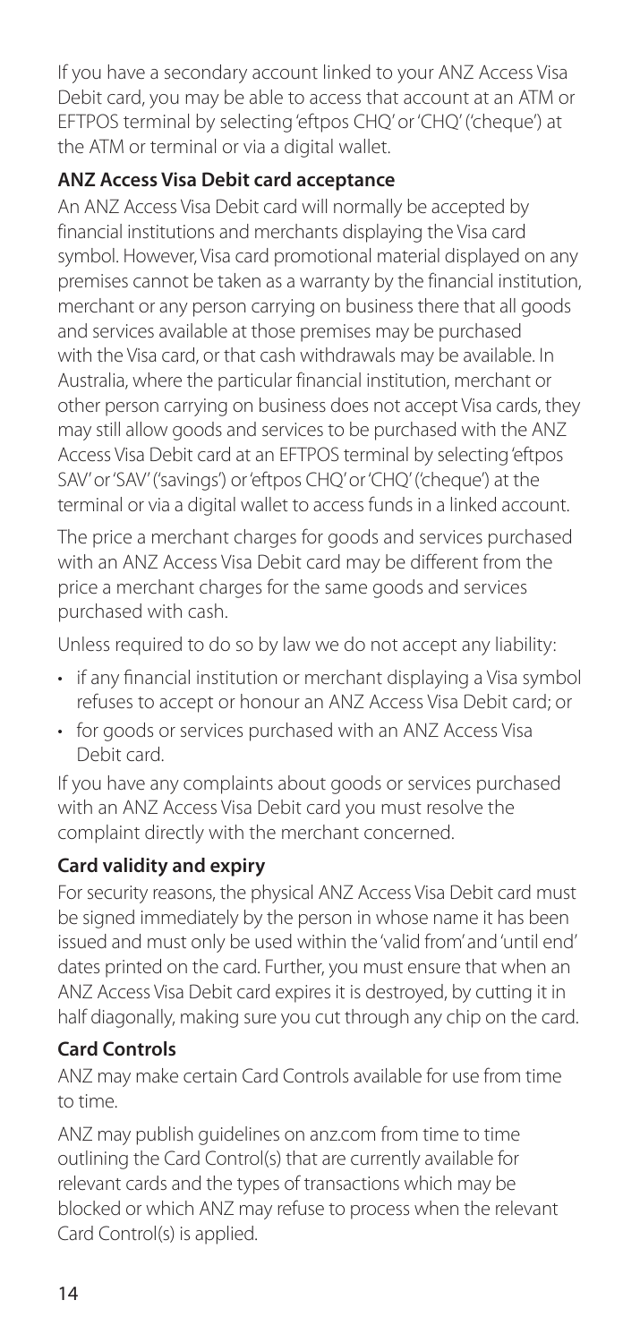If you have a secondary account linked to your ANZ Access Visa Debit card, you may be able to access that account at an ATM or EFTPOS terminal by selecting 'eftpos CHQ' or 'CHQ' ('cheque') at the ATM or terminal or via a digital wallet.

### ANZ Access Visa Debit card acceptance

An ANZ Access Visa Debit card will normally be accepted by financial institutions and merchants displaying the Visa card symbol. However, Visa card promotional material displayed on any premises cannot be taken as a warranty by the financial institution, merchant or any person carrying on business there that all goods and services available at those premises may be purchased with the Visa card, or that cash withdrawals may be available. In Australia, where the particular financial institution, merchant or other person carrying on business does not accept Visa cards, they may still allow goods and services to be purchased with the ANZ Access Visa Debit card at an EFTPOS terminal by selecting 'eftpos SAV' or 'SAV' ('savings') or 'eftpos CHQ' or 'CHQ' ('cheque') at the terminal or via a digital wallet to access funds in a linked account.

The price a merchant charges for goods and services purchased with an ANZ Access Visa Debit card may be different from the price a merchant charges for the same goods and services purchased with cash.

Unless required to do so by law we do not accept any liability:

- if any financial institution or merchant displaying a Visa symbol refuses to accept or honour an ANZ Access Visa Debit card; or
- for goods or services purchased with an ANZ Access Visa Debit card.

If you have any complaints about goods or services purchased with an ANZ Access Visa Debit card you must resolve the complaint directly with the merchant concerned.

### Card validity and expiry

For security reasons, the physical ANZ Access Visa Debit card must be signed immediately by the person in whose name it has been issued and must only be used within the 'valid from' and 'until end' dates printed on the card. Further, you must ensure that when an ANZ Access Visa Debit card expires it is destroyed, by cutting it in half diagonally, making sure you cut through any chip on the card.

### Card Controls

ANZ may make certain Card Controls available for use from time to time.

ANZ may publish guidelines on anz.com from time to time outlining the Card Control(s) that are currently available for relevant cards and the types of transactions which may be blocked or which ANZ may refuse to process when the relevant Card Control(s) is applied.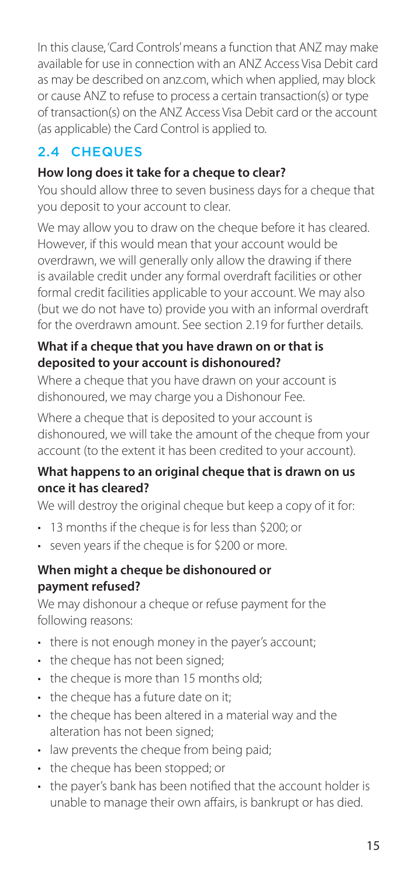In this clause, 'Card Controls' means a function that ANZ may make available for use in connection with an ANZ Access Visa Debit card as may be described on anz.com, which when applied, may block or cause ANZ to refuse to process a certain transaction(s) or type of transaction(s) on the ANZ Access Visa Debit card or the account (as applicable) the Card Control is applied to.

## 2.4 CHEQUES

**How long does it take for a cheque to clear?**

You should allow three to seven business days for a cheque that you deposit to your account to clear.

We may allow you to draw on the cheque before it has cleared. However, if this would mean that your account would be overdrawn, we will generally only allow the drawing if there is available credit under any formal overdraft facilities or other formal credit facilities applicable to your account. We may also (but we do not have to) provide you with an informal overdraft for the overdrawn amount. See section 2.19 for further details.

**What if a cheque that you have drawn on or that is deposited to your account is dishonoured?**

Where a cheque that you have drawn on your account is dishonoured, we may charge you a Dishonour Fee.

Where a cheque that is deposited to your account is dishonoured, we will take the amount of the cheque from your account (to the extent it has been credited to your account).

**What happens to an original cheque that is drawn on us once it has cleared?**

We will destroy the original cheque but keep a copy of it for:

- 13 months if the cheque is for less than $200; or
- seven years if the cheque is for $200 or more.

**When might a cheque be dishonoured or payment refused?**

We may dishonour a cheque or refuse payment for the following reasons:

- there is not enough money in the payer's account;
- the cheque has not been signed;
- the cheque is more than 15 months old;
- the cheque has a future date on it;
- the cheque has been altered in a material way and the alteration has not been signed;
- law prevents the cheque from being paid;
- the cheque has been stopped; or
- the payer's bank has been notified that the account holder is unable to manage their own affairs, is bankrupt or has died.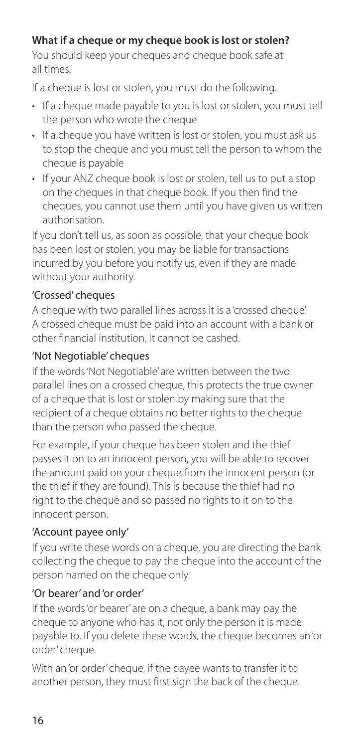### What if a cheque or my cheque book is lost or stolen?

You should keep your cheques and cheque book safe at all times.

If a cheque is lost or stolen, you must do the following.

- If a cheque made payable to you is lost or stolen, you must tell the person who wrote the cheque
- If a cheque you have written is lost or stolen, you must ask us to stop the cheque and you must tell the person to whom the cheque is payable
- If your ANZ cheque book is lost or stolen, tell us to put a stop on the cheques in that cheque book. If you then find the cheques, you cannot use them until you have given us written authorisation.

If you don't tell us, as soon as possible, that your cheque book has been lost or stolen, you may be liable for transactions incurred by you before you notify us, even if they are made without your authority.

#### 'Crossed' cheques

A cheque with two parallel lines across it is a 'crossed cheque'. A crossed cheque must be paid into an account with a bank or other financial institution. It cannot be cashed.

#### 'Not Negotiable' cheques

If the words 'Not Negotiable' are written between the two parallel lines on a crossed cheque, this protects the true owner of a cheque that is lost or stolen by making sure that the recipient of a cheque obtains no better rights to the cheque than the person who passed the cheque.

For example, if your cheque has been stolen and the thief passes it on to an innocent person, you will be able to recover the amount paid on your cheque from the innocent person (or the thief if they are found). This is because the thief had no right to the cheque and so passed no rights to it on to the innocent person.

#### 'Account payee only'

If you write these words on a cheque, you are directing the bank collecting the cheque to pay the cheque into the account of the person named on the cheque only.

#### 'Or bearer' and 'or order'

If the words 'or bearer' are on a cheque, a bank may pay the cheque to anyone who has it, not only the person it is made payable to. If you delete these words, the cheque becomes an 'or order' cheque.

With an 'or order' cheque, if the payee wants to transfer it to another person, they must first sign the back of the cheque.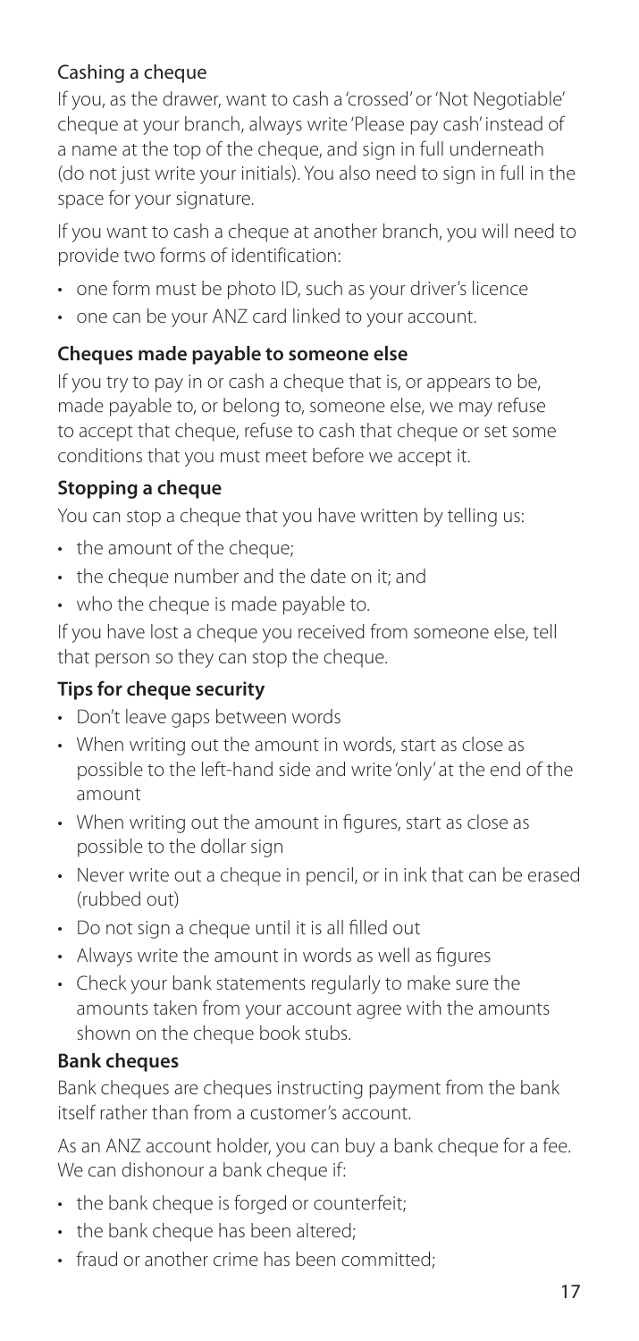### Cashing a cheque

If you, as the drawer, want to cash a 'crossed' or 'Not Negotiable' cheque at your branch, always write 'Please pay cash' instead of a name at the top of the cheque, and sign in full underneath (do not just write your initials). You also need to sign in full in the space for your signature.

If you want to cash a cheque at another branch, you will need to provide two forms of identification:

- one form must be photo ID, such as your driver's licence
- one can be your ANZ card linked to your account.

### Cheques made payable to someone else

If you try to pay in or cash a cheque that is, or appears to be, made payable to, or belong to, someone else, we may refuse to accept that cheque, refuse to cash that cheque or set some conditions that you must meet before we accept it.

### Stopping a cheque

You can stop a cheque that you have written by telling us:

- the amount of the cheque;
- the cheque number and the date on it; and
- who the cheque is made payable to.

If you have lost a cheque you received from someone else, tell that person so they can stop the cheque.

### Tips for cheque security

- Don't leave gaps between words
- When writing out the amount in words, start as close as possible to the left-hand side and write 'only' at the end of the amount
- When writing out the amount in figures, start as close as possible to the dollar sign
- Never write out a cheque in pencil, or in ink that can be erased (rubbed out)
- Do not sign a cheque until it is all filled out
- Always write the amount in words as well as figures
- Check your bank statements regularly to make sure the amounts taken from your account agree with the amounts shown on the cheque book stubs.

### Bank cheques

Bank cheques are cheques instructing payment from the bank itself rather than from a customer's account.

As an ANZ account holder, you can buy a bank cheque for a fee. We can dishonour a bank cheque if:

- the bank cheque is forged or counterfeit;
- the bank cheque has been altered;
- fraud or another crime has been committed;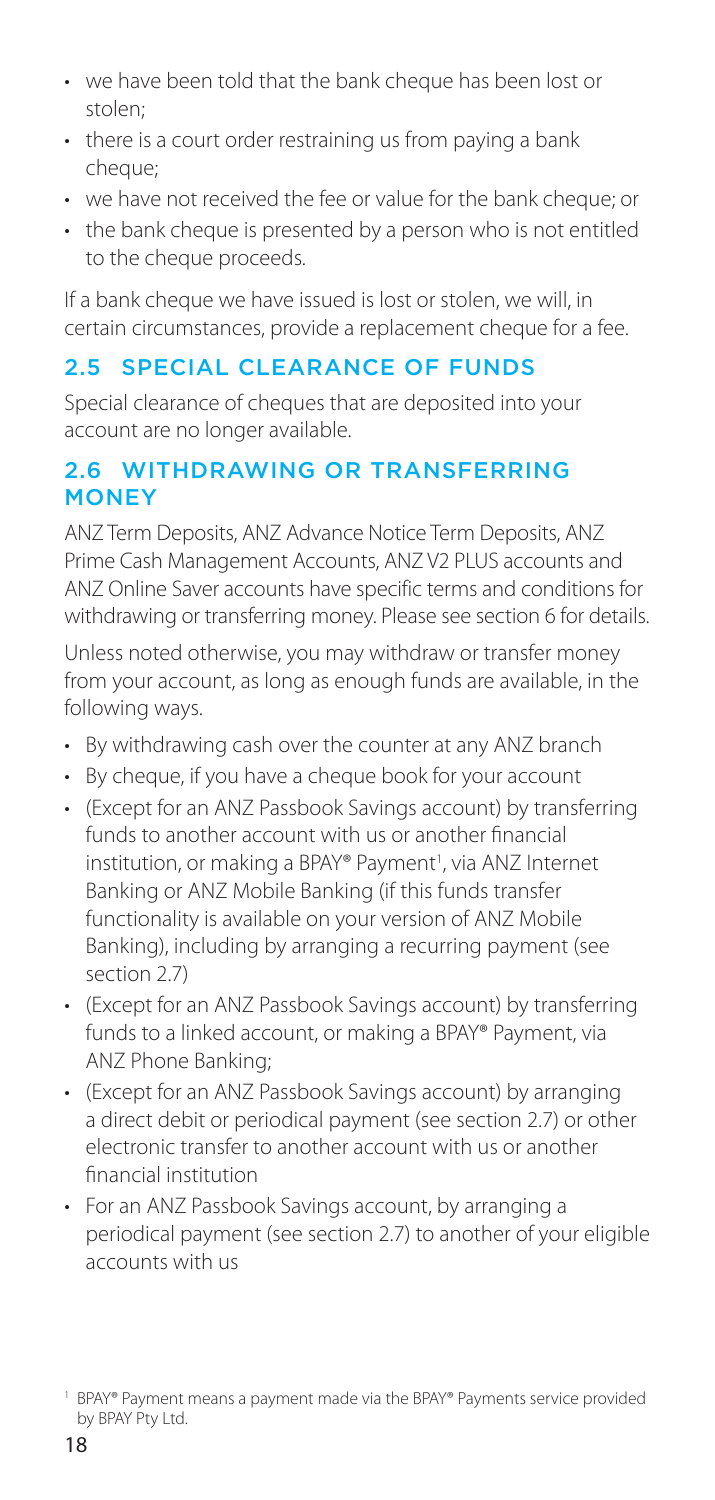- we have been told that the bank cheque has been lost or stolen;
- there is a court order restraining us from paying a bank cheque;
- we have not received the fee or value for the bank cheque; or
- the bank cheque is presented by a person who is not entitled to the cheque proceeds.

If a bank cheque we have issued is lost or stolen, we will, in certain circumstances, provide a replacement cheque for a fee.

## 2.5 SPECIAL CLEARANCE OF FUNDS

Special clearance of cheques that are deposited into your account are no longer available.

## 2.6 WITHDRAWING OR TRANSFERRING MONEY

ANZ Term Deposits, ANZ Advance Notice Term Deposits, ANZ Prime Cash Management Accounts, ANZ V2 PLUS accounts and ANZ Online Saver accounts have specific terms and conditions for withdrawing or transferring money. Please see section 6 for details.

Unless noted otherwise, you may withdraw or transfer money from your account, as long as enough funds are available, in the following ways.

- By withdrawing cash over the counter at any ANZ branch
- By cheque, if you have a cheque book for your account
- (Except for an ANZ Passbook Savings account) by transferring funds to another account with us or another financial institution, or making a BPAY® Payment[1], via ANZ Internet Banking or ANZ Mobile Banking (if this funds transfer functionality is available on your version of ANZ Mobile Banking), including by arranging a recurring payment (see section 2.7)
- (Except for an ANZ Passbook Savings account) by transferring funds to a linked account, or making a BPAY® Payment, via ANZ Phone Banking;
- (Except for an ANZ Passbook Savings account) by arranging a direct debit or periodical payment (see section 2.7) or other electronic transfer to another account with us or another financial institution
- For an ANZ Passbook Savings account, by arranging a periodical payment (see section 2.7) to another of your eligible accounts with us

[1] BPAY® Payment means a payment made via the BPAY® Payments service provided by BPAY Pty Ltd.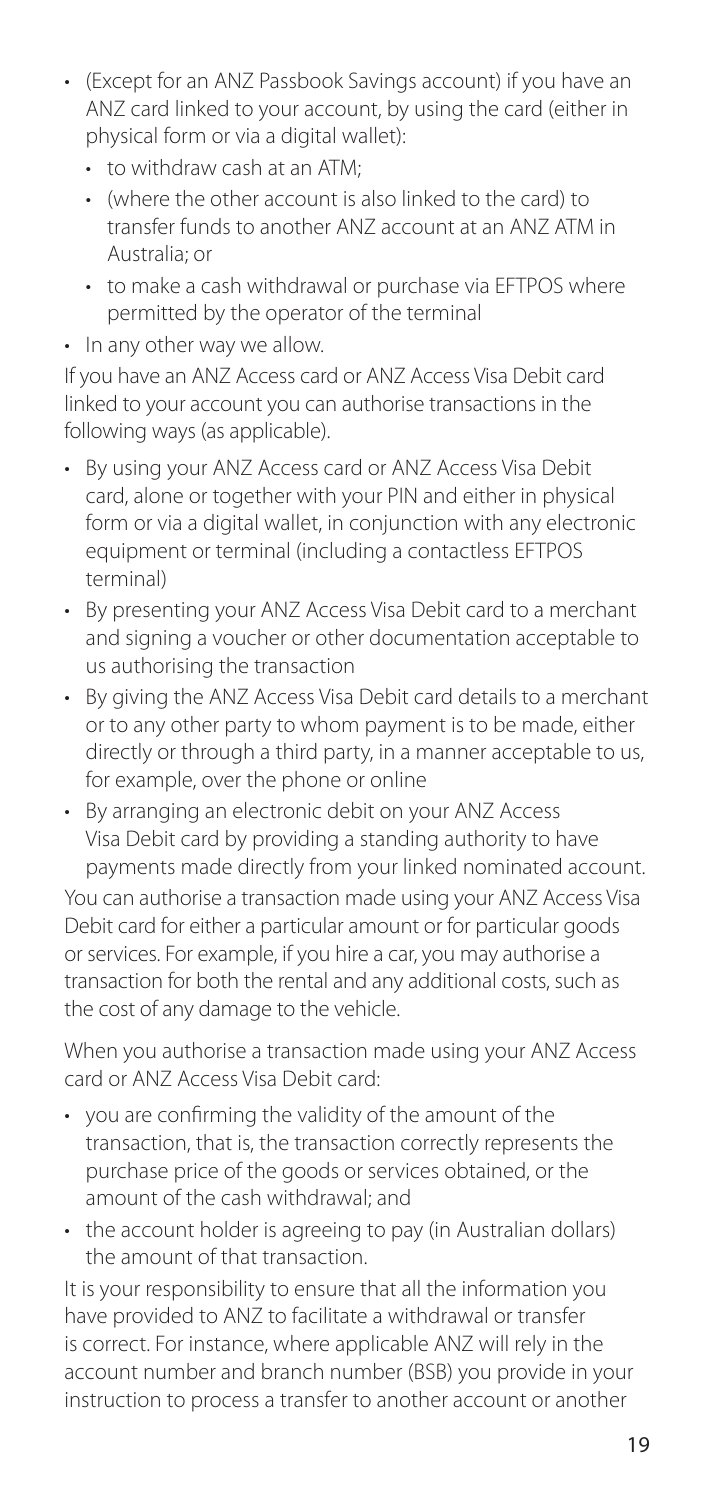- (Except for an ANZ Passbook Savings account) if you have an ANZ card linked to your account, by using the card (either in physical form or via a digital wallet):
  - to withdraw cash at an ATM;
  - (where the other account is also linked to the card) to transfer funds to another ANZ account at an ANZ ATM in Australia; or
  - to make a cash withdrawal or purchase via EFTPOS where permitted by the operator of the terminal
- In any other way we allow.

If you have an ANZ Access card or ANZ Access Visa Debit card linked to your account you can authorise transactions in the following ways (as applicable).

- By using your ANZ Access card or ANZ Access Visa Debit card, alone or together with your PIN and either in physical form or via a digital wallet, in conjunction with any electronic equipment or terminal (including a contactless EFTPOS terminal)
- By presenting your ANZ Access Visa Debit card to a merchant and signing a voucher or other documentation acceptable to us authorising the transaction
- By giving the ANZ Access Visa Debit card details to a merchant or to any other party to whom payment is to be made, either directly or through a third party, in a manner acceptable to us, for example, over the phone or online
- By arranging an electronic debit on your ANZ Access Visa Debit card by providing a standing authority to have payments made directly from your linked nominated account.

You can authorise a transaction made using your ANZ Access Visa Debit card for either a particular amount or for particular goods or services. For example, if you hire a car, you may authorise a transaction for both the rental and any additional costs, such as the cost of any damage to the vehicle.

When you authorise a transaction made using your ANZ Access card or ANZ Access Visa Debit card:

- you are confirming the validity of the amount of the transaction, that is, the transaction correctly represents the purchase price of the goods or services obtained, or the amount of the cash withdrawal; and
- the account holder is agreeing to pay (in Australian dollars) the amount of that transaction.

It is your responsibility to ensure that all the information you have provided to ANZ to facilitate a withdrawal or transfer is correct. For instance, where applicable ANZ will rely in the account number and branch number (BSB) you provide in your instruction to process a transfer to another account or another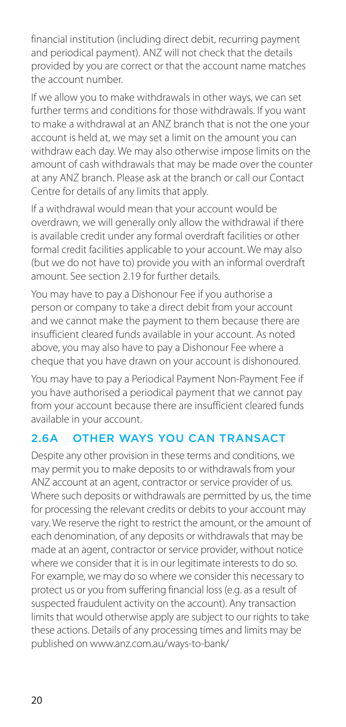financial institution (including direct debit, recurring payment and periodical payment). ANZ will not check that the details provided by you are correct or that the account name matches the account number.

If we allow you to make withdrawals in other ways, we can set further terms and conditions for those withdrawals. If you want to make a withdrawal at an ANZ branch that is not the one your account is held at, we may set a limit on the amount you can withdraw each day. We may also otherwise impose limits on the amount of cash withdrawals that may be made over the counter at any ANZ branch. Please ask at the branch or call our Contact Centre for details of any limits that apply.

If a withdrawal would mean that your account would be overdrawn, we will generally only allow the withdrawal if there is available credit under any formal overdraft facilities or other formal credit facilities applicable to your account. We may also (but we do not have to) provide you with an informal overdraft amount. See section 2.19 for further details.

You may have to pay a Dishonour Fee if you authorise a person or company to take a direct debit from your account and we cannot make the payment to them because there are insufficient cleared funds available in your account. As noted above, you may also have to pay a Dishonour Fee where a cheque that you have drawn on your account is dishonoured.

You may have to pay a Periodical Payment Non-Payment Fee if you have authorised a periodical payment that we cannot pay from your account because there are insufficient cleared funds available in your account.

## 2.6A OTHER WAYS YOU CAN TRANSACT

Despite any other provision in these terms and conditions, we may permit you to make deposits to or withdrawals from your ANZ account at an agent, contractor or service provider of us. Where such deposits or withdrawals are permitted by us, the time for processing the relevant credits or debits to your account may vary. We reserve the right to restrict the amount, or the amount of each denomination, of any deposits or withdrawals that may be made at an agent, contractor or service provider, without notice where we consider that it is in our legitimate interests to do so. For example, we may do so where we consider this necessary to protect us or you from suffering financial loss (e.g. as a result of suspected fraudulent activity on the account). Any transaction limits that would otherwise apply are subject to our rights to take these actions. Details of any processing times and limits may be published on www.anz.com.au/ways-to-bank/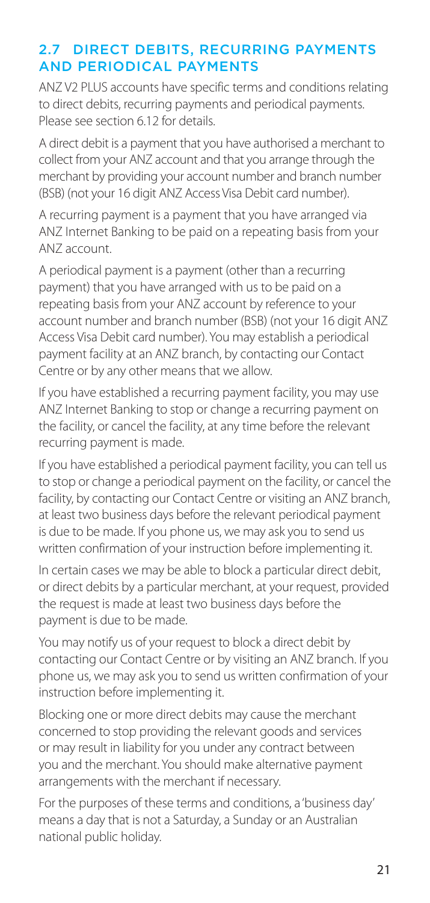## 2.7 DIRECT DEBITS, RECURRING PAYMENTS AND PERIODICAL PAYMENTS

ANZ V2 PLUS accounts have specific terms and conditions relating to direct debits, recurring payments and periodical payments. Please see section 6.12 for details.

A direct debit is a payment that you have authorised a merchant to collect from your ANZ account and that you arrange through the merchant by providing your account number and branch number (BSB) (not your 16 digit ANZ Access Visa Debit card number).

A recurring payment is a payment that you have arranged via ANZ Internet Banking to be paid on a repeating basis from your ANZ account.

A periodical payment is a payment (other than a recurring payment) that you have arranged with us to be paid on a repeating basis from your ANZ account by reference to your account number and branch number (BSB) (not your 16 digit ANZ Access Visa Debit card number). You may establish a periodical payment facility at an ANZ branch, by contacting our Contact Centre or by any other means that we allow.

If you have established a recurring payment facility, you may use ANZ Internet Banking to stop or change a recurring payment on the facility, or cancel the facility, at any time before the relevant recurring payment is made.

If you have established a periodical payment facility, you can tell us to stop or change a periodical payment on the facility, or cancel the facility, by contacting our Contact Centre or visiting an ANZ branch, at least two business days before the relevant periodical payment is due to be made. If you phone us, we may ask you to send us written confirmation of your instruction before implementing it.

In certain cases we may be able to block a particular direct debit, or direct debits by a particular merchant, at your request, provided the request is made at least two business days before the payment is due to be made.

You may notify us of your request to block a direct debit by contacting our Contact Centre or by visiting an ANZ branch. If you phone us, we may ask you to send us written confirmation of your instruction before implementing it.

Blocking one or more direct debits may cause the merchant concerned to stop providing the relevant goods and services or may result in liability for you under any contract between you and the merchant. You should make alternative payment arrangements with the merchant if necessary.

For the purposes of these terms and conditions, a 'business day' means a day that is not a Saturday, a Sunday or an Australian national public holiday.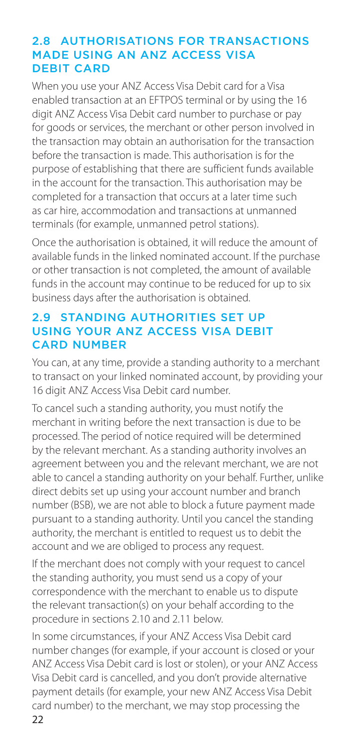## 2.8 AUTHORISATIONS FOR TRANSACTIONS MADE USING AN ANZ ACCESS VISA DEBIT CARD

When you use your ANZ Access Visa Debit card for a Visa enabled transaction at an EFTPOS terminal or by using the 16 digit ANZ Access Visa Debit card number to purchase or pay for goods or services, the merchant or other person involved in the transaction may obtain an authorisation for the transaction before the transaction is made. This authorisation is for the purpose of establishing that there are sufficient funds available in the account for the transaction. This authorisation may be completed for a transaction that occurs at a later time such as car hire, accommodation and transactions at unmanned terminals (for example, unmanned petrol stations).

Once the authorisation is obtained, it will reduce the amount of available funds in the linked nominated account. If the purchase or other transaction is not completed, the amount of available funds in the account may continue to be reduced for up to six business days after the authorisation is obtained.

## 2.9 STANDING AUTHORITIES SET UP USING YOUR ANZ ACCESS VISA DEBIT CARD NUMBER

You can, at any time, provide a standing authority to a merchant to transact on your linked nominated account, by providing your 16 digit ANZ Access Visa Debit card number.

To cancel such a standing authority, you must notify the merchant in writing before the next transaction is due to be processed. The period of notice required will be determined by the relevant merchant. As a standing authority involves an agreement between you and the relevant merchant, we are not able to cancel a standing authority on your behalf. Further, unlike direct debits set up using your account number and branch number (BSB), we are not able to block a future payment made pursuant to a standing authority. Until you cancel the standing authority, the merchant is entitled to request us to debit the account and we are obliged to process any request.

If the merchant does not comply with your request to cancel the standing authority, you must send us a copy of your correspondence with the merchant to enable us to dispute the relevant transaction(s) on your behalf according to the procedure in sections 2.10 and 2.11 below.

In some circumstances, if your ANZ Access Visa Debit card number changes (for example, if your account is closed or your ANZ Access Visa Debit card is lost or stolen), or your ANZ Access Visa Debit card is cancelled, and you don't provide alternative payment details (for example, your new ANZ Access Visa Debit card number) to the merchant, we may stop processing the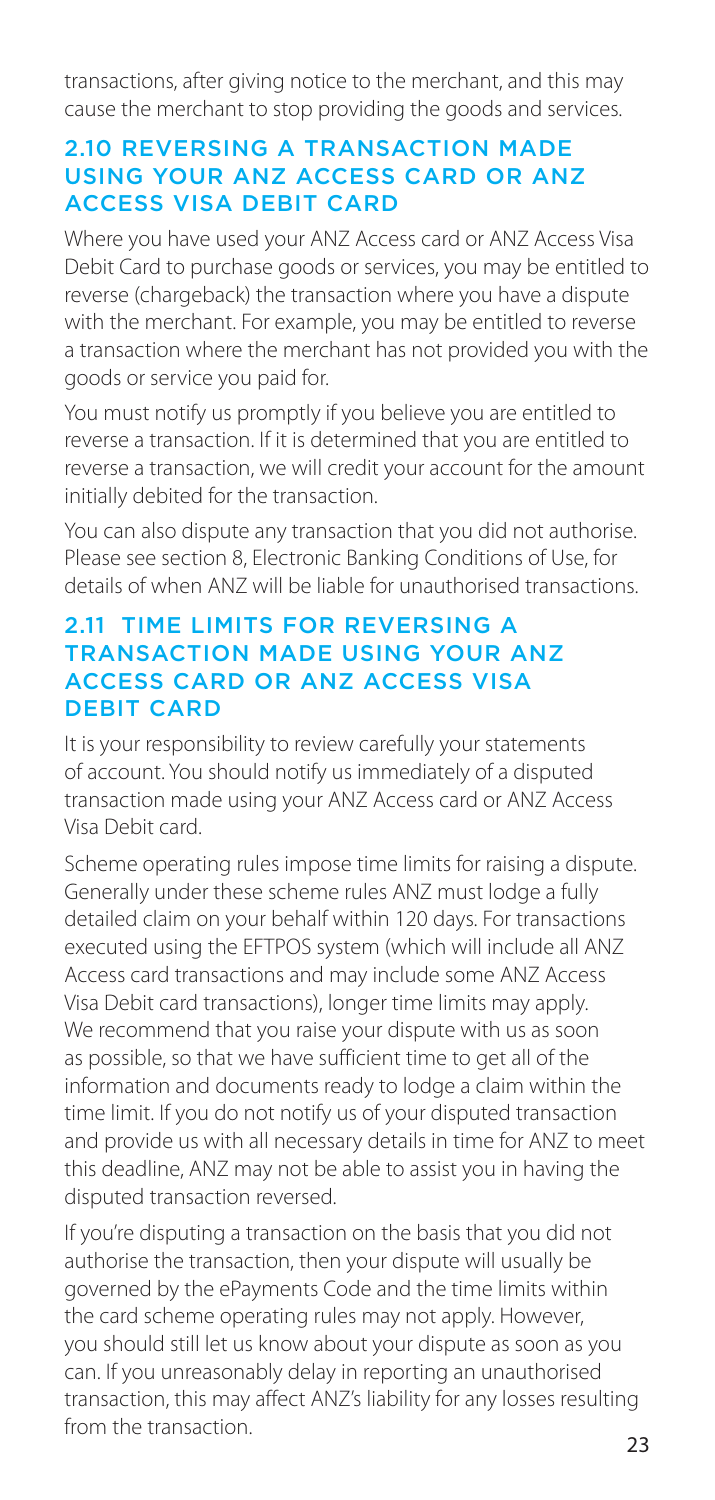transactions, after giving notice to the merchant, and this may cause the merchant to stop providing the goods and services.

## 2.10 REVERSING A TRANSACTION MADE USING YOUR ANZ ACCESS CARD OR ANZ ACCESS VISA DEBIT CARD

Where you have used your ANZ Access card or ANZ Access Visa Debit Card to purchase goods or services, you may be entitled to reverse (chargeback) the transaction where you have a dispute with the merchant. For example, you may be entitled to reverse a transaction where the merchant has not provided you with the goods or service you paid for.

You must notify us promptly if you believe you are entitled to reverse a transaction. If it is determined that you are entitled to reverse a transaction, we will credit your account for the amount initially debited for the transaction.

You can also dispute any transaction that you did not authorise. Please see section 8, Electronic Banking Conditions of Use, for details of when ANZ will be liable for unauthorised transactions.

## 2.11 TIME LIMITS FOR REVERSING A TRANSACTION MADE USING YOUR ANZ ACCESS CARD OR ANZ ACCESS VISA DEBIT CARD

It is your responsibility to review carefully your statements of account. You should notify us immediately of a disputed transaction made using your ANZ Access card or ANZ Access Visa Debit card.

Scheme operating rules impose time limits for raising a dispute. Generally under these scheme rules ANZ must lodge a fully detailed claim on your behalf within 120 days. For transactions executed using the EFTPOS system (which will include all ANZ Access card transactions and may include some ANZ Access Visa Debit card transactions), longer time limits may apply. We recommend that you raise your dispute with us as soon as possible, so that we have sufficient time to get all of the information and documents ready to lodge a claim within the time limit. If you do not notify us of your disputed transaction and provide us with all necessary details in time for ANZ to meet this deadline, ANZ may not be able to assist you in having the disputed transaction reversed.

If you're disputing a transaction on the basis that you did not authorise the transaction, then your dispute will usually be governed by the ePayments Code and the time limits within the card scheme operating rules may not apply. However, you should still let us know about your dispute as soon as you can. If you unreasonably delay in reporting an unauthorised transaction, this may affect ANZ's liability for any losses resulting from the transaction.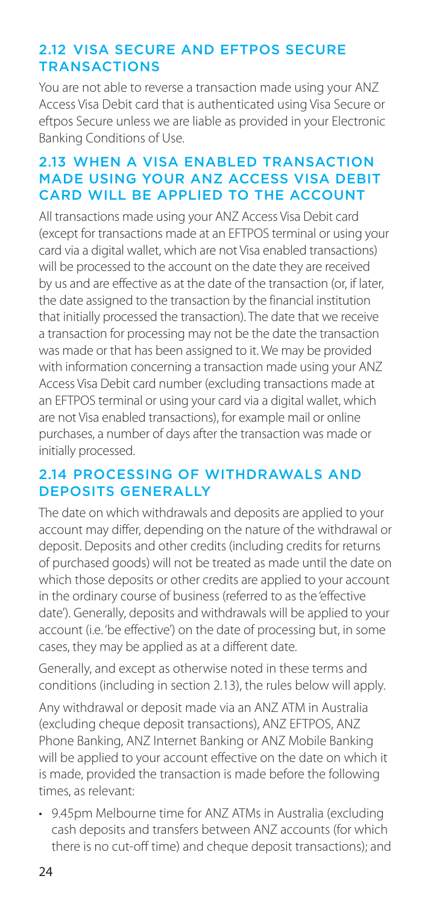## 2.12 VISA SECURE AND EFTPOS SECURE TRANSACTIONS

You are not able to reverse a transaction made using your ANZ Access Visa Debit card that is authenticated using Visa Secure or eftpos Secure unless we are liable as provided in your Electronic Banking Conditions of Use.

## 2.13 WHEN A VISA ENABLED TRANSACTION MADE USING YOUR ANZ ACCESS VISA DEBIT CARD WILL BE APPLIED TO THE ACCOUNT

All transactions made using your ANZ Access Visa Debit card (except for transactions made at an EFTPOS terminal or using your card via a digital wallet, which are not Visa enabled transactions) will be processed to the account on the date they are received by us and are effective as at the date of the transaction (or, if later, the date assigned to the transaction by the financial institution that initially processed the transaction). The date that we receive a transaction for processing may not be the date the transaction was made or that has been assigned to it. We may be provided with information concerning a transaction made using your ANZ Access Visa Debit card number (excluding transactions made at an EFTPOS terminal or using your card via a digital wallet, which are not Visa enabled transactions), for example mail or online purchases, a number of days after the transaction was made or initially processed.

## 2.14 PROCESSING OF WITHDRAWALS AND DEPOSITS GENERALLY

The date on which withdrawals and deposits are applied to your account may differ, depending on the nature of the withdrawal or deposit. Deposits and other credits (including credits for returns of purchased goods) will not be treated as made until the date on which those deposits or other credits are applied to your account in the ordinary course of business (referred to as the 'effective date'). Generally, deposits and withdrawals will be applied to your account (i.e. 'be effective') on the date of processing but, in some cases, they may be applied as at a different date.

Generally, and except as otherwise noted in these terms and conditions (including in section 2.13), the rules below will apply.

Any withdrawal or deposit made via an ANZ ATM in Australia (excluding cheque deposit transactions), ANZ EFTPOS, ANZ Phone Banking, ANZ Internet Banking or ANZ Mobile Banking will be applied to your account effective on the date on which it is made, provided the transaction is made before the following times, as relevant:

- 9.45pm Melbourne time for ANZ ATMs in Australia (excluding cash deposits and transfers between ANZ accounts (for which there is no cut-off time) and cheque deposit transactions); and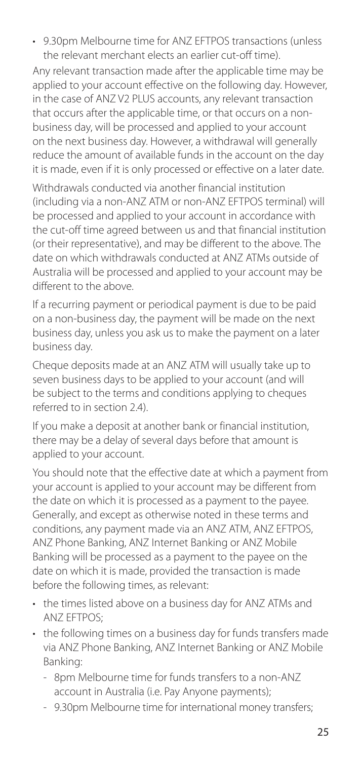- 9.30pm Melbourne time for ANZ EFTPOS transactions (unless the relevant merchant elects an earlier cut-off time).

Any relevant transaction made after the applicable time may be applied to your account effective on the following day. However, in the case of ANZ V2 PLUS accounts, any relevant transaction that occurs after the applicable time, or that occurs on a non-business day, will be processed and applied to your account on the next business day. However, a withdrawal will generally reduce the amount of available funds in the account on the day it is made, even if it is only processed or effective on a later date.

Withdrawals conducted via another financial institution (including via a non-ANZ ATM or non-ANZ EFTPOS terminal) will be processed and applied to your account in accordance with the cut-off time agreed between us and that financial institution (or their representative), and may be different to the above. The date on which withdrawals conducted at ANZ ATMs outside of Australia will be processed and applied to your account may be different to the above.

If a recurring payment or periodical payment is due to be paid on a non-business day, the payment will be made on the next business day, unless you ask us to make the payment on a later business day.

Cheque deposits made at an ANZ ATM will usually take up to seven business days to be applied to your account (and will be subject to the terms and conditions applying to cheques referred to in section 2.4).

If you make a deposit at another bank or financial institution, there may be a delay of several days before that amount is applied to your account.

You should note that the effective date at which a payment from your account is applied to your account may be different from the date on which it is processed as a payment to the payee. Generally, and except as otherwise noted in these terms and conditions, any payment made via an ANZ ATM, ANZ EFTPOS, ANZ Phone Banking, ANZ Internet Banking or ANZ Mobile Banking will be processed as a payment to the payee on the date on which it is made, provided the transaction is made before the following times, as relevant:

- the times listed above on a business day for ANZ ATMs and ANZ EFTPOS;
- the following times on a business day for funds transfers made via ANZ Phone Banking, ANZ Internet Banking or ANZ Mobile Banking:
  - 8pm Melbourne time for funds transfers to a non-ANZ account in Australia (i.e. Pay Anyone payments);
  - 9.30pm Melbourne time for international money transfers;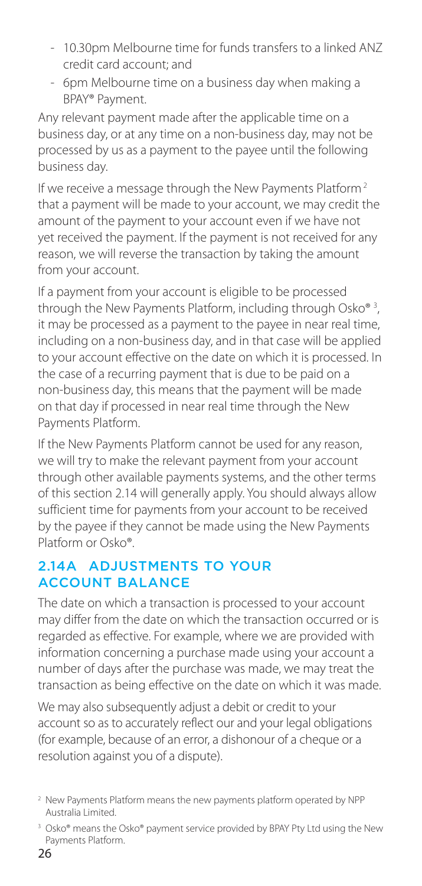- 10.30pm Melbourne time for funds transfers to a linked ANZ credit card account; and
- 6pm Melbourne time on a business day when making a BPAY® Payment.

Any relevant payment made after the applicable time on a business day, or at any time on a non-business day, may not be processed by us as a payment to the payee until the following business day.

If we receive a message through the New Payments Platform[2] that a payment will be made to your account, we may credit the amount of the payment to your account even if we have not yet received the payment. If the payment is not received for any reason, we will reverse the transaction by taking the amount from your account.

If a payment from your account is eligible to be processed through the New Payments Platform, including through Osko®[3], it may be processed as a payment to the payee in near real time, including on a non-business day, and in that case will be applied to your account effective on the date on which it is processed. In the case of a recurring payment that is due to be paid on a non-business day, this means that the payment will be made on that day if processed in near real time through the New Payments Platform.

If the New Payments Platform cannot be used for any reason, we will try to make the relevant payment from your account through other available payments systems, and the other terms of this section 2.14 will generally apply. You should always allow sufficient time for payments from your account to be received by the payee if they cannot be made using the New Payments Platform or Osko®.

## 2.14A ADJUSTMENTS TO YOUR ACCOUNT BALANCE

The date on which a transaction is processed to your account may differ from the date on which the transaction occurred or is regarded as effective. For example, where we are provided with information concerning a purchase made using your account a number of days after the purchase was made, we may treat the transaction as being effective on the date on which it was made.

We may also subsequently adjust a debit or credit to your account so as to accurately reflect our and your legal obligations (for example, because of an error, a dishonour of a cheque or a resolution against you of a dispute).

[2] New Payments Platform means the new payments platform operated by NPP Australia Limited.

[3] Osko® means the Osko® payment service provided by BPAY Pty Ltd using the New Payments Platform.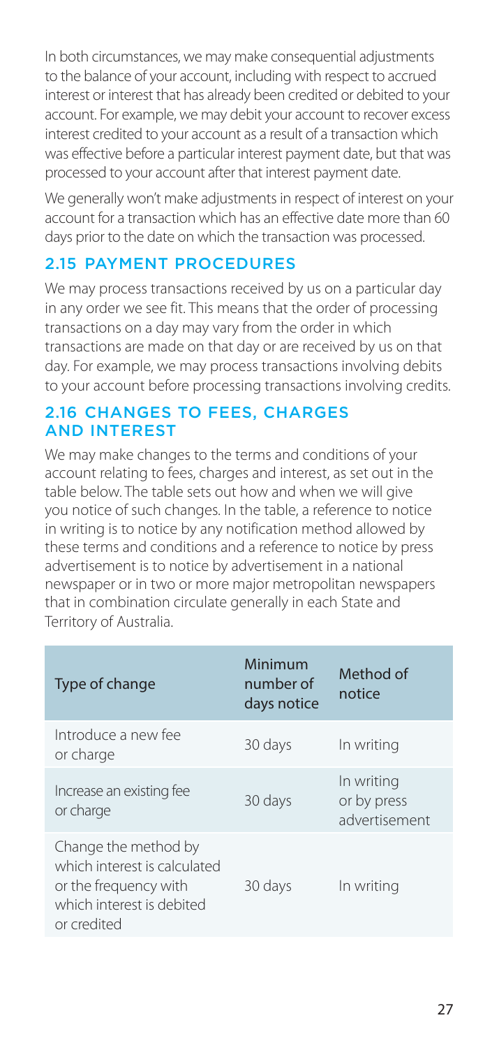In both circumstances, we may make consequential adjustments to the balance of your account, including with respect to accrued interest or interest that has already been credited or debited to your account. For example, we may debit your account to recover excess interest credited to your account as a result of a transaction which was effective before a particular interest payment date, but that was processed to your account after that interest payment date.

We generally won't make adjustments in respect of interest on your account for a transaction which has an effective date more than 60 days prior to the date on which the transaction was processed.

## 2.15 PAYMENT PROCEDURES

We may process transactions received by us on a particular day in any order we see fit. This means that the order of processing transactions on a day may vary from the order in which transactions are made on that day or are received by us on that day. For example, we may process transactions involving debits to your account before processing transactions involving credits.

## 2.16 CHANGES TO FEES, CHARGES AND INTEREST

We may make changes to the terms and conditions of your account relating to fees, charges and interest, as set out in the table below. The table sets out how and when we will give you notice of such changes. In the table, a reference to notice in writing is to notice by any notification method allowed by these terms and conditions and a reference to notice by press advertisement is to notice by advertisement in a national newspaper or in two or more major metropolitan newspapers that in combination circulate generally in each State and Territory of Australia.

| Type of change | Minimum number of days notice | Method of notice |
|---|---|---|
| Introduce a new fee or charge | 30 days | In writing |
| Increase an existing fee or charge | 30 days | In writing or by press advertisement |
| Change the method by which interest is calculated or the frequency with which interest is debited or credited | 30 days | In writing |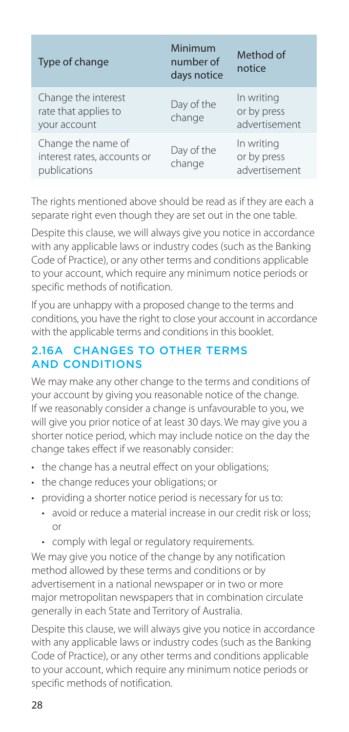| Type of change | Minimum number of days notice | Method of notice |
| --- | --- | --- |
| Change the interest rate that applies to your account | Day of the change | In writing or by press advertisement |
| Change the name of interest rates, accounts or publications | Day of the change | In writing or by press advertisement |

The rights mentioned above should be read as if they are each a separate right even though they are set out in the one table.

Despite this clause, we will always give you notice in accordance with any applicable laws or industry codes (such as the Banking Code of Practice), or any other terms and conditions applicable to your account, which require any minimum notice periods or specific methods of notification.

If you are unhappy with a proposed change to the terms and conditions, you have the right to close your account in accordance with the applicable terms and conditions in this booklet.

## 2.16A CHANGES TO OTHER TERMS AND CONDITIONS

We may make any other change to the terms and conditions of your account by giving you reasonable notice of the change. If we reasonably consider a change is unfavourable to you, we will give you prior notice of at least 30 days. We may give you a shorter notice period, which may include notice on the day the change takes effect if we reasonably consider:

- the change has a neutral effect on your obligations;
- the change reduces your obligations; or
- providing a shorter notice period is necessary for us to:
  - avoid or reduce a material increase in our credit risk or loss; or
  - comply with legal or regulatory requirements.

We may give you notice of the change by any notification method allowed by these terms and conditions or by advertisement in a national newspaper or in two or more major metropolitan newspapers that in combination circulate generally in each State and Territory of Australia.

Despite this clause, we will always give you notice in accordance with any applicable laws or industry codes (such as the Banking Code of Practice), or any other terms and conditions applicable to your account, which require any minimum notice periods or specific methods of notification.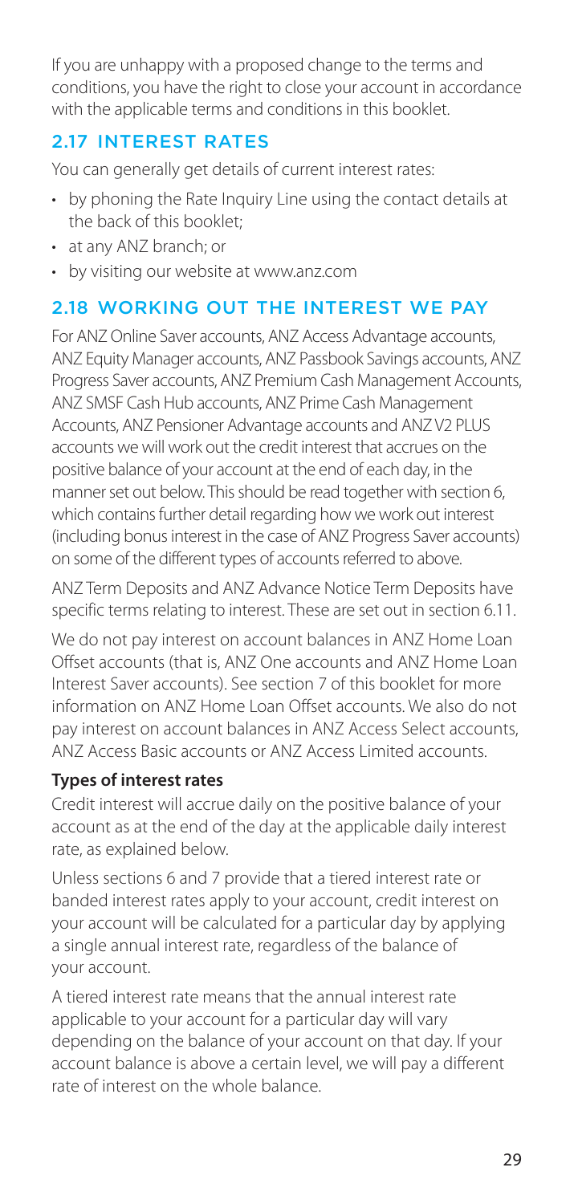If you are unhappy with a proposed change to the terms and conditions, you have the right to close your account in accordance with the applicable terms and conditions in this booklet.

## 2.17 INTEREST RATES

You can generally get details of current interest rates:

- by phoning the Rate Inquiry Line using the contact details at the back of this booklet;
- at any ANZ branch; or
- by visiting our website at www.anz.com

## 2.18 WORKING OUT THE INTEREST WE PAY

For ANZ Online Saver accounts, ANZ Access Advantage accounts, ANZ Equity Manager accounts, ANZ Passbook Savings accounts, ANZ Progress Saver accounts, ANZ Premium Cash Management Accounts, ANZ SMSF Cash Hub accounts, ANZ Prime Cash Management Accounts, ANZ Pensioner Advantage accounts and ANZ V2 PLUS accounts we will work out the credit interest that accrues on the positive balance of your account at the end of each day, in the manner set out below. This should be read together with section 6, which contains further detail regarding how we work out interest (including bonus interest in the case of ANZ Progress Saver accounts) on some of the different types of accounts referred to above.

ANZ Term Deposits and ANZ Advance Notice Term Deposits have specific terms relating to interest. These are set out in section 6.11.

We do not pay interest on account balances in ANZ Home Loan Offset accounts (that is, ANZ One accounts and ANZ Home Loan Interest Saver accounts). See section 7 of this booklet for more information on ANZ Home Loan Offset accounts. We also do not pay interest on account balances in ANZ Access Select accounts, ANZ Access Basic accounts or ANZ Access Limited accounts.

**Types of interest rates**

Credit interest will accrue daily on the positive balance of your account as at the end of the day at the applicable daily interest rate, as explained below.

Unless sections 6 and 7 provide that a tiered interest rate or banded interest rates apply to your account, credit interest on your account will be calculated for a particular day by applying a single annual interest rate, regardless of the balance of your account.

A tiered interest rate means that the annual interest rate applicable to your account for a particular day will vary depending on the balance of your account on that day. If your account balance is above a certain level, we will pay a different rate of interest on the whole balance.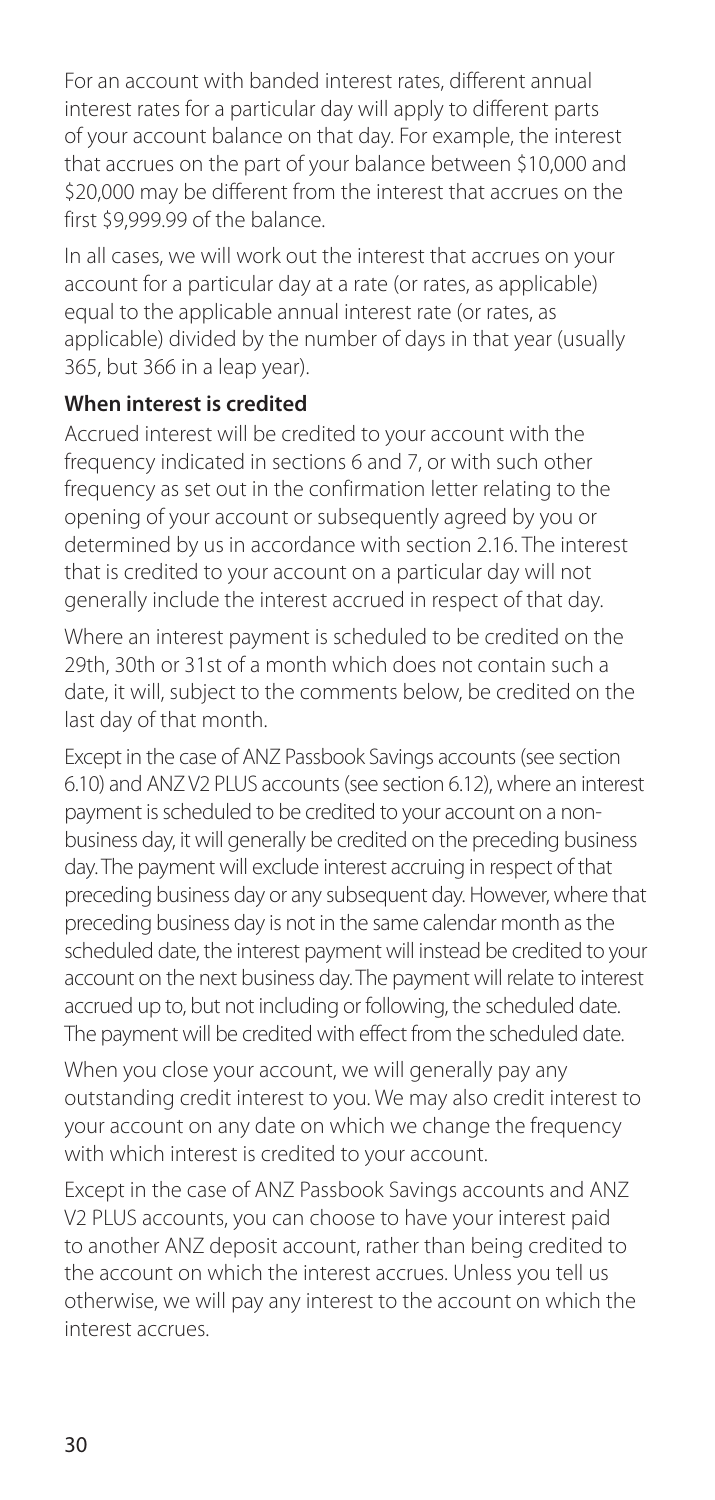For an account with banded interest rates, different annual interest rates for a particular day will apply to different parts of your account balance on that day. For example, the interest that accrues on the part of your balance between $10,000 and $20,000 may be different from the interest that accrues on the first $9,999.99 of the balance.

In all cases, we will work out the interest that accrues on your account for a particular day at a rate (or rates, as applicable) equal to the applicable annual interest rate (or rates, as applicable) divided by the number of days in that year (usually 365, but 366 in a leap year).

**When interest is credited**

Accrued interest will be credited to your account with the frequency indicated in sections 6 and 7, or with such other frequency as set out in the confirmation letter relating to the opening of your account or subsequently agreed by you or determined by us in accordance with section 2.16. The interest that is credited to your account on a particular day will not generally include the interest accrued in respect of that day.

Where an interest payment is scheduled to be credited on the 29th, 30th or 31st of a month which does not contain such a date, it will, subject to the comments below, be credited on the last day of that month.

Except in the case of ANZ Passbook Savings accounts (see section 6.10) and ANZ V2 PLUS accounts (see section 6.12), where an interest payment is scheduled to be credited to your account on a non-business day, it will generally be credited on the preceding business day. The payment will exclude interest accruing in respect of that preceding business day or any subsequent day. However, where that preceding business day is not in the same calendar month as the scheduled date, the interest payment will instead be credited to your account on the next business day. The payment will relate to interest accrued up to, but not including or following, the scheduled date. The payment will be credited with effect from the scheduled date.

When you close your account, we will generally pay any outstanding credit interest to you. We may also credit interest to your account on any date on which we change the frequency with which interest is credited to your account.

Except in the case of ANZ Passbook Savings accounts and ANZ V2 PLUS accounts, you can choose to have your interest paid to another ANZ deposit account, rather than being credited to the account on which the interest accrues. Unless you tell us otherwise, we will pay any interest to the account on which the interest accrues.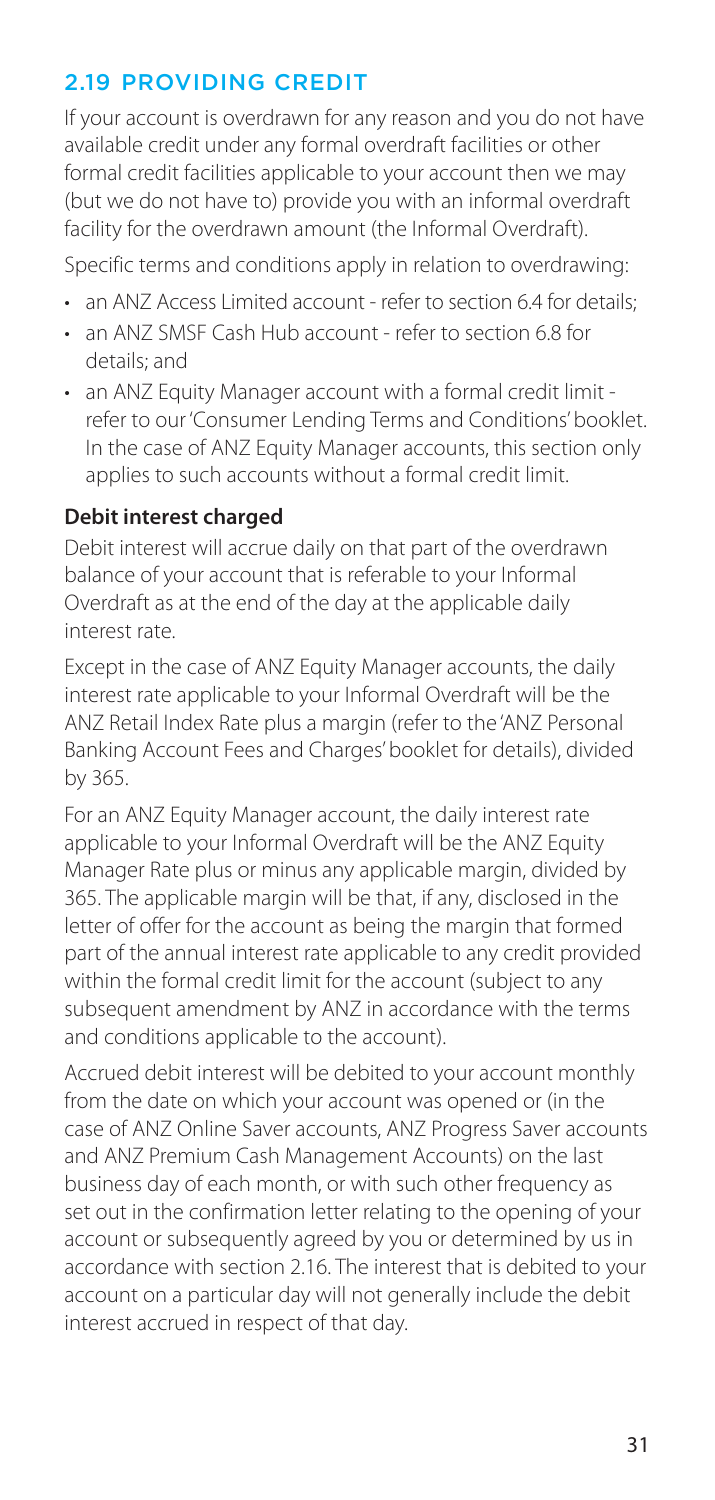## 2.19 PROVIDING CREDIT

If your account is overdrawn for any reason and you do not have available credit under any formal overdraft facilities or other formal credit facilities applicable to your account then we may (but we do not have to) provide you with an informal overdraft facility for the overdrawn amount (the Informal Overdraft).

Specific terms and conditions apply in relation to overdrawing:

- an ANZ Access Limited account - refer to section 6.4 for details;
- an ANZ SMSF Cash Hub account - refer to section 6.8 for details; and
- an ANZ Equity Manager account with a formal credit limit - refer to our 'Consumer Lending Terms and Conditions' booklet. In the case of ANZ Equity Manager accounts, this section only applies to such accounts without a formal credit limit.

**Debit interest charged**

Debit interest will accrue daily on that part of the overdrawn balance of your account that is referable to your Informal Overdraft as at the end of the day at the applicable daily interest rate.

Except in the case of ANZ Equity Manager accounts, the daily interest rate applicable to your Informal Overdraft will be the ANZ Retail Index Rate plus a margin (refer to the 'ANZ Personal Banking Account Fees and Charges' booklet for details), divided by 365.

For an ANZ Equity Manager account, the daily interest rate applicable to your Informal Overdraft will be the ANZ Equity Manager Rate plus or minus any applicable margin, divided by 365. The applicable margin will be that, if any, disclosed in the letter of offer for the account as being the margin that formed part of the annual interest rate applicable to any credit provided within the formal credit limit for the account (subject to any subsequent amendment by ANZ in accordance with the terms and conditions applicable to the account).

Accrued debit interest will be debited to your account monthly from the date on which your account was opened or (in the case of ANZ Online Saver accounts, ANZ Progress Saver accounts and ANZ Premium Cash Management Accounts) on the last business day of each month, or with such other frequency as set out in the confirmation letter relating to the opening of your account or subsequently agreed by you or determined by us in accordance with section 2.16. The interest that is debited to your account on a particular day will not generally include the debit interest accrued in respect of that day.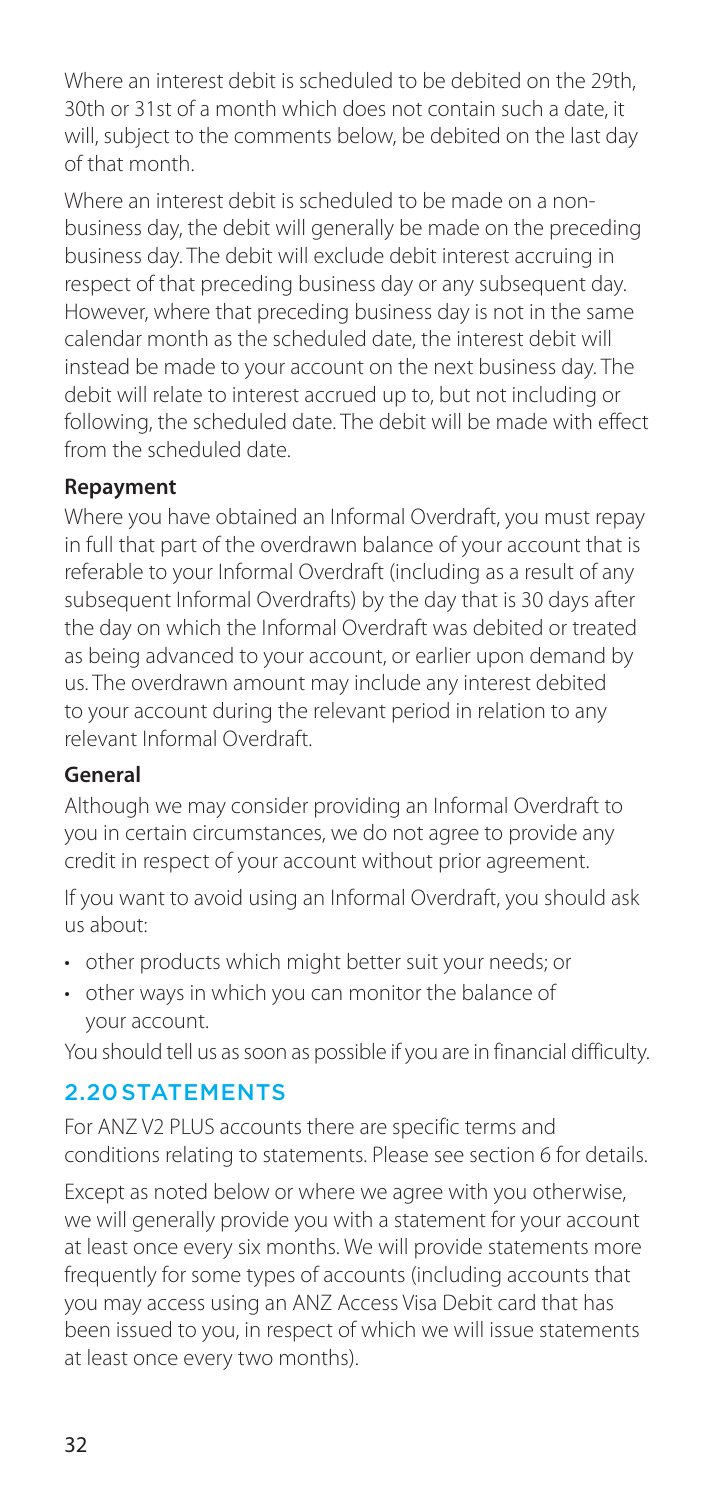Where an interest debit is scheduled to be debited on the 29th, 30th or 31st of a month which does not contain such a date, it will, subject to the comments below, be debited on the last day of that month.

Where an interest debit is scheduled to be made on a non-business day, the debit will generally be made on the preceding business day. The debit will exclude debit interest accruing in respect of that preceding business day or any subsequent day. However, where that preceding business day is not in the same calendar month as the scheduled date, the interest debit will instead be made to your account on the next business day. The debit will relate to interest accrued up to, but not including or following, the scheduled date. The debit will be made with effect from the scheduled date.

**Repayment**

Where you have obtained an Informal Overdraft, you must repay in full that part of the overdrawn balance of your account that is referable to your Informal Overdraft (including as a result of any subsequent Informal Overdrafts) by the day that is 30 days after the day on which the Informal Overdraft was debited or treated as being advanced to your account, or earlier upon demand by us. The overdrawn amount may include any interest debited to your account during the relevant period in relation to any relevant Informal Overdraft.

**General**

Although we may consider providing an Informal Overdraft to you in certain circumstances, we do not agree to provide any credit in respect of your account without prior agreement.

If you want to avoid using an Informal Overdraft, you should ask us about:

- other products which might better suit your needs; or
- other ways in which you can monitor the balance of your account.

You should tell us as soon as possible if you are in financial difficulty.

## 2.20 STATEMENTS

For ANZ V2 PLUS accounts there are specific terms and conditions relating to statements. Please see section 6 for details.

Except as noted below or where we agree with you otherwise, we will generally provide you with a statement for your account at least once every six months. We will provide statements more frequently for some types of accounts (including accounts that you may access using an ANZ Access Visa Debit card that has been issued to you, in respect of which we will issue statements at least once every two months).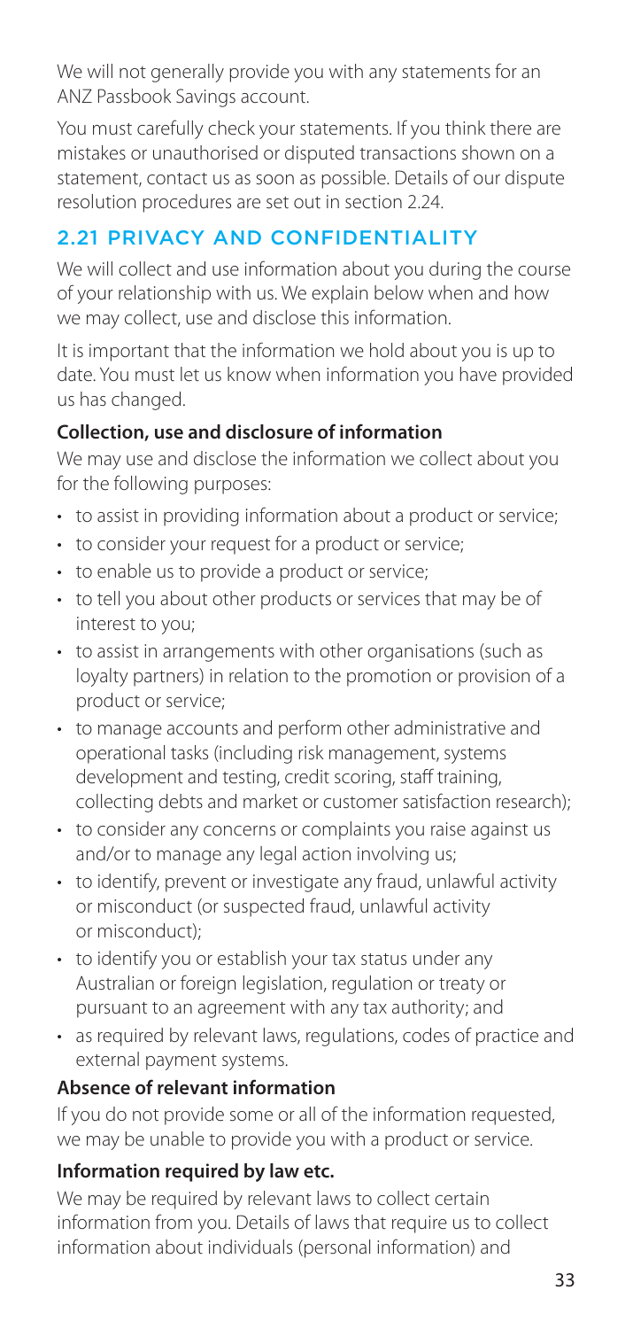We will not generally provide you with any statements for an ANZ Passbook Savings account.

You must carefully check your statements. If you think there are mistakes or unauthorised or disputed transactions shown on a statement, contact us as soon as possible. Details of our dispute resolution procedures are set out in section 2.24.

## 2.21 PRIVACY AND CONFIDENTIALITY

We will collect and use information about you during the course of your relationship with us. We explain below when and how we may collect, use and disclose this information.

It is important that the information we hold about you is up to date. You must let us know when information you have provided us has changed.

**Collection, use and disclosure of information**

We may use and disclose the information we collect about you for the following purposes:

- to assist in providing information about a product or service;
- to consider your request for a product or service;
- to enable us to provide a product or service;
- to tell you about other products or services that may be of interest to you;
- to assist in arrangements with other organisations (such as loyalty partners) in relation to the promotion or provision of a product or service;
- to manage accounts and perform other administrative and operational tasks (including risk management, systems development and testing, credit scoring, staff training, collecting debts and market or customer satisfaction research);
- to consider any concerns or complaints you raise against us and/or to manage any legal action involving us;
- to identify, prevent or investigate any fraud, unlawful activity or misconduct (or suspected fraud, unlawful activity or misconduct);
- to identify you or establish your tax status under any Australian or foreign legislation, regulation or treaty or pursuant to an agreement with any tax authority; and
- as required by relevant laws, regulations, codes of practice and external payment systems.

**Absence of relevant information**

If you do not provide some or all of the information requested, we may be unable to provide you with a product or service.

**Information required by law etc.**

We may be required by relevant laws to collect certain information from you. Details of laws that require us to collect information about individuals (personal information) and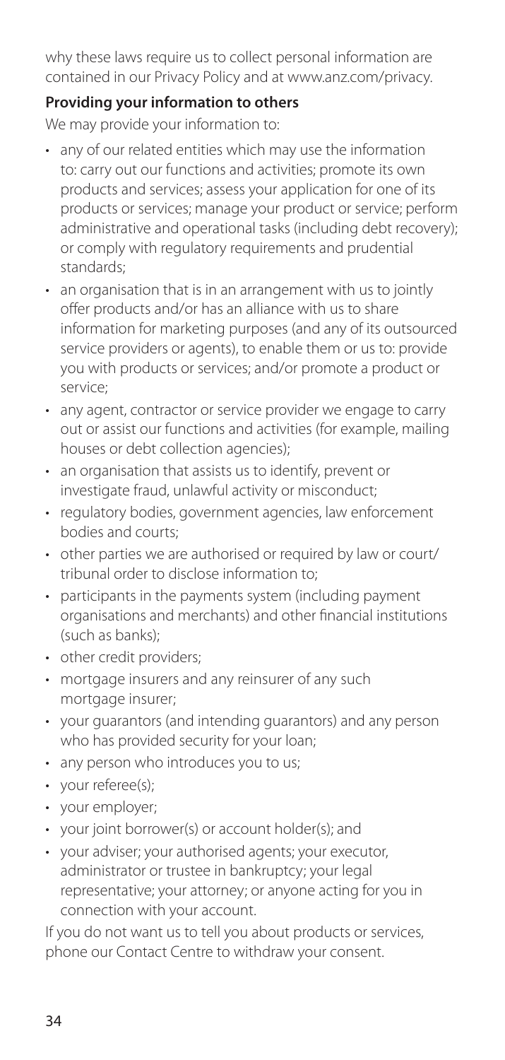why these laws require us to collect personal information are contained in our Privacy Policy and at www.anz.com/privacy.

**Providing your information to others**

We may provide your information to:

- any of our related entities which may use the information to: carry out our functions and activities; promote its own products and services; assess your application for one of its products or services; manage your product or service; perform administrative and operational tasks (including debt recovery); or comply with regulatory requirements and prudential standards;
- an organisation that is in an arrangement with us to jointly offer products and/or has an alliance with us to share information for marketing purposes (and any of its outsourced service providers or agents), to enable them or us to: provide you with products or services; and/or promote a product or service;
- any agent, contractor or service provider we engage to carry out or assist our functions and activities (for example, mailing houses or debt collection agencies);
- an organisation that assists us to identify, prevent or investigate fraud, unlawful activity or misconduct;
- regulatory bodies, government agencies, law enforcement bodies and courts;
- other parties we are authorised or required by law or court/tribunal order to disclose information to;
- participants in the payments system (including payment organisations and merchants) and other financial institutions (such as banks);
- other credit providers;
- mortgage insurers and any reinsurer of any such mortgage insurer;
- your guarantors (and intending guarantors) and any person who has provided security for your loan;
- any person who introduces you to us;
- your referee(s);
- your employer;
- your joint borrower(s) or account holder(s); and
- your adviser; your authorised agents; your executor, administrator or trustee in bankruptcy; your legal representative; your attorney; or anyone acting for you in connection with your account.

If you do not want us to tell you about products or services, phone our Contact Centre to withdraw your consent.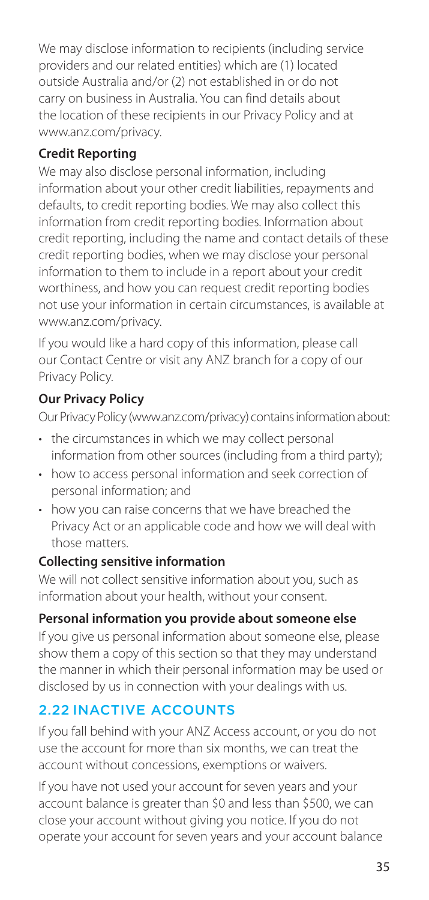We may disclose information to recipients (including service providers and our related entities) which are (1) located outside Australia and/or (2) not established in or do not carry on business in Australia. You can find details about the location of these recipients in our Privacy Policy and at www.anz.com/privacy.

**Credit Reporting**

We may also disclose personal information, including information about your other credit liabilities, repayments and defaults, to credit reporting bodies. We may also collect this information from credit reporting bodies. Information about credit reporting, including the name and contact details of these credit reporting bodies, when we may disclose your personal information to them to include in a report about your credit worthiness, and how you can request credit reporting bodies not use your information in certain circumstances, is available at www.anz.com/privacy.

If you would like a hard copy of this information, please call our Contact Centre or visit any ANZ branch for a copy of our Privacy Policy.

**Our Privacy Policy**

Our Privacy Policy (www.anz.com/privacy) contains information about:

- the circumstances in which we may collect personal information from other sources (including from a third party);
- how to access personal information and seek correction of personal information; and
- how you can raise concerns that we have breached the Privacy Act or an applicable code and how we will deal with those matters.

**Collecting sensitive information**

We will not collect sensitive information about you, such as information about your health, without your consent.

**Personal information you provide about someone else**

If you give us personal information about someone else, please show them a copy of this section so that they may understand the manner in which their personal information may be used or disclosed by us in connection with your dealings with us.

## 2.22 INACTIVE ACCOUNTS

If you fall behind with your ANZ Access account, or you do not use the account for more than six months, we can treat the account without concessions, exemptions or waivers.

If you have not used your account for seven years and your account balance is greater than $0 and less than $500, we can close your account without giving you notice. If you do not operate your account for seven years and your account balance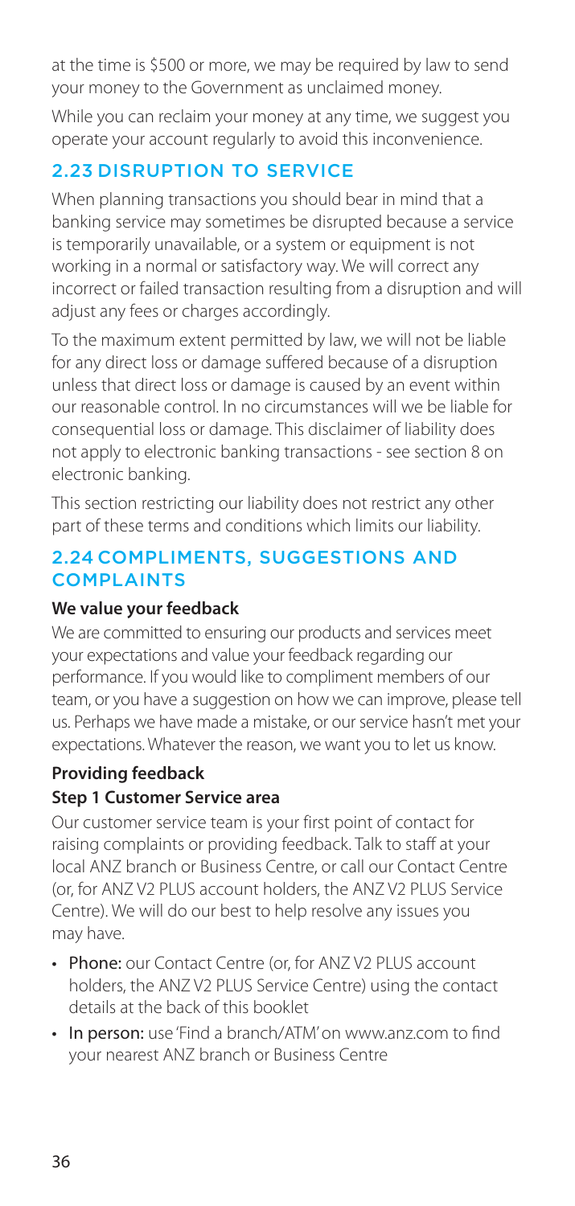at the time is $500 or more, we may be required by law to send your money to the Government as unclaimed money.

While you can reclaim your money at any time, we suggest you operate your account regularly to avoid this inconvenience.

## 2.23 DISRUPTION TO SERVICE

When planning transactions you should bear in mind that a banking service may sometimes be disrupted because a service is temporarily unavailable, or a system or equipment is not working in a normal or satisfactory way. We will correct any incorrect or failed transaction resulting from a disruption and will adjust any fees or charges accordingly.

To the maximum extent permitted by law, we will not be liable for any direct loss or damage suffered because of a disruption unless that direct loss or damage is caused by an event within our reasonable control. In no circumstances will we be liable for consequential loss or damage. This disclaimer of liability does not apply to electronic banking transactions - see section 8 on electronic banking.

This section restricting our liability does not restrict any other part of these terms and conditions which limits our liability.

## 2.24 COMPLIMENTS, SUGGESTIONS AND COMPLAINTS

**We value your feedback**

We are committed to ensuring our products and services meet your expectations and value your feedback regarding our performance. If you would like to compliment members of our team, or you have a suggestion on how we can improve, please tell us. Perhaps we have made a mistake, or our service hasn't met your expectations. Whatever the reason, we want you to let us know.

**Providing feedback**

**Step 1 Customer Service area**

Our customer service team is your first point of contact for raising complaints or providing feedback. Talk to staff at your local ANZ branch or Business Centre, or call our Contact Centre (or, for ANZ V2 PLUS account holders, the ANZ V2 PLUS Service Centre). We will do our best to help resolve any issues you may have.

- Phone: our Contact Centre (or, for ANZ V2 PLUS account holders, the ANZ V2 PLUS Service Centre) using the contact details at the back of this booklet
- In person: use 'Find a branch/ATM' on www.anz.com to find your nearest ANZ branch or Business Centre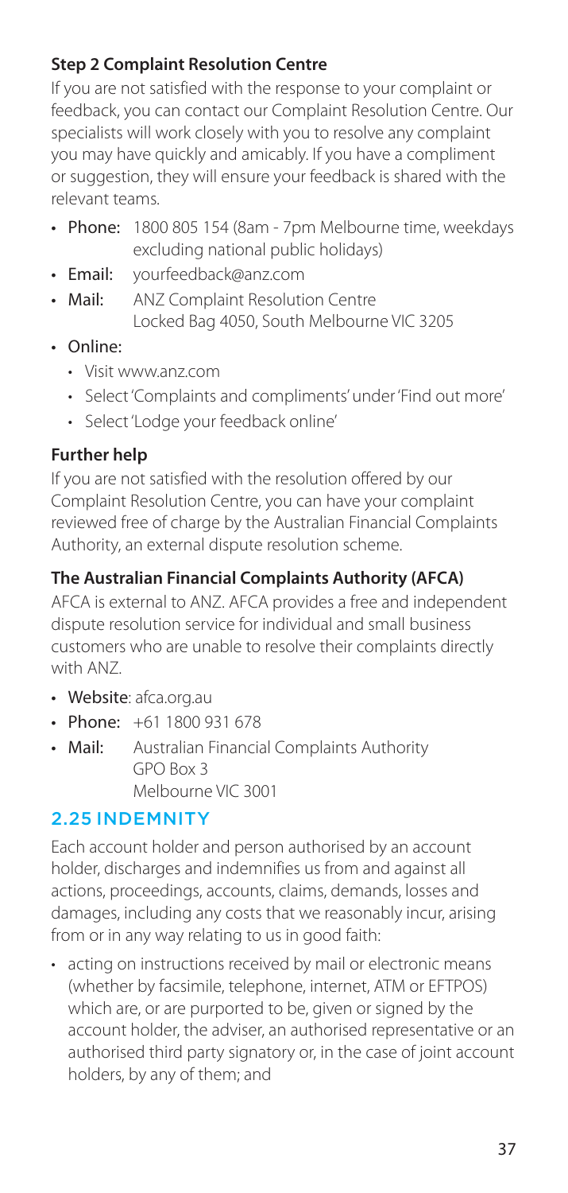### Step 2 Complaint Resolution Centre

If you are not satisfied with the response to your complaint or feedback, you can contact our Complaint Resolution Centre. Our specialists will work closely with you to resolve any complaint you may have quickly and amicably. If you have a compliment or suggestion, they will ensure your feedback is shared with the relevant teams.

- **Phone:** 1800 805 154 (8am - 7pm Melbourne time, weekdays excluding national public holidays)
- **Email:** yourfeedback@anz.com
- **Mail:** ANZ Complaint Resolution Centre
  Locked Bag 4050, South Melbourne VIC 3205
- Online:
  - Visit www.anz.com
  - Select 'Complaints and compliments' under 'Find out more'
  - Select 'Lodge your feedback online'

### Further help

If you are not satisfied with the resolution offered by our Complaint Resolution Centre, you can have your complaint reviewed free of charge by the Australian Financial Complaints Authority, an external dispute resolution scheme.

### The Australian Financial Complaints Authority (AFCA)

AFCA is external to ANZ. AFCA provides a free and independent dispute resolution service for individual and small business customers who are unable to resolve their complaints directly with ANZ.

- **Website**: afca.org.au
- **Phone:** +61 1800 931 678
- **Mail:** Australian Financial Complaints Authority
  GPO Box 3
  Melbourne VIC 3001

## 2.25 INDEMNITY

Each account holder and person authorised by an account holder, discharges and indemnifies us from and against all actions, proceedings, accounts, claims, demands, losses and damages, including any costs that we reasonably incur, arising from or in any way relating to us in good faith:

- acting on instructions received by mail or electronic means (whether by facsimile, telephone, internet, ATM or EFTPOS) which are, or are purported to be, given or signed by the account holder, the adviser, an authorised representative or an authorised third party signatory or, in the case of joint account holders, by any of them; and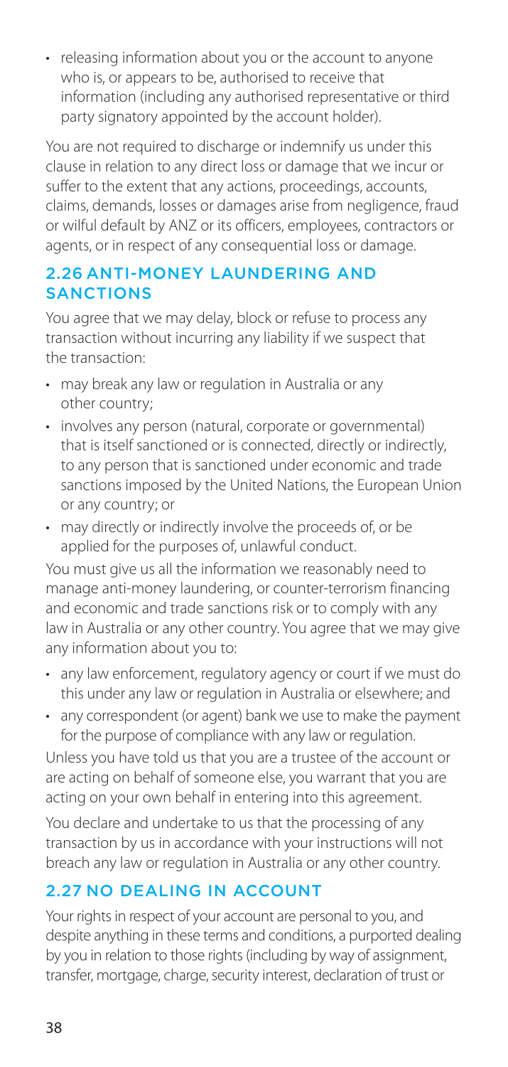- releasing information about you or the account to anyone who is, or appears to be, authorised to receive that information (including any authorised representative or third party signatory appointed by the account holder).

You are not required to discharge or indemnify us under this clause in relation to any direct loss or damage that we incur or suffer to the extent that any actions, proceedings, accounts, claims, demands, losses or damages arise from negligence, fraud or wilful default by ANZ or its officers, employees, contractors or agents, or in respect of any consequential loss or damage.

## 2.26 ANTI-MONEY LAUNDERING AND SANCTIONS

You agree that we may delay, block or refuse to process any transaction without incurring any liability if we suspect that the transaction:

- may break any law or regulation in Australia or any other country;
- involves any person (natural, corporate or governmental) that is itself sanctioned or is connected, directly or indirectly, to any person that is sanctioned under economic and trade sanctions imposed by the United Nations, the European Union or any country; or
- may directly or indirectly involve the proceeds of, or be applied for the purposes of, unlawful conduct.

You must give us all the information we reasonably need to manage anti-money laundering, or counter-terrorism financing and economic and trade sanctions risk or to comply with any law in Australia or any other country. You agree that we may give any information about you to:

- any law enforcement, regulatory agency or court if we must do this under any law or regulation in Australia or elsewhere; and
- any correspondent (or agent) bank we use to make the payment for the purpose of compliance with any law or regulation.

Unless you have told us that you are a trustee of the account or are acting on behalf of someone else, you warrant that you are acting on your own behalf in entering into this agreement.

You declare and undertake to us that the processing of any transaction by us in accordance with your instructions will not breach any law or regulation in Australia or any other country.

## 2.27 NO DEALING IN ACCOUNT

Your rights in respect of your account are personal to you, and despite anything in these terms and conditions, a purported dealing by you in relation to those rights (including by way of assignment, transfer, mortgage, charge, security interest, declaration of trust or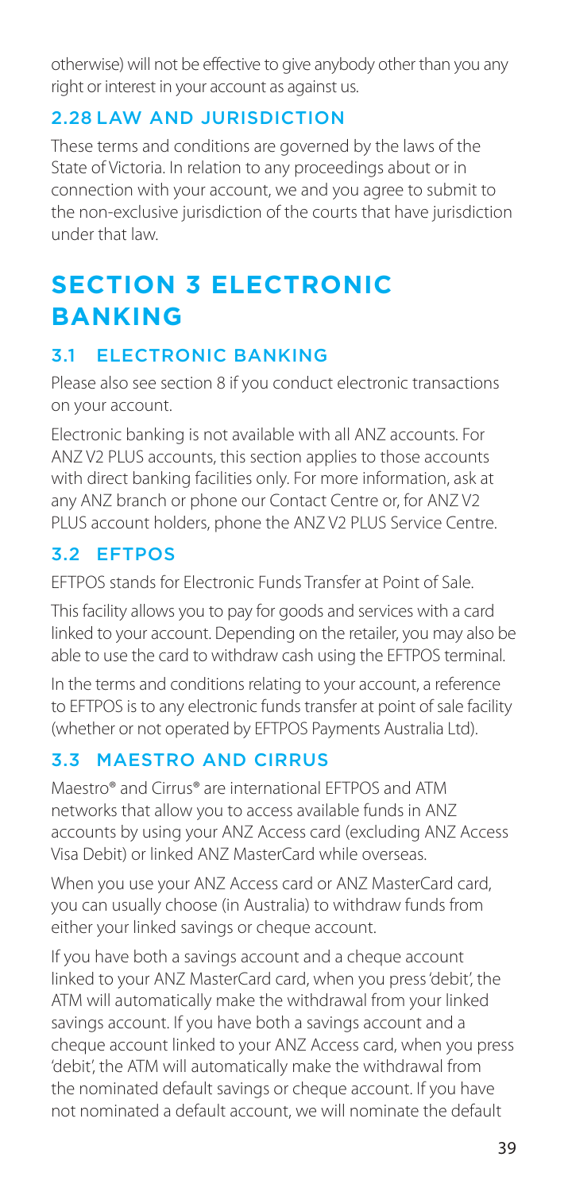otherwise) will not be effective to give anybody other than you any right or interest in your account as against us.

### 2.28 LAW AND JURISDICTION

These terms and conditions are governed by the laws of the State of Victoria. In relation to any proceedings about or in connection with your account, we and you agree to submit to the non-exclusive jurisdiction of the courts that have jurisdiction under that law.

# SECTION 3 ELECTRONIC BANKING

### 3.1 ELECTRONIC BANKING

Please also see section 8 if you conduct electronic transactions on your account.

Electronic banking is not available with all ANZ accounts. For ANZ V2 PLUS accounts, this section applies to those accounts with direct banking facilities only. For more information, ask at any ANZ branch or phone our Contact Centre or, for ANZ V2 PLUS account holders, phone the ANZ V2 PLUS Service Centre.

### 3.2 EFTPOS

EFTPOS stands for Electronic Funds Transfer at Point of Sale.

This facility allows you to pay for goods and services with a card linked to your account. Depending on the retailer, you may also be able to use the card to withdraw cash using the EFTPOS terminal.

In the terms and conditions relating to your account, a reference to EFTPOS is to any electronic funds transfer at point of sale facility (whether or not operated by EFTPOS Payments Australia Ltd).

### 3.3 MAESTRO AND CIRRUS

Maestro® and Cirrus® are international EFTPOS and ATM networks that allow you to access available funds in ANZ accounts by using your ANZ Access card (excluding ANZ Access Visa Debit) or linked ANZ MasterCard while overseas.

When you use your ANZ Access card or ANZ MasterCard card, you can usually choose (in Australia) to withdraw funds from either your linked savings or cheque account.

If you have both a savings account and a cheque account linked to your ANZ MasterCard card, when you press 'debit', the ATM will automatically make the withdrawal from your linked savings account. If you have both a savings account and a cheque account linked to your ANZ Access card, when you press 'debit', the ATM will automatically make the withdrawal from the nominated default savings or cheque account. If you have not nominated a default account, we will nominate the default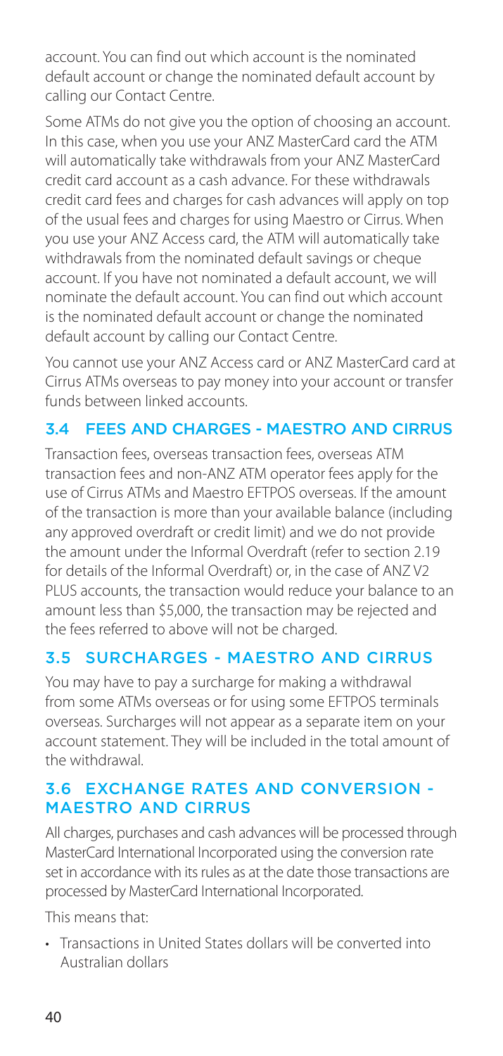account. You can find out which account is the nominated default account or change the nominated default account by calling our Contact Centre.

Some ATMs do not give you the option of choosing an account. In this case, when you use your ANZ MasterCard card the ATM will automatically take withdrawals from your ANZ MasterCard credit card account as a cash advance. For these withdrawals credit card fees and charges for cash advances will apply on top of the usual fees and charges for using Maestro or Cirrus. When you use your ANZ Access card, the ATM will automatically take withdrawals from the nominated default savings or cheque account. If you have not nominated a default account, we will nominate the default account. You can find out which account is the nominated default account or change the nominated default account by calling our Contact Centre.

You cannot use your ANZ Access card or ANZ MasterCard card at Cirrus ATMs overseas to pay money into your account or transfer funds between linked accounts.

## 3.4 FEES AND CHARGES - MAESTRO AND CIRRUS

Transaction fees, overseas transaction fees, overseas ATM transaction fees and non-ANZ ATM operator fees apply for the use of Cirrus ATMs and Maestro EFTPOS overseas. If the amount of the transaction is more than your available balance (including any approved overdraft or credit limit) and we do not provide the amount under the Informal Overdraft (refer to section 2.19 for details of the Informal Overdraft) or, in the case of ANZ V2 PLUS accounts, the transaction would reduce your balance to an amount less than $5,000, the transaction may be rejected and the fees referred to above will not be charged.

## 3.5 SURCHARGES - MAESTRO AND CIRRUS

You may have to pay a surcharge for making a withdrawal from some ATMs overseas or for using some EFTPOS terminals overseas. Surcharges will not appear as a separate item on your account statement. They will be included in the total amount of the withdrawal.

## 3.6 EXCHANGE RATES AND CONVERSION - MAESTRO AND CIRRUS

All charges, purchases and cash advances will be processed through MasterCard International Incorporated using the conversion rate set in accordance with its rules as at the date those transactions are processed by MasterCard International Incorporated.

This means that:

- Transactions in United States dollars will be converted into Australian dollars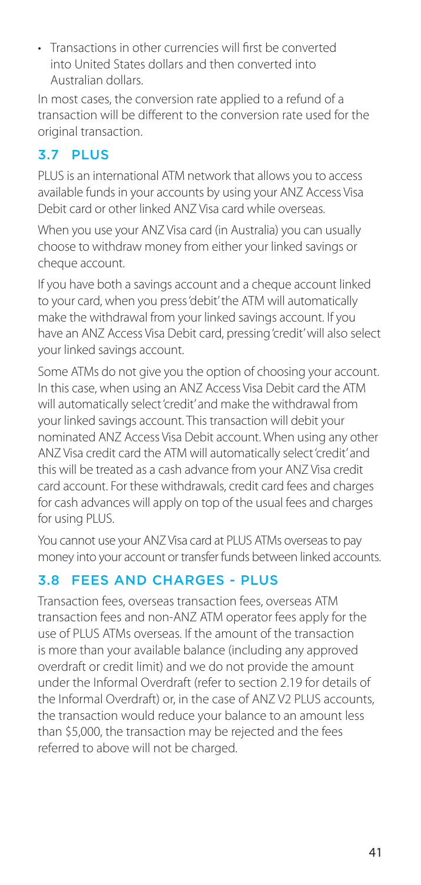- Transactions in other currencies will first be converted into United States dollars and then converted into Australian dollars.

In most cases, the conversion rate applied to a refund of a transaction will be different to the conversion rate used for the original transaction.

## 3.7 PLUS

PLUS is an international ATM network that allows you to access available funds in your accounts by using your ANZ Access Visa Debit card or other linked ANZ Visa card while overseas.

When you use your ANZ Visa card (in Australia) you can usually choose to withdraw money from either your linked savings or cheque account.

If you have both a savings account and a cheque account linked to your card, when you press 'debit' the ATM will automatically make the withdrawal from your linked savings account. If you have an ANZ Access Visa Debit card, pressing 'credit' will also select your linked savings account.

Some ATMs do not give you the option of choosing your account. In this case, when using an ANZ Access Visa Debit card the ATM will automatically select 'credit' and make the withdrawal from your linked savings account. This transaction will debit your nominated ANZ Access Visa Debit account. When using any other ANZ Visa credit card the ATM will automatically select 'credit' and this will be treated as a cash advance from your ANZ Visa credit card account. For these withdrawals, credit card fees and charges for cash advances will apply on top of the usual fees and charges for using PLUS.

You cannot use your ANZ Visa card at PLUS ATMs overseas to pay money into your account or transfer funds between linked accounts.

## 3.8 FEES AND CHARGES - PLUS

Transaction fees, overseas transaction fees, overseas ATM transaction fees and non-ANZ ATM operator fees apply for the use of PLUS ATMs overseas. If the amount of the transaction is more than your available balance (including any approved overdraft or credit limit) and we do not provide the amount under the Informal Overdraft (refer to section 2.19 for details of the Informal Overdraft) or, in the case of ANZ V2 PLUS accounts, the transaction would reduce your balance to an amount less than $5,000, the transaction may be rejected and the fees referred to above will not be charged.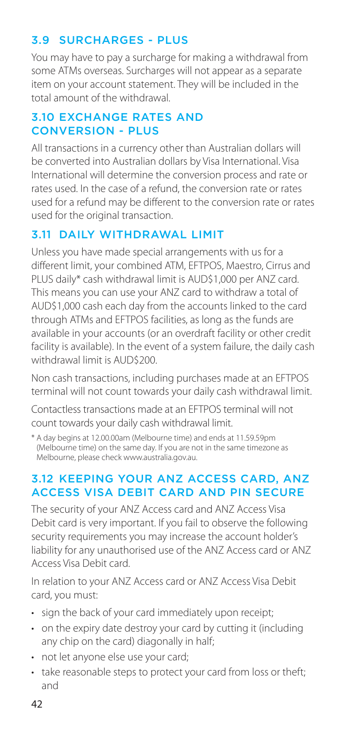## 3.9 SURCHARGES - PLUS

You may have to pay a surcharge for making a withdrawal from some ATMs overseas. Surcharges will not appear as a separate item on your account statement. They will be included in the total amount of the withdrawal.

## 3.10 EXCHANGE RATES AND CONVERSION - PLUS

All transactions in a currency other than Australian dollars will be converted into Australian dollars by Visa International. Visa International will determine the conversion process and rate or rates used. In the case of a refund, the conversion rate or rates used for a refund may be different to the conversion rate or rates used for the original transaction.

## 3.11 DAILY WITHDRAWAL LIMIT

Unless you have made special arrangements with us for a different limit, your combined ATM, EFTPOS, Maestro, Cirrus and PLUS daily* cash withdrawal limit is AUD$1,000 per ANZ card. This means you can use your ANZ card to withdraw a total of AUD$1,000 cash each day from the accounts linked to the card through ATMs and EFTPOS facilities, as long as the funds are available in your accounts (or an overdraft facility or other credit facility is available). In the event of a system failure, the daily cash withdrawal limit is AUD$200.

Non cash transactions, including purchases made at an EFTPOS terminal will not count towards your daily cash withdrawal limit.

Contactless transactions made at an EFTPOS terminal will not count towards your daily cash withdrawal limit.

\* A day begins at 12.00.00am (Melbourne time) and ends at 11.59.59pm (Melbourne time) on the same day. If you are not in the same timezone as Melbourne, please check www.australia.gov.au.

## 3.12 KEEPING YOUR ANZ ACCESS CARD, ANZ ACCESS VISA DEBIT CARD AND PIN SECURE

The security of your ANZ Access card and ANZ Access Visa Debit card is very important. If you fail to observe the following security requirements you may increase the account holder's liability for any unauthorised use of the ANZ Access card or ANZ Access Visa Debit card.

In relation to your ANZ Access card or ANZ Access Visa Debit card, you must:

- sign the back of your card immediately upon receipt;
- on the expiry date destroy your card by cutting it (including any chip on the card) diagonally in half;
- not let anyone else use your card;
- take reasonable steps to protect your card from loss or theft; and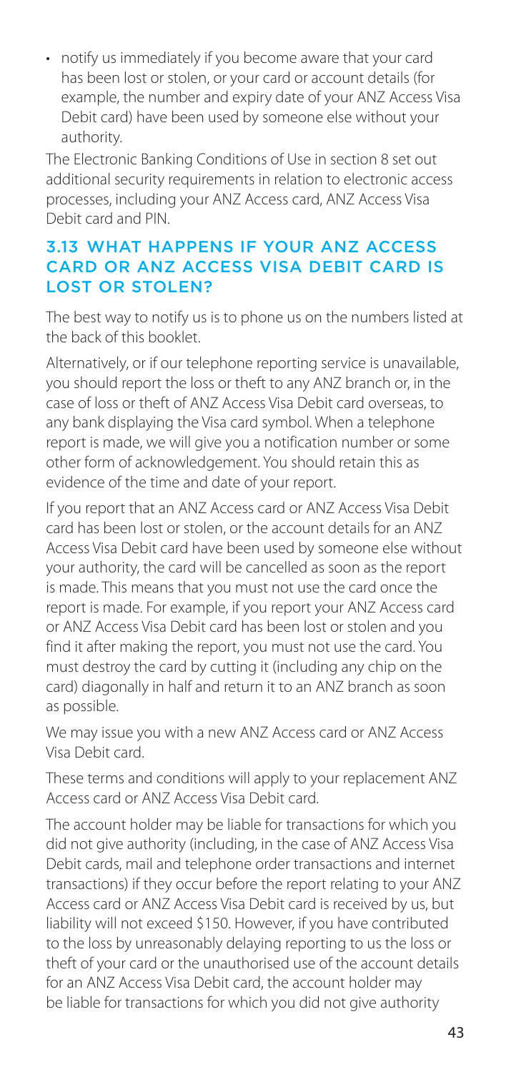- notify us immediately if you become aware that your card has been lost or stolen, or your card or account details (for example, the number and expiry date of your ANZ Access Visa Debit card) have been used by someone else without your authority.

The Electronic Banking Conditions of Use in section 8 set out additional security requirements in relation to electronic access processes, including your ANZ Access card, ANZ Access Visa Debit card and PIN.

### 3.13 WHAT HAPPENS IF YOUR ANZ ACCESS CARD OR ANZ ACCESS VISA DEBIT CARD IS LOST OR STOLEN?

The best way to notify us is to phone us on the numbers listed at the back of this booklet.

Alternatively, or if our telephone reporting service is unavailable, you should report the loss or theft to any ANZ branch or, in the case of loss or theft of ANZ Access Visa Debit card overseas, to any bank displaying the Visa card symbol. When a telephone report is made, we will give you a notification number or some other form of acknowledgement. You should retain this as evidence of the time and date of your report.

If you report that an ANZ Access card or ANZ Access Visa Debit card has been lost or stolen, or the account details for an ANZ Access Visa Debit card have been used by someone else without your authority, the card will be cancelled as soon as the report is made. This means that you must not use the card once the report is made. For example, if you report your ANZ Access card or ANZ Access Visa Debit card has been lost or stolen and you find it after making the report, you must not use the card. You must destroy the card by cutting it (including any chip on the card) diagonally in half and return it to an ANZ branch as soon as possible.

We may issue you with a new ANZ Access card or ANZ Access Visa Debit card.

These terms and conditions will apply to your replacement ANZ Access card or ANZ Access Visa Debit card.

The account holder may be liable for transactions for which you did not give authority (including, in the case of ANZ Access Visa Debit cards, mail and telephone order transactions and internet transactions) if they occur before the report relating to your ANZ Access card or ANZ Access Visa Debit card is received by us, but liability will not exceed $150. However, if you have contributed to the loss by unreasonably delaying reporting to us the loss or theft of your card or the unauthorised use of the account details for an ANZ Access Visa Debit card, the account holder may be liable for transactions for which you did not give authority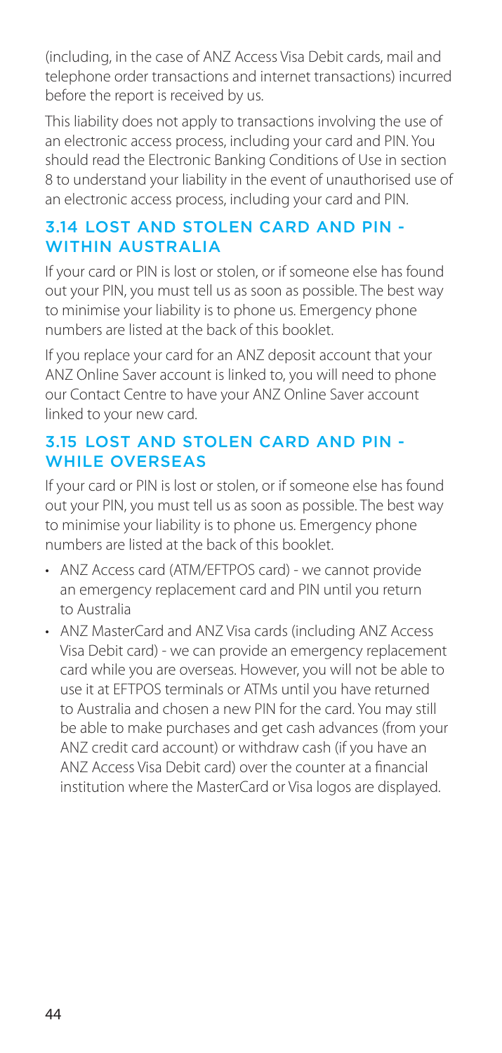(including, in the case of ANZ Access Visa Debit cards, mail and telephone order transactions and internet transactions) incurred before the report is received by us.

This liability does not apply to transactions involving the use of an electronic access process, including your card and PIN. You should read the Electronic Banking Conditions of Use in section 8 to understand your liability in the event of unauthorised use of an electronic access process, including your card and PIN.

## 3.14 LOST AND STOLEN CARD AND PIN - WITHIN AUSTRALIA

If your card or PIN is lost or stolen, or if someone else has found out your PIN, you must tell us as soon as possible. The best way to minimise your liability is to phone us. Emergency phone numbers are listed at the back of this booklet.

If you replace your card for an ANZ deposit account that your ANZ Online Saver account is linked to, you will need to phone our Contact Centre to have your ANZ Online Saver account linked to your new card.

## 3.15 LOST AND STOLEN CARD AND PIN - WHILE OVERSEAS

If your card or PIN is lost or stolen, or if someone else has found out your PIN, you must tell us as soon as possible. The best way to minimise your liability is to phone us. Emergency phone numbers are listed at the back of this booklet.

- ANZ Access card (ATM/EFTPOS card) - we cannot provide an emergency replacement card and PIN until you return to Australia
- ANZ MasterCard and ANZ Visa cards (including ANZ Access Visa Debit card) - we can provide an emergency replacement card while you are overseas. However, you will not be able to use it at EFTPOS terminals or ATMs until you have returned to Australia and chosen a new PIN for the card. You may still be able to make purchases and get cash advances (from your ANZ credit card account) or withdraw cash (if you have an ANZ Access Visa Debit card) over the counter at a financial institution where the MasterCard or Visa logos are displayed.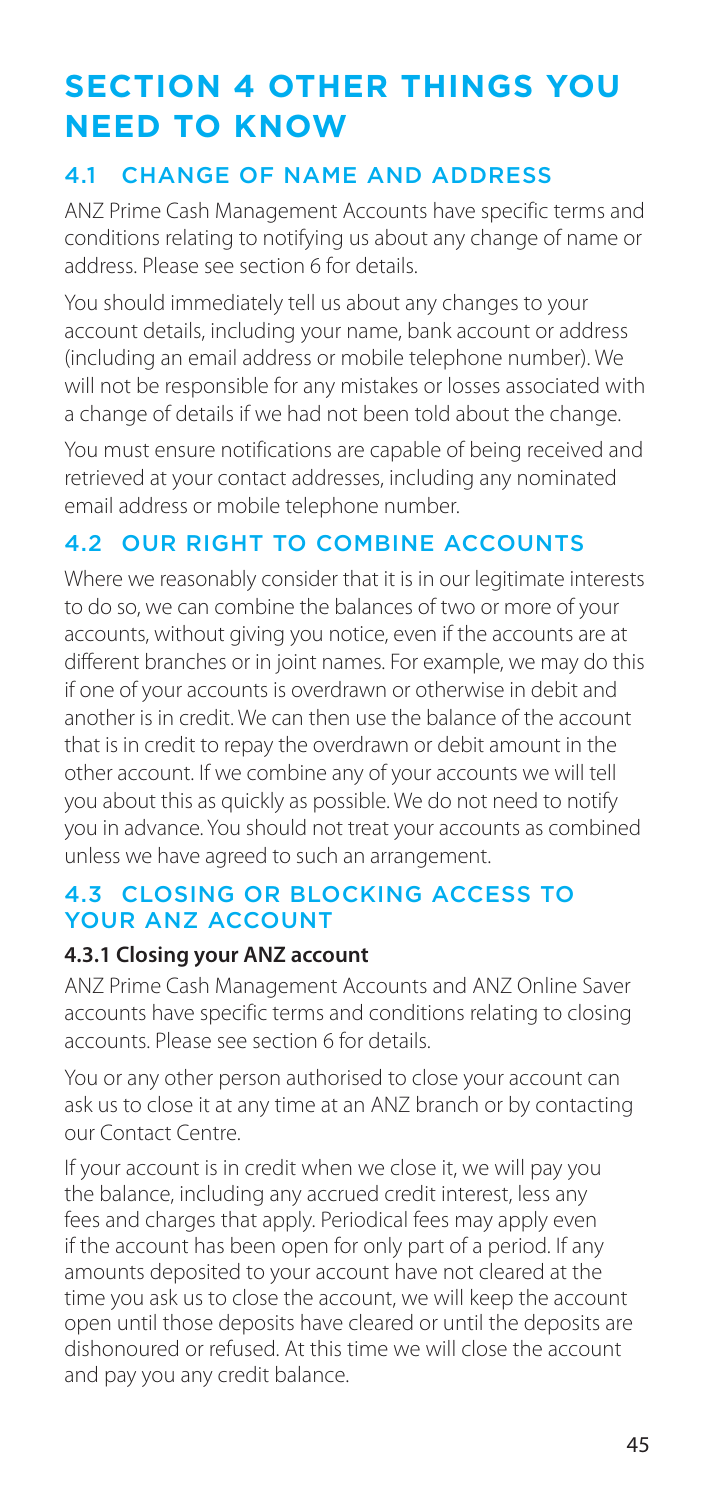# SECTION 4 OTHER THINGS YOU NEED TO KNOW

## 4.1 CHANGE OF NAME AND ADDRESS

ANZ Prime Cash Management Accounts have specific terms and conditions relating to notifying us about any change of name or address. Please see section 6 for details.

You should immediately tell us about any changes to your account details, including your name, bank account or address (including an email address or mobile telephone number). We will not be responsible for any mistakes or losses associated with a change of details if we had not been told about the change.

You must ensure notifications are capable of being received and retrieved at your contact addresses, including any nominated email address or mobile telephone number.

## 4.2 OUR RIGHT TO COMBINE ACCOUNTS

Where we reasonably consider that it is in our legitimate interests to do so, we can combine the balances of two or more of your accounts, without giving you notice, even if the accounts are at different branches or in joint names. For example, we may do this if one of your accounts is overdrawn or otherwise in debit and another is in credit. We can then use the balance of the account that is in credit to repay the overdrawn or debit amount in the other account. If we combine any of your accounts we will tell you about this as quickly as possible. We do not need to notify you in advance. You should not treat your accounts as combined unless we have agreed to such an arrangement.

## 4.3 CLOSING OR BLOCKING ACCESS TO YOUR ANZ ACCOUNT

### 4.3.1 Closing your ANZ account

ANZ Prime Cash Management Accounts and ANZ Online Saver accounts have specific terms and conditions relating to closing accounts. Please see section 6 for details.

You or any other person authorised to close your account can ask us to close it at any time at an ANZ branch or by contacting our Contact Centre.

If your account is in credit when we close it, we will pay you the balance, including any accrued credit interest, less any fees and charges that apply. Periodical fees may apply even if the account has been open for only part of a period. If any amounts deposited to your account have not cleared at the time you ask us to close the account, we will keep the account open until those deposits have cleared or until the deposits are dishonoured or refused. At this time we will close the account and pay you any credit balance.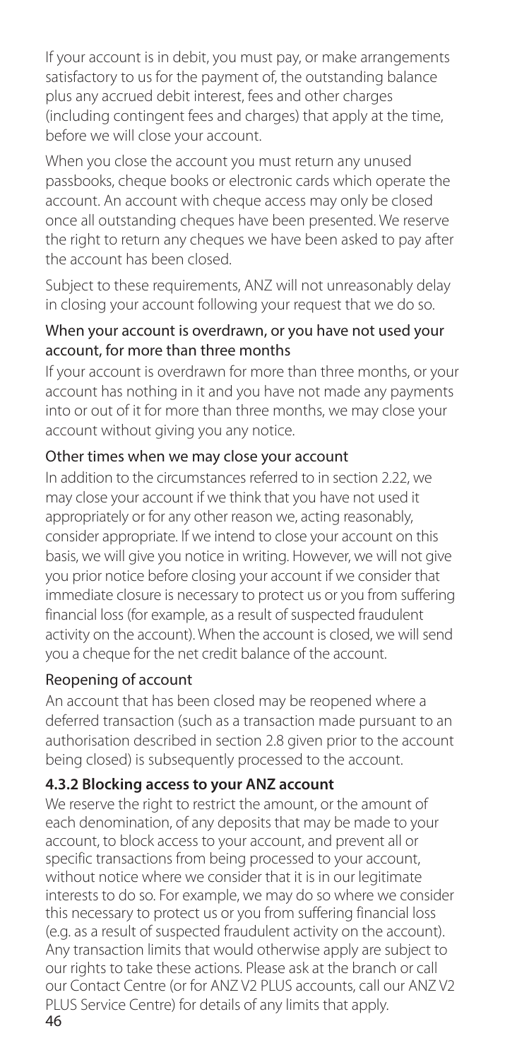If your account is in debit, you must pay, or make arrangements satisfactory to us for the payment of, the outstanding balance plus any accrued debit interest, fees and other charges (including contingent fees and charges) that apply at the time, before we will close your account.

When you close the account you must return any unused passbooks, cheque books or electronic cards which operate the account. An account with cheque access may only be closed once all outstanding cheques have been presented. We reserve the right to return any cheques we have been asked to pay after the account has been closed.

Subject to these requirements, ANZ will not unreasonably delay in closing your account following your request that we do so.

#### When your account is overdrawn, or you have not used your account, for more than three months

If your account is overdrawn for more than three months, or your account has nothing in it and you have not made any payments into or out of it for more than three months, we may close your account without giving you any notice.

#### Other times when we may close your account

In addition to the circumstances referred to in section 2.22, we may close your account if we think that you have not used it appropriately or for any other reason we, acting reasonably, consider appropriate. If we intend to close your account on this basis, we will give you notice in writing. However, we will not give you prior notice before closing your account if we consider that immediate closure is necessary to protect us or you from suffering financial loss (for example, as a result of suspected fraudulent activity on the account). When the account is closed, we will send you a cheque for the net credit balance of the account.

#### Reopening of account

An account that has been closed may be reopened where a deferred transaction (such as a transaction made pursuant to an authorisation described in section 2.8 given prior to the account being closed) is subsequently processed to the account.

### 4.3.2 Blocking access to your ANZ account

We reserve the right to restrict the amount, or the amount of each denomination, of any deposits that may be made to your account, to block access to your account, and prevent all or specific transactions from being processed to your account, without notice where we consider that it is in our legitimate interests to do so. For example, we may do so where we consider this necessary to protect us or you from suffering financial loss (e.g. as a result of suspected fraudulent activity on the account). Any transaction limits that would otherwise apply are subject to our rights to take these actions. Please ask at the branch or call our Contact Centre (or for ANZ V2 PLUS accounts, call our ANZ V2 PLUS Service Centre) for details of any limits that apply.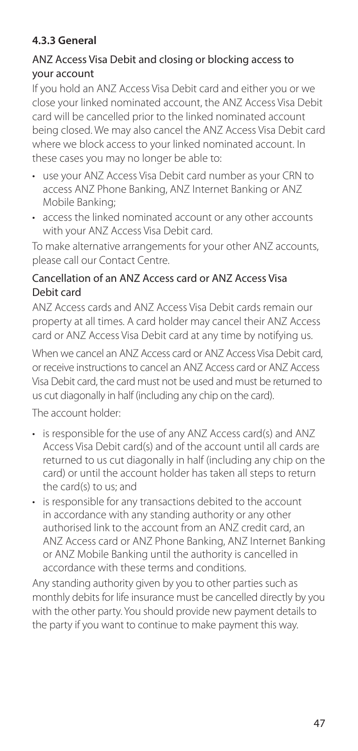### 4.3.3 General

#### ANZ Access Visa Debit and closing or blocking access to your account

If you hold an ANZ Access Visa Debit card and either you or we close your linked nominated account, the ANZ Access Visa Debit card will be cancelled prior to the linked nominated account being closed. We may also cancel the ANZ Access Visa Debit card where we block access to your linked nominated account. In these cases you may no longer be able to:

- use your ANZ Access Visa Debit card number as your CRN to access ANZ Phone Banking, ANZ Internet Banking or ANZ Mobile Banking;
- access the linked nominated account or any other accounts with your ANZ Access Visa Debit card.

To make alternative arrangements for your other ANZ accounts, please call our Contact Centre.

#### Cancellation of an ANZ Access card or ANZ Access Visa Debit card

ANZ Access cards and ANZ Access Visa Debit cards remain our property at all times. A card holder may cancel their ANZ Access card or ANZ Access Visa Debit card at any time by notifying us.

When we cancel an ANZ Access card or ANZ Access Visa Debit card, or receive instructions to cancel an ANZ Access card or ANZ Access Visa Debit card, the card must not be used and must be returned to us cut diagonally in half (including any chip on the card).

The account holder:

- is responsible for the use of any ANZ Access card(s) and ANZ Access Visa Debit card(s) and of the account until all cards are returned to us cut diagonally in half (including any chip on the card) or until the account holder has taken all steps to return the card(s) to us; and
- is responsible for any transactions debited to the account in accordance with any standing authority or any other authorised link to the account from an ANZ credit card, an ANZ Access card or ANZ Phone Banking, ANZ Internet Banking or ANZ Mobile Banking until the authority is cancelled in accordance with these terms and conditions.

Any standing authority given by you to other parties such as monthly debits for life insurance must be cancelled directly by you with the other party. You should provide new payment details to the party if you want to continue to make payment this way.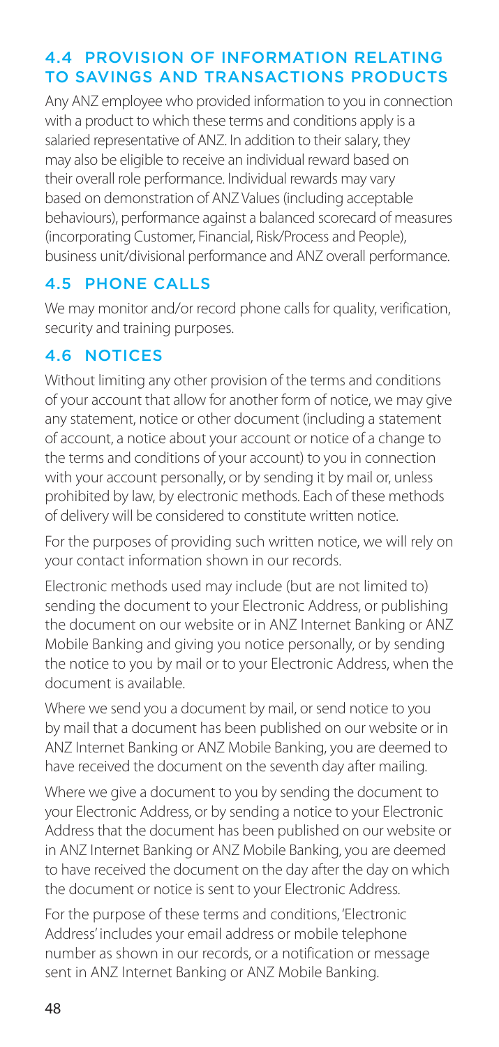## 4.4 PROVISION OF INFORMATION RELATING TO SAVINGS AND TRANSACTIONS PRODUCTS

Any ANZ employee who provided information to you in connection with a product to which these terms and conditions apply is a salaried representative of ANZ. In addition to their salary, they may also be eligible to receive an individual reward based on their overall role performance. Individual rewards may vary based on demonstration of ANZ Values (including acceptable behaviours), performance against a balanced scorecard of measures (incorporating Customer, Financial, Risk/Process and People), business unit/divisional performance and ANZ overall performance.

## 4.5 PHONE CALLS

We may monitor and/or record phone calls for quality, verification, security and training purposes.

## 4.6 NOTICES

Without limiting any other provision of the terms and conditions of your account that allow for another form of notice, we may give any statement, notice or other document (including a statement of account, a notice about your account or notice of a change to the terms and conditions of your account) to you in connection with your account personally, or by sending it by mail or, unless prohibited by law, by electronic methods. Each of these methods of delivery will be considered to constitute written notice.

For the purposes of providing such written notice, we will rely on your contact information shown in our records.

Electronic methods used may include (but are not limited to) sending the document to your Electronic Address, or publishing the document on our website or in ANZ Internet Banking or ANZ Mobile Banking and giving you notice personally, or by sending the notice to you by mail or to your Electronic Address, when the document is available.

Where we send you a document by mail, or send notice to you by mail that a document has been published on our website or in ANZ Internet Banking or ANZ Mobile Banking, you are deemed to have received the document on the seventh day after mailing.

Where we give a document to you by sending the document to your Electronic Address, or by sending a notice to your Electronic Address that the document has been published on our website or in ANZ Internet Banking or ANZ Mobile Banking, you are deemed to have received the document on the day after the day on which the document or notice is sent to your Electronic Address.

For the purpose of these terms and conditions, 'Electronic Address' includes your email address or mobile telephone number as shown in our records, or a notification or message sent in ANZ Internet Banking or ANZ Mobile Banking.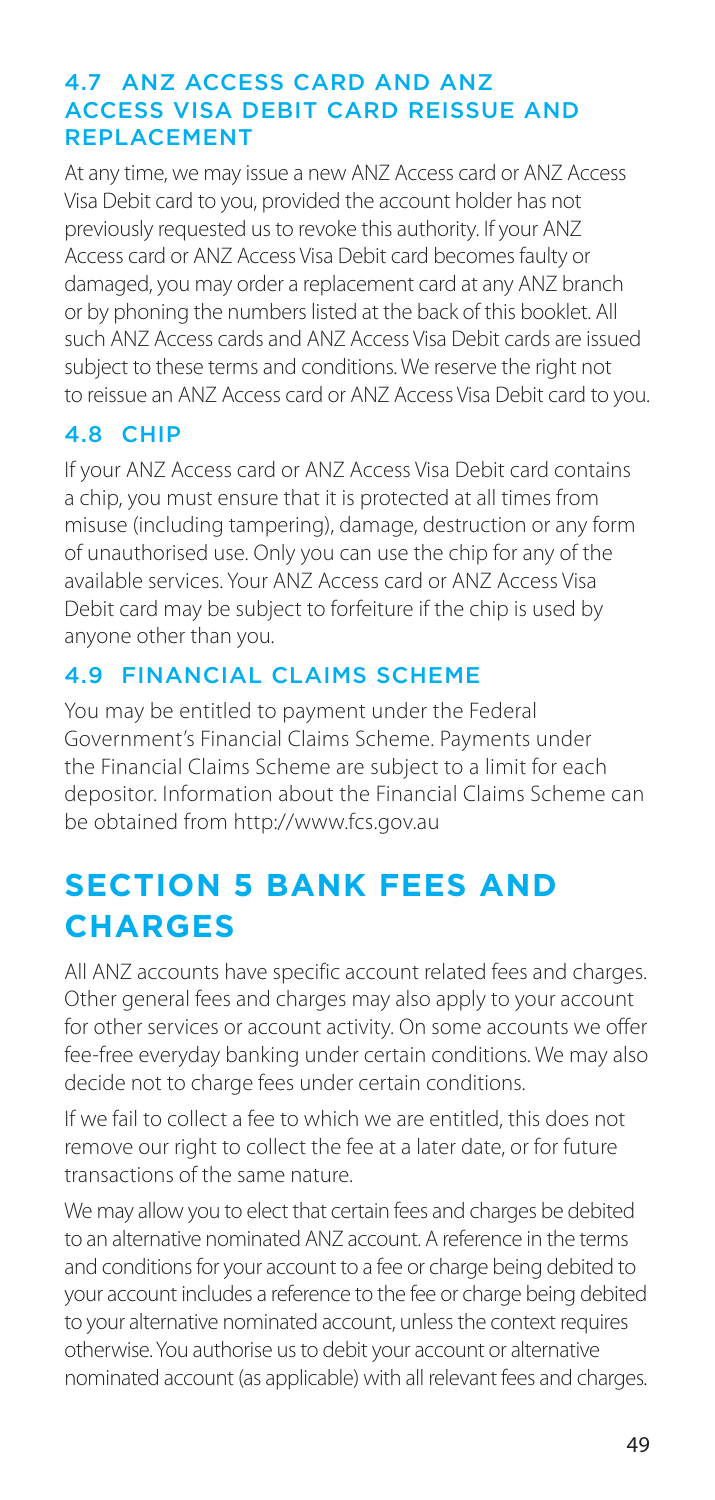### 4.7 ANZ ACCESS CARD AND ANZ ACCESS VISA DEBIT CARD REISSUE AND REPLACEMENT

At any time, we may issue a new ANZ Access card or ANZ Access Visa Debit card to you, provided the account holder has not previously requested us to revoke this authority. If your ANZ Access card or ANZ Access Visa Debit card becomes faulty or damaged, you may order a replacement card at any ANZ branch or by phoning the numbers listed at the back of this booklet. All such ANZ Access cards and ANZ Access Visa Debit cards are issued subject to these terms and conditions. We reserve the right not to reissue an ANZ Access card or ANZ Access Visa Debit card to you.

### 4.8 CHIP

If your ANZ Access card or ANZ Access Visa Debit card contains a chip, you must ensure that it is protected at all times from misuse (including tampering), damage, destruction or any form of unauthorised use. Only you can use the chip for any of the available services. Your ANZ Access card or ANZ Access Visa Debit card may be subject to forfeiture if the chip is used by anyone other than you.

### 4.9 FINANCIAL CLAIMS SCHEME

You may be entitled to payment under the Federal Government's Financial Claims Scheme. Payments under the Financial Claims Scheme are subject to a limit for each depositor. Information about the Financial Claims Scheme can be obtained from http://www.fcs.gov.au

## SECTION 5 BANK FEES AND CHARGES

All ANZ accounts have specific account related fees and charges. Other general fees and charges may also apply to your account for other services or account activity. On some accounts we offer fee-free everyday banking under certain conditions. We may also decide not to charge fees under certain conditions.

If we fail to collect a fee to which we are entitled, this does not remove our right to collect the fee at a later date, or for future transactions of the same nature.

We may allow you to elect that certain fees and charges be debited to an alternative nominated ANZ account. A reference in the terms and conditions for your account to a fee or charge being debited to your account includes a reference to the fee or charge being debited to your alternative nominated account, unless the context requires otherwise. You authorise us to debit your account or alternative nominated account (as applicable) with all relevant fees and charges.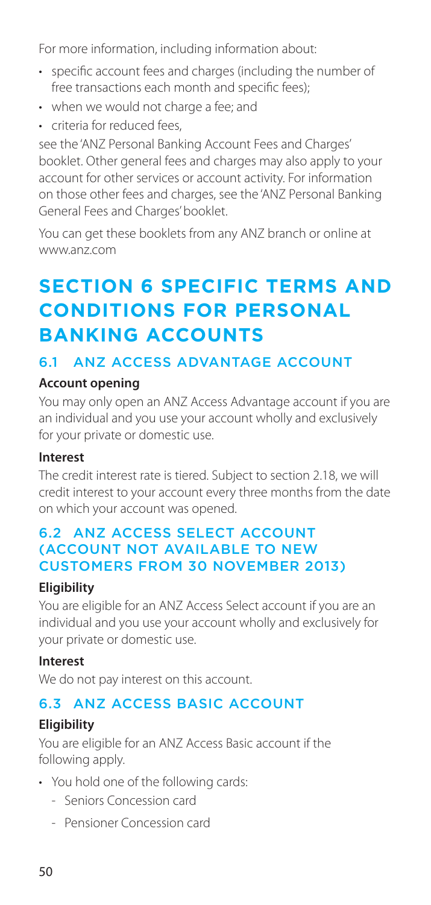For more information, including information about:

- specific account fees and charges (including the number of free transactions each month and specific fees);
- when we would not charge a fee; and
- criteria for reduced fees,

see the 'ANZ Personal Banking Account Fees and Charges' booklet. Other general fees and charges may also apply to your account for other services or account activity. For information on those other fees and charges, see the 'ANZ Personal Banking General Fees and Charges' booklet.

You can get these booklets from any ANZ branch or online at www.anz.com

# SECTION 6 SPECIFIC TERMS AND CONDITIONS FOR PERSONAL BANKING ACCOUNTS

## 6.1 ANZ ACCESS ADVANTAGE ACCOUNT

**Account opening**

You may only open an ANZ Access Advantage account if you are an individual and you use your account wholly and exclusively for your private or domestic use.

**Interest**

The credit interest rate is tiered. Subject to section 2.18, we will credit interest to your account every three months from the date on which your account was opened.

## 6.2 ANZ ACCESS SELECT ACCOUNT (ACCOUNT NOT AVAILABLE TO NEW CUSTOMERS FROM 30 NOVEMBER 2013)

**Eligibility**

You are eligible for an ANZ Access Select account if you are an individual and you use your account wholly and exclusively for your private or domestic use.

**Interest**

We do not pay interest on this account.

## 6.3 ANZ ACCESS BASIC ACCOUNT

**Eligibility**

You are eligible for an ANZ Access Basic account if the following apply.

- You hold one of the following cards:
  - Seniors Concession card
  - Pensioner Concession card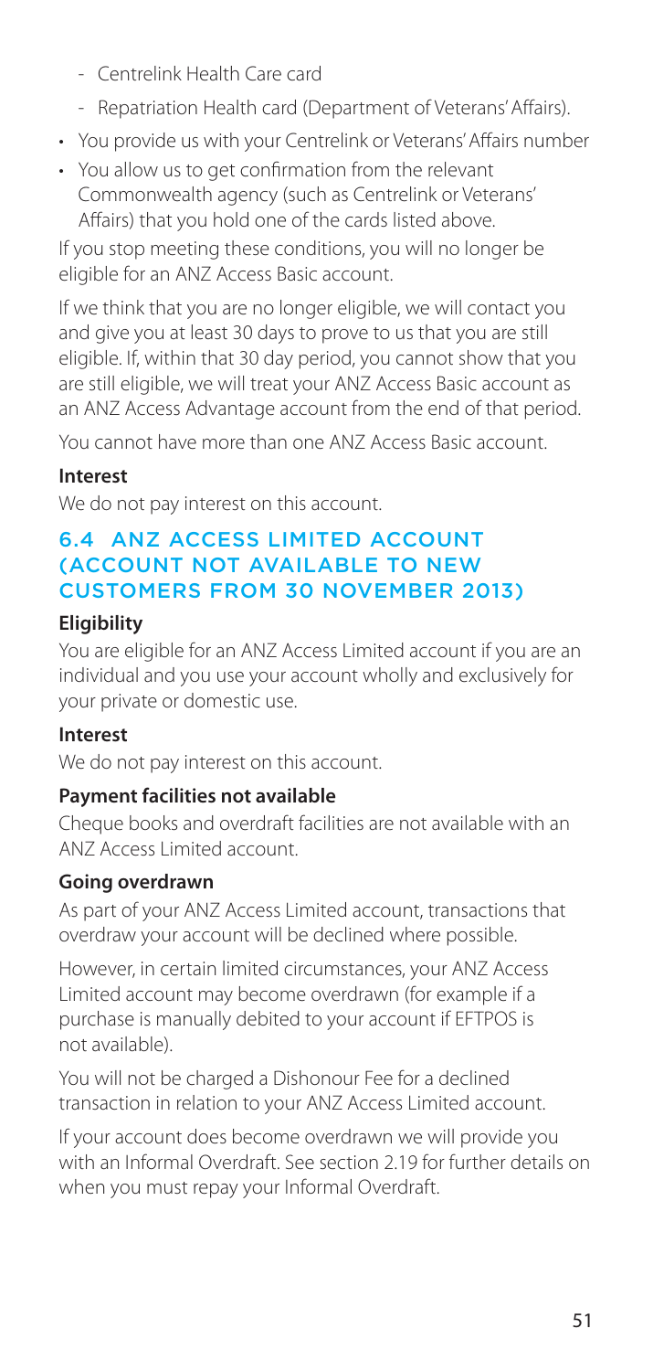- Centrelink Health Care card
  - Repatriation Health card (Department of Veterans' Affairs).
- You provide us with your Centrelink or Veterans' Affairs number
- You allow us to get confirmation from the relevant Commonwealth agency (such as Centrelink or Veterans' Affairs) that you hold one of the cards listed above.

If you stop meeting these conditions, you will no longer be eligible for an ANZ Access Basic account.

If we think that you are no longer eligible, we will contact you and give you at least 30 days to prove to us that you are still eligible. If, within that 30 day period, you cannot show that you are still eligible, we will treat your ANZ Access Basic account as an ANZ Access Advantage account from the end of that period.

You cannot have more than one ANZ Access Basic account.

**Interest**

We do not pay interest on this account.

## 6.4 ANZ ACCESS LIMITED ACCOUNT (ACCOUNT NOT AVAILABLE TO NEW CUSTOMERS FROM 30 NOVEMBER 2013)

**Eligibility**

You are eligible for an ANZ Access Limited account if you are an individual and you use your account wholly and exclusively for your private or domestic use.

**Interest**

We do not pay interest on this account.

**Payment facilities not available**

Cheque books and overdraft facilities are not available with an ANZ Access Limited account.

**Going overdrawn**

As part of your ANZ Access Limited account, transactions that overdraw your account will be declined where possible.

However, in certain limited circumstances, your ANZ Access Limited account may become overdrawn (for example if a purchase is manually debited to your account if EFTPOS is not available).

You will not be charged a Dishonour Fee for a declined transaction in relation to your ANZ Access Limited account.

If your account does become overdrawn we will provide you with an Informal Overdraft. See section 2.19 for further details on when you must repay your Informal Overdraft.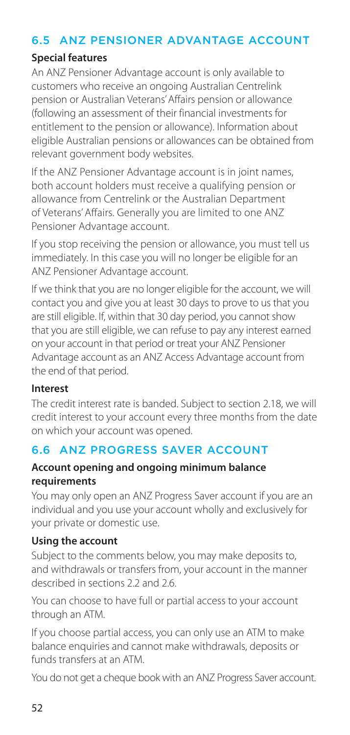## 6.5 ANZ PENSIONER ADVANTAGE ACCOUNT

### Special features

An ANZ Pensioner Advantage account is only available to customers who receive an ongoing Australian Centrelink pension or Australian Veterans' Affairs pension or allowance (following an assessment of their financial investments for entitlement to the pension or allowance). Information about eligible Australian pensions or allowances can be obtained from relevant government body websites.

If the ANZ Pensioner Advantage account is in joint names, both account holders must receive a qualifying pension or allowance from Centrelink or the Australian Department of Veterans' Affairs. Generally you are limited to one ANZ Pensioner Advantage account.

If you stop receiving the pension or allowance, you must tell us immediately. In this case you will no longer be eligible for an ANZ Pensioner Advantage account.

If we think that you are no longer eligible for the account, we will contact you and give you at least 30 days to prove to us that you are still eligible. If, within that 30 day period, you cannot show that you are still eligible, we can refuse to pay any interest earned on your account in that period or treat your ANZ Pensioner Advantage account as an ANZ Access Advantage account from the end of that period.

### Interest

The credit interest rate is banded. Subject to section 2.18, we will credit interest to your account every three months from the date on which your account was opened.

## 6.6 ANZ PROGRESS SAVER ACCOUNT

### Account opening and ongoing minimum balance requirements

You may only open an ANZ Progress Saver account if you are an individual and you use your account wholly and exclusively for your private or domestic use.

### Using the account

Subject to the comments below, you may make deposits to, and withdrawals or transfers from, your account in the manner described in sections 2.2 and 2.6.

You can choose to have full or partial access to your account through an ATM.

If you choose partial access, you can only use an ATM to make balance enquiries and cannot make withdrawals, deposits or funds transfers at an ATM.

You do not get a cheque book with an ANZ Progress Saver account.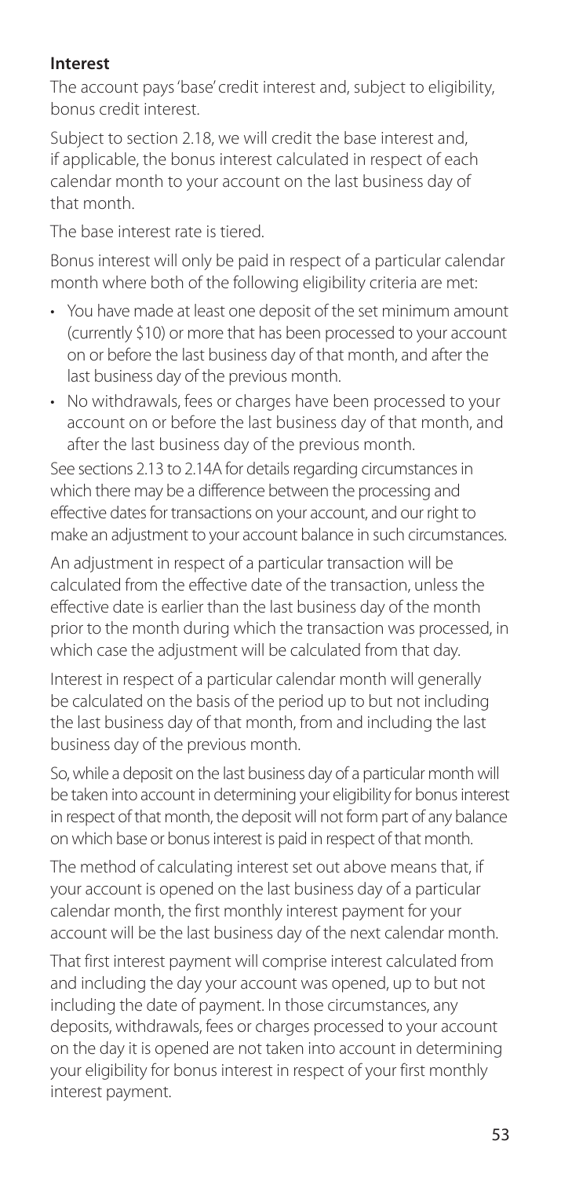**Interest**

The account pays 'base' credit interest and, subject to eligibility, bonus credit interest.

Subject to section 2.18, we will credit the base interest and, if applicable, the bonus interest calculated in respect of each calendar month to your account on the last business day of that month.

The base interest rate is tiered.

Bonus interest will only be paid in respect of a particular calendar month where both of the following eligibility criteria are met:

- You have made at least one deposit of the set minimum amount (currently $10) or more that has been processed to your account on or before the last business day of that month, and after the last business day of the previous month.
- No withdrawals, fees or charges have been processed to your account on or before the last business day of that month, and after the last business day of the previous month.

See sections 2.13 to 2.14A for details regarding circumstances in which there may be a difference between the processing and effective dates for transactions on your account, and our right to make an adjustment to your account balance in such circumstances.

An adjustment in respect of a particular transaction will be calculated from the effective date of the transaction, unless the effective date is earlier than the last business day of the month prior to the month during which the transaction was processed, in which case the adjustment will be calculated from that day.

Interest in respect of a particular calendar month will generally be calculated on the basis of the period up to but not including the last business day of that month, from and including the last business day of the previous month.

So, while a deposit on the last business day of a particular month will be taken into account in determining your eligibility for bonus interest in respect of that month, the deposit will not form part of any balance on which base or bonus interest is paid in respect of that month.

The method of calculating interest set out above means that, if your account is opened on the last business day of a particular calendar month, the first monthly interest payment for your account will be the last business day of the next calendar month.

That first interest payment will comprise interest calculated from and including the day your account was opened, up to but not including the date of payment. In those circumstances, any deposits, withdrawals, fees or charges processed to your account on the day it is opened are not taken into account in determining your eligibility for bonus interest in respect of your first monthly interest payment.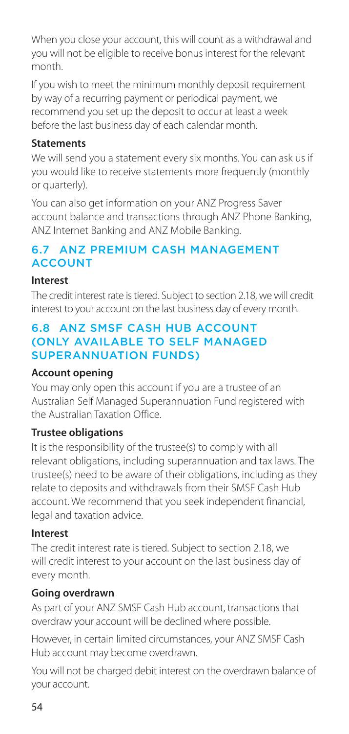When you close your account, this will count as a withdrawal and you will not be eligible to receive bonus interest for the relevant month.

If you wish to meet the minimum monthly deposit requirement by way of a recurring payment or periodical payment, we recommend you set up the deposit to occur at least a week before the last business day of each calendar month.

**Statements**

We will send you a statement every six months. You can ask us if you would like to receive statements more frequently (monthly or quarterly).

You can also get information on your ANZ Progress Saver account balance and transactions through ANZ Phone Banking, ANZ Internet Banking and ANZ Mobile Banking.

## 6.7 ANZ PREMIUM CASH MANAGEMENT ACCOUNT

**Interest**

The credit interest rate is tiered. Subject to section 2.18, we will credit interest to your account on the last business day of every month.

## 6.8 ANZ SMSF CASH HUB ACCOUNT (ONLY AVAILABLE TO SELF MANAGED SUPERANNUATION FUNDS)

**Account opening**

You may only open this account if you are a trustee of an Australian Self Managed Superannuation Fund registered with the Australian Taxation Office.

**Trustee obligations**

It is the responsibility of the trustee(s) to comply with all relevant obligations, including superannuation and tax laws. The trustee(s) need to be aware of their obligations, including as they relate to deposits and withdrawals from their SMSF Cash Hub account. We recommend that you seek independent financial, legal and taxation advice.

**Interest**

The credit interest rate is tiered. Subject to section 2.18, we will credit interest to your account on the last business day of every month.

**Going overdrawn**

As part of your ANZ SMSF Cash Hub account, transactions that overdraw your account will be declined where possible.

However, in certain limited circumstances, your ANZ SMSF Cash Hub account may become overdrawn.

You will not be charged debit interest on the overdrawn balance of your account.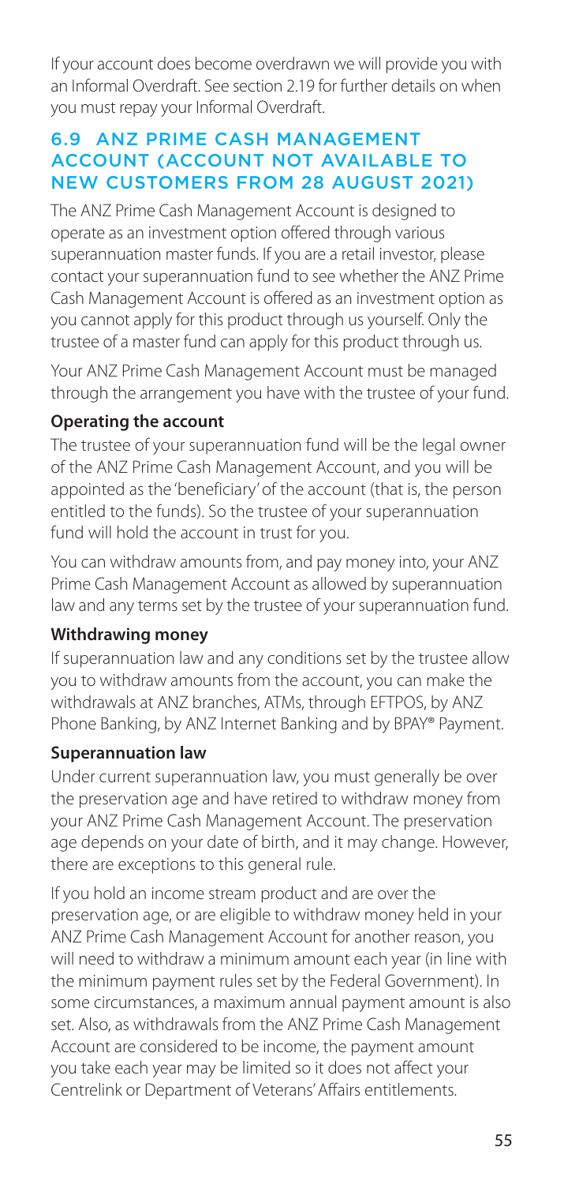If your account does become overdrawn we will provide you with an Informal Overdraft. See section 2.19 for further details on when you must repay your Informal Overdraft.

## 6.9 ANZ PRIME CASH MANAGEMENT ACCOUNT (ACCOUNT NOT AVAILABLE TO NEW CUSTOMERS FROM 28 AUGUST 2021)

The ANZ Prime Cash Management Account is designed to operate as an investment option offered through various superannuation master funds. If you are a retail investor, please contact your superannuation fund to see whether the ANZ Prime Cash Management Account is offered as an investment option as you cannot apply for this product through us yourself. Only the trustee of a master fund can apply for this product through us.

Your ANZ Prime Cash Management Account must be managed through the arrangement you have with the trustee of your fund.

**Operating the account**

The trustee of your superannuation fund will be the legal owner of the ANZ Prime Cash Management Account, and you will be appointed as the 'beneficiary' of the account (that is, the person entitled to the funds). So the trustee of your superannuation fund will hold the account in trust for you.

You can withdraw amounts from, and pay money into, your ANZ Prime Cash Management Account as allowed by superannuation law and any terms set by the trustee of your superannuation fund.

**Withdrawing money**

If superannuation law and any conditions set by the trustee allow you to withdraw amounts from the account, you can make the withdrawals at ANZ branches, ATMs, through EFTPOS, by ANZ Phone Banking, by ANZ Internet Banking and by BPAY® Payment.

**Superannuation law**

Under current superannuation law, you must generally be over the preservation age and have retired to withdraw money from your ANZ Prime Cash Management Account. The preservation age depends on your date of birth, and it may change. However, there are exceptions to this general rule.

If you hold an income stream product and are over the preservation age, or are eligible to withdraw money held in your ANZ Prime Cash Management Account for another reason, you will need to withdraw a minimum amount each year (in line with the minimum payment rules set by the Federal Government). In some circumstances, a maximum annual payment amount is also set. Also, as withdrawals from the ANZ Prime Cash Management Account are considered to be income, the payment amount you take each year may be limited so it does not affect your Centrelink or Department of Veterans' Affairs entitlements.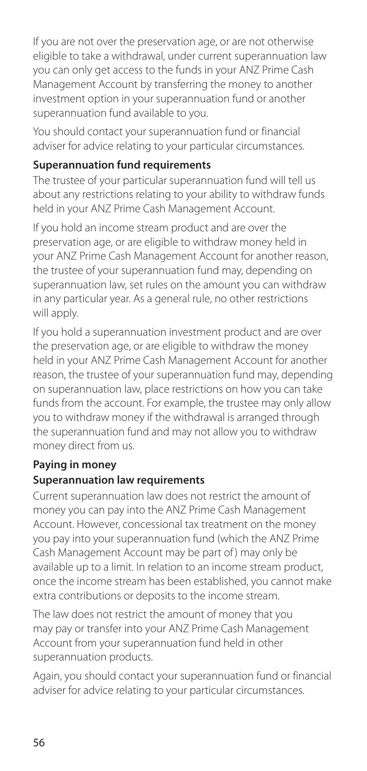If you are not over the preservation age, or are not otherwise eligible to take a withdrawal, under current superannuation law you can only get access to the funds in your ANZ Prime Cash Management Account by transferring the money to another investment option in your superannuation fund or another superannuation fund available to you.

You should contact your superannuation fund or financial adviser for advice relating to your particular circumstances.

**Superannuation fund requirements**

The trustee of your particular superannuation fund will tell us about any restrictions relating to your ability to withdraw funds held in your ANZ Prime Cash Management Account.

If you hold an income stream product and are over the preservation age, or are eligible to withdraw money held in your ANZ Prime Cash Management Account for another reason, the trustee of your superannuation fund may, depending on superannuation law, set rules on the amount you can withdraw in any particular year. As a general rule, no other restrictions will apply.

If you hold a superannuation investment product and are over the preservation age, or are eligible to withdraw the money held in your ANZ Prime Cash Management Account for another reason, the trustee of your superannuation fund may, depending on superannuation law, place restrictions on how you can take funds from the account. For example, the trustee may only allow you to withdraw money if the withdrawal is arranged through the superannuation fund and may not allow you to withdraw money direct from us.

**Paying in money**

**Superannuation law requirements**

Current superannuation law does not restrict the amount of money you can pay into the ANZ Prime Cash Management Account. However, concessional tax treatment on the money you pay into your superannuation fund (which the ANZ Prime Cash Management Account may be part of) may only be available up to a limit. In relation to an income stream product, once the income stream has been established, you cannot make extra contributions or deposits to the income stream.

The law does not restrict the amount of money that you may pay or transfer into your ANZ Prime Cash Management Account from your superannuation fund held in other superannuation products.

Again, you should contact your superannuation fund or financial adviser for advice relating to your particular circumstances.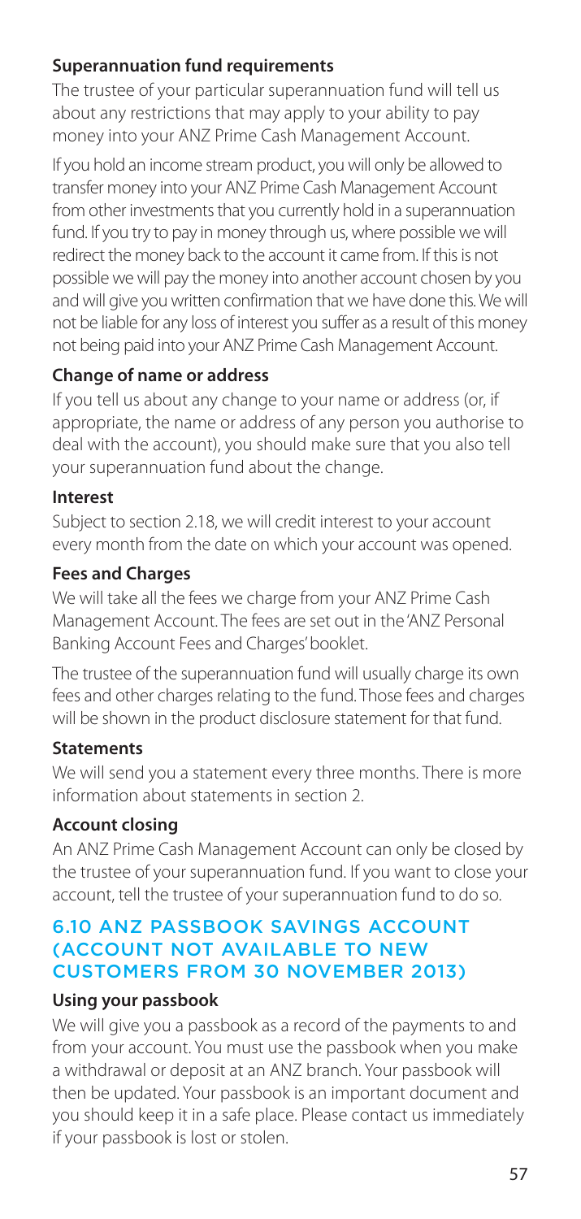**Superannuation fund requirements**

The trustee of your particular superannuation fund will tell us about any restrictions that may apply to your ability to pay money into your ANZ Prime Cash Management Account.

If you hold an income stream product, you will only be allowed to transfer money into your ANZ Prime Cash Management Account from other investments that you currently hold in a superannuation fund. If you try to pay in money through us, where possible we will redirect the money back to the account it came from. If this is not possible we will pay the money into another account chosen by you and will give you written confirmation that we have done this. We will not be liable for any loss of interest you suffer as a result of this money not being paid into your ANZ Prime Cash Management Account.

**Change of name or address**

If you tell us about any change to your name or address (or, if appropriate, the name or address of any person you authorise to deal with the account), you should make sure that you also tell your superannuation fund about the change.

**Interest**

Subject to section 2.18, we will credit interest to your account every month from the date on which your account was opened.

**Fees and Charges**

We will take all the fees we charge from your ANZ Prime Cash Management Account. The fees are set out in the 'ANZ Personal Banking Account Fees and Charges' booklet.

The trustee of the superannuation fund will usually charge its own fees and other charges relating to the fund. Those fees and charges will be shown in the product disclosure statement for that fund.

**Statements**

We will send you a statement every three months. There is more information about statements in section 2.

**Account closing**

An ANZ Prime Cash Management Account can only be closed by the trustee of your superannuation fund. If you want to close your account, tell the trustee of your superannuation fund to do so.

## 6.10 ANZ PASSBOOK SAVINGS ACCOUNT (ACCOUNT NOT AVAILABLE TO NEW CUSTOMERS FROM 30 NOVEMBER 2013)

**Using your passbook**

We will give you a passbook as a record of the payments to and from your account. You must use the passbook when you make a withdrawal or deposit at an ANZ branch. Your passbook will then be updated. Your passbook is an important document and you should keep it in a safe place. Please contact us immediately if your passbook is lost or stolen.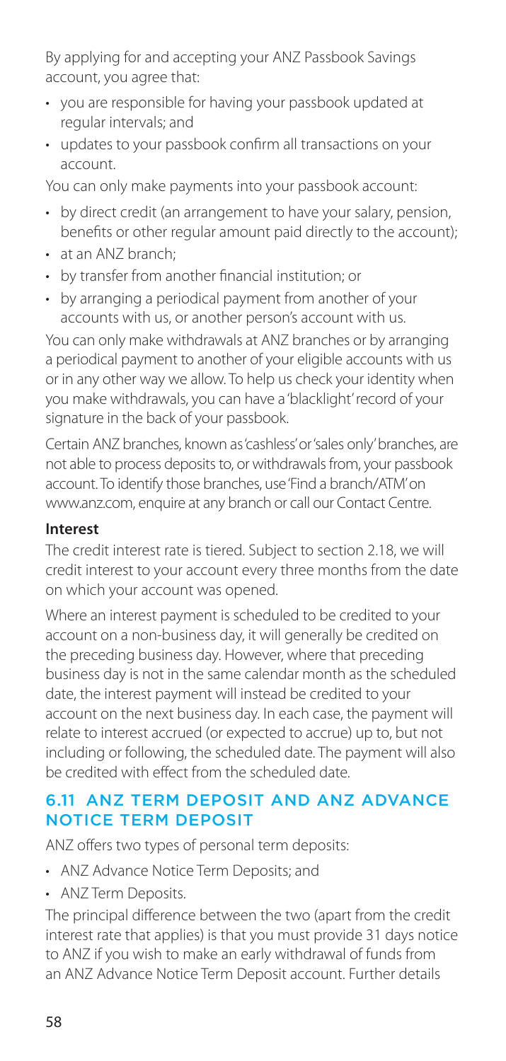By applying for and accepting your ANZ Passbook Savings account, you agree that:

- you are responsible for having your passbook updated at regular intervals; and
- updates to your passbook confirm all transactions on your account.

You can only make payments into your passbook account:

- by direct credit (an arrangement to have your salary, pension, benefits or other regular amount paid directly to the account);
- at an ANZ branch;
- by transfer from another financial institution; or
- by arranging a periodical payment from another of your accounts with us, or another person's account with us.

You can only make withdrawals at ANZ branches or by arranging a periodical payment to another of your eligible accounts with us or in any other way we allow. To help us check your identity when you make withdrawals, you can have a 'blacklight' record of your signature in the back of your passbook.

Certain ANZ branches, known as 'cashless' or 'sales only' branches, are not able to process deposits to, or withdrawals from, your passbook account. To identify those branches, use 'Find a branch/ATM' on www.anz.com, enquire at any branch or call our Contact Centre.

**Interest**

The credit interest rate is tiered. Subject to section 2.18, we will credit interest to your account every three months from the date on which your account was opened.

Where an interest payment is scheduled to be credited to your account on a non-business day, it will generally be credited on the preceding business day. However, where that preceding business day is not in the same calendar month as the scheduled date, the interest payment will instead be credited to your account on the next business day. In each case, the payment will relate to interest accrued (or expected to accrue) up to, but not including or following, the scheduled date. The payment will also be credited with effect from the scheduled date.

## 6.11 ANZ TERM DEPOSIT AND ANZ ADVANCE NOTICE TERM DEPOSIT

ANZ offers two types of personal term deposits:

- ANZ Advance Notice Term Deposits; and
- ANZ Term Deposits.

The principal difference between the two (apart from the credit interest rate that applies) is that you must provide 31 days notice to ANZ if you wish to make an early withdrawal of funds from an ANZ Advance Notice Term Deposit account. Further details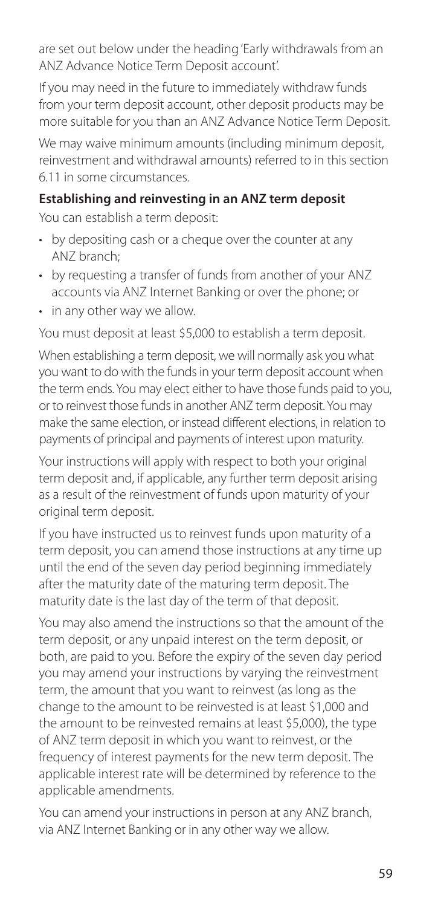are set out below under the heading 'Early withdrawals from an ANZ Advance Notice Term Deposit account'.

If you may need in the future to immediately withdraw funds from your term deposit account, other deposit products may be more suitable for you than an ANZ Advance Notice Term Deposit.

We may waive minimum amounts (including minimum deposit, reinvestment and withdrawal amounts) referred to in this section 6.11 in some circumstances.

**Establishing and reinvesting in an ANZ term deposit**

You can establish a term deposit:

- by depositing cash or a cheque over the counter at any ANZ branch;
- by requesting a transfer of funds from another of your ANZ accounts via ANZ Internet Banking or over the phone; or
- in any other way we allow.

You must deposit at least $5,000 to establish a term deposit.

When establishing a term deposit, we will normally ask you what you want to do with the funds in your term deposit account when the term ends. You may elect either to have those funds paid to you, or to reinvest those funds in another ANZ term deposit. You may make the same election, or instead different elections, in relation to payments of principal and payments of interest upon maturity.

Your instructions will apply with respect to both your original term deposit and, if applicable, any further term deposit arising as a result of the reinvestment of funds upon maturity of your original term deposit.

If you have instructed us to reinvest funds upon maturity of a term deposit, you can amend those instructions at any time up until the end of the seven day period beginning immediately after the maturity date of the maturing term deposit. The maturity date is the last day of the term of that deposit.

You may also amend the instructions so that the amount of the term deposit, or any unpaid interest on the term deposit, or both, are paid to you. Before the expiry of the seven day period you may amend your instructions by varying the reinvestment term, the amount that you want to reinvest (as long as the change to the amount to be reinvested is at least $1,000 and the amount to be reinvested remains at least $5,000), the type of ANZ term deposit in which you want to reinvest, or the frequency of interest payments for the new term deposit. The applicable interest rate will be determined by reference to the applicable amendments.

You can amend your instructions in person at any ANZ branch, via ANZ Internet Banking or in any other way we allow.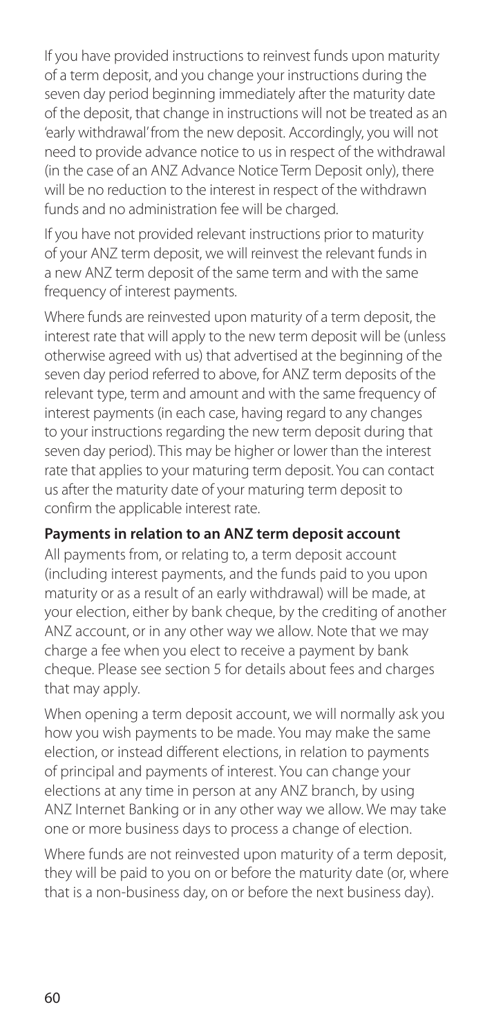If you have provided instructions to reinvest funds upon maturity of a term deposit, and you change your instructions during the seven day period beginning immediately after the maturity date of the deposit, that change in instructions will not be treated as an 'early withdrawal' from the new deposit. Accordingly, you will not need to provide advance notice to us in respect of the withdrawal (in the case of an ANZ Advance Notice Term Deposit only), there will be no reduction to the interest in respect of the withdrawn funds and no administration fee will be charged.

If you have not provided relevant instructions prior to maturity of your ANZ term deposit, we will reinvest the relevant funds in a new ANZ term deposit of the same term and with the same frequency of interest payments.

Where funds are reinvested upon maturity of a term deposit, the interest rate that will apply to the new term deposit will be (unless otherwise agreed with us) that advertised at the beginning of the seven day period referred to above, for ANZ term deposits of the relevant type, term and amount and with the same frequency of interest payments (in each case, having regard to any changes to your instructions regarding the new term deposit during that seven day period). This may be higher or lower than the interest rate that applies to your maturing term deposit. You can contact us after the maturity date of your maturing term deposit to confirm the applicable interest rate.

**Payments in relation to an ANZ term deposit account**

All payments from, or relating to, a term deposit account (including interest payments, and the funds paid to you upon maturity or as a result of an early withdrawal) will be made, at your election, either by bank cheque, by the crediting of another ANZ account, or in any other way we allow. Note that we may charge a fee when you elect to receive a payment by bank cheque. Please see section 5 for details about fees and charges that may apply.

When opening a term deposit account, we will normally ask you how you wish payments to be made. You may make the same election, or instead different elections, in relation to payments of principal and payments of interest. You can change your elections at any time in person at any ANZ branch, by using ANZ Internet Banking or in any other way we allow. We may take one or more business days to process a change of election.

Where funds are not reinvested upon maturity of a term deposit, they will be paid to you on or before the maturity date (or, where that is a non-business day, on or before the next business day).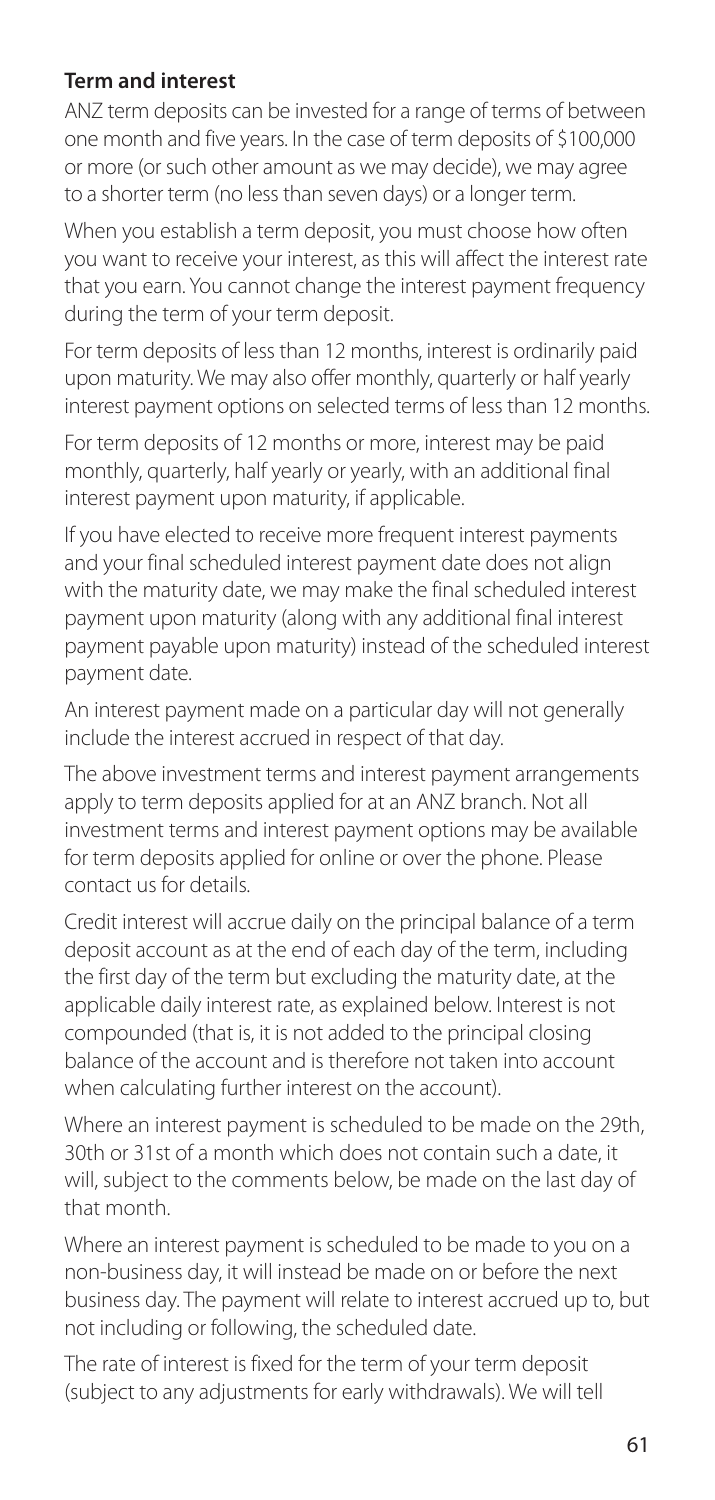**Term and interest**

ANZ term deposits can be invested for a range of terms of between one month and five years. In the case of term deposits of $100,000 or more (or such other amount as we may decide), we may agree to a shorter term (no less than seven days) or a longer term.

When you establish a term deposit, you must choose how often you want to receive your interest, as this will affect the interest rate that you earn. You cannot change the interest payment frequency during the term of your term deposit.

For term deposits of less than 12 months, interest is ordinarily paid upon maturity. We may also offer monthly, quarterly or half yearly interest payment options on selected terms of less than 12 months.

For term deposits of 12 months or more, interest may be paid monthly, quarterly, half yearly or yearly, with an additional final interest payment upon maturity, if applicable.

If you have elected to receive more frequent interest payments and your final scheduled interest payment date does not align with the maturity date, we may make the final scheduled interest payment upon maturity (along with any additional final interest payment payable upon maturity) instead of the scheduled interest payment date.

An interest payment made on a particular day will not generally include the interest accrued in respect of that day.

The above investment terms and interest payment arrangements apply to term deposits applied for at an ANZ branch. Not all investment terms and interest payment options may be available for term deposits applied for online or over the phone. Please contact us for details.

Credit interest will accrue daily on the principal balance of a term deposit account as at the end of each day of the term, including the first day of the term but excluding the maturity date, at the applicable daily interest rate, as explained below. Interest is not compounded (that is, it is not added to the principal closing balance of the account and is therefore not taken into account when calculating further interest on the account).

Where an interest payment is scheduled to be made on the 29th, 30th or 31st of a month which does not contain such a date, it will, subject to the comments below, be made on the last day of that month.

Where an interest payment is scheduled to be made to you on a non-business day, it will instead be made on or before the next business day. The payment will relate to interest accrued up to, but not including or following, the scheduled date.

The rate of interest is fixed for the term of your term deposit (subject to any adjustments for early withdrawals). We will tell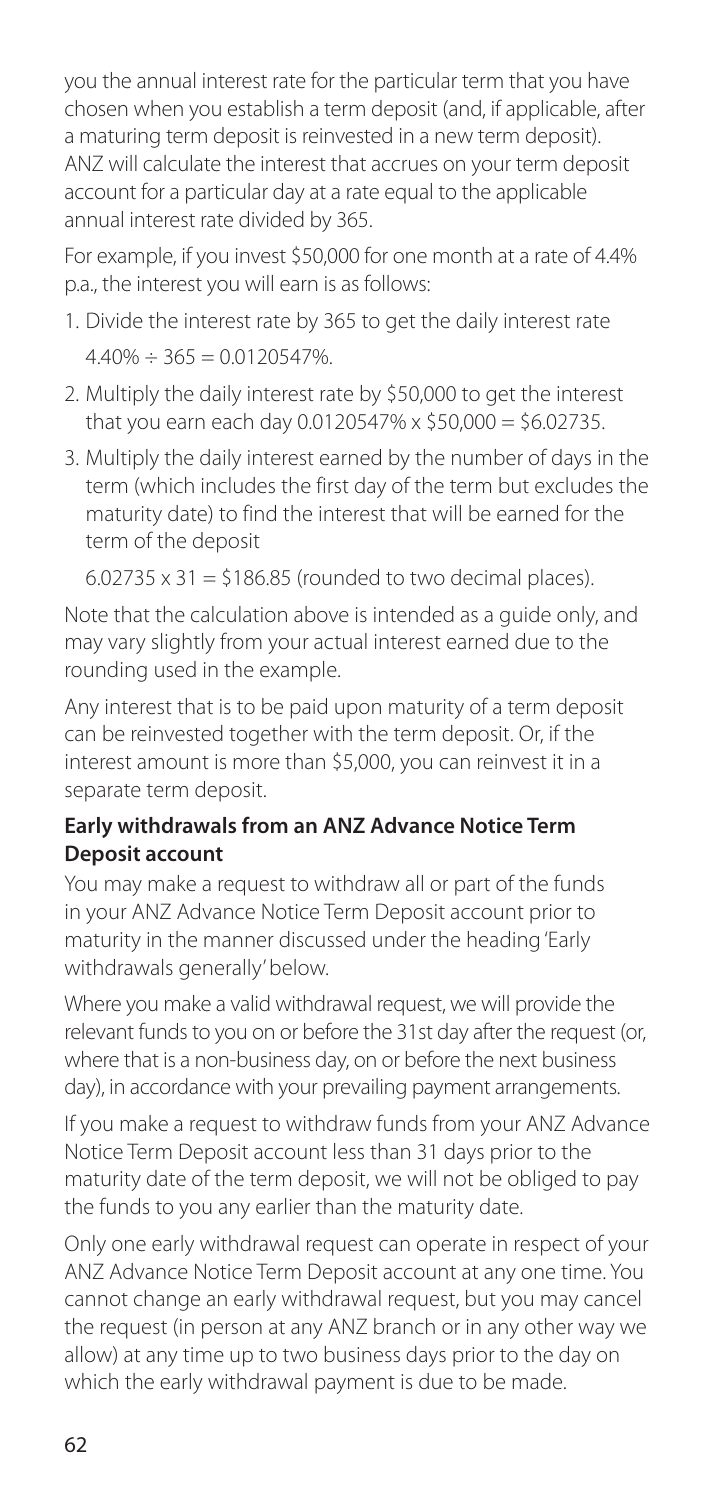you the annual interest rate for the particular term that you have chosen when you establish a term deposit (and, if applicable, after a maturing term deposit is reinvested in a new term deposit). ANZ will calculate the interest that accrues on your term deposit account for a particular day at a rate equal to the applicable annual interest rate divided by 365.

For example, if you invest $50,000 for one month at a rate of 4.4% p.a., the interest you will earn is as follows:

1. Divide the interest rate by 365 to get the daily interest rate
   
   4.40% ÷ 365 = 0.0120547%.
2. Multiply the daily interest rate by $50,000 to get the interest that you earn each day 0.0120547% x $50,000 = $6.02735.
3. Multiply the daily interest earned by the number of days in the term (which includes the first day of the term but excludes the maturity date) to find the interest that will be earned for the term of the deposit
   
   6.02735 x 31 = $186.85 (rounded to two decimal places).

Note that the calculation above is intended as a guide only, and may vary slightly from your actual interest earned due to the rounding used in the example.

Any interest that is to be paid upon maturity of a term deposit can be reinvested together with the term deposit. Or, if the interest amount is more than $5,000, you can reinvest it in a separate term deposit.

**Early withdrawals from an ANZ Advance Notice Term Deposit account**

You may make a request to withdraw all or part of the funds in your ANZ Advance Notice Term Deposit account prior to maturity in the manner discussed under the heading 'Early withdrawals generally' below.

Where you make a valid withdrawal request, we will provide the relevant funds to you on or before the 31st day after the request (or, where that is a non-business day, on or before the next business day), in accordance with your prevailing payment arrangements.

If you make a request to withdraw funds from your ANZ Advance Notice Term Deposit account less than 31 days prior to the maturity date of the term deposit, we will not be obliged to pay the funds to you any earlier than the maturity date.

Only one early withdrawal request can operate in respect of your ANZ Advance Notice Term Deposit account at any one time. You cannot change an early withdrawal request, but you may cancel the request (in person at any ANZ branch or in any other way we allow) at any time up to two business days prior to the day on which the early withdrawal payment is due to be made.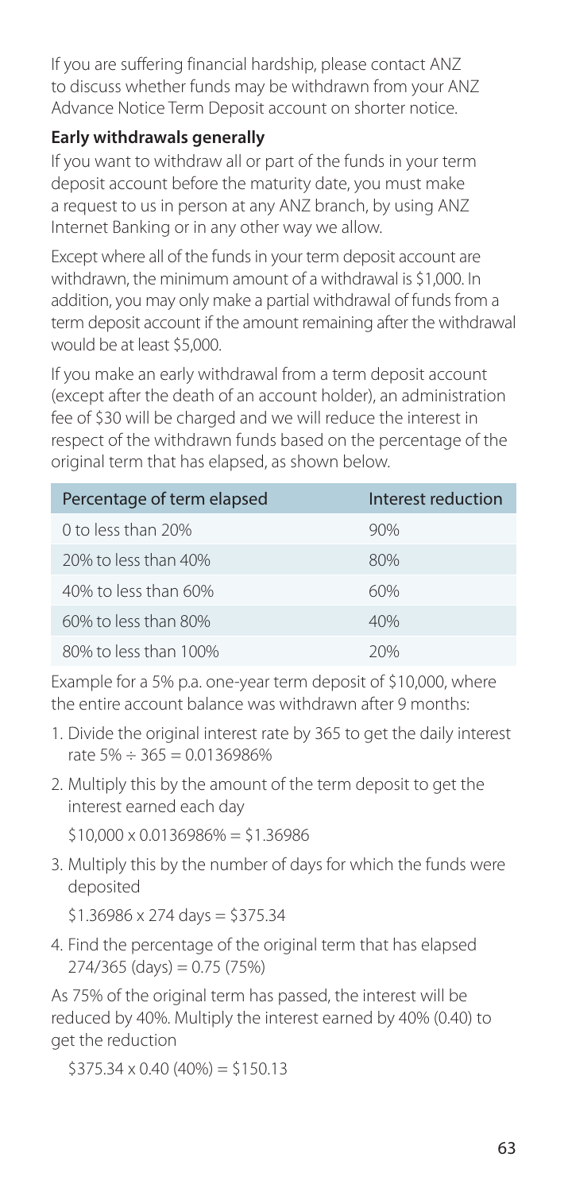If you are suffering financial hardship, please contact ANZ to discuss whether funds may be withdrawn from your ANZ Advance Notice Term Deposit account on shorter notice.

**Early withdrawals generally**

If you want to withdraw all or part of the funds in your term deposit account before the maturity date, you must make a request to us in person at any ANZ branch, by using ANZ Internet Banking or in any other way we allow.

Except where all of the funds in your term deposit account are withdrawn, the minimum amount of a withdrawal is $1,000. In addition, you may only make a partial withdrawal of funds from a term deposit account if the amount remaining after the withdrawal would be at least $5,000.

If you make an early withdrawal from a term deposit account (except after the death of an account holder), an administration fee of $30 will be charged and we will reduce the interest in respect of the withdrawn funds based on the percentage of the original term that has elapsed, as shown below.

| Percentage of term elapsed | Interest reduction |
| --- | --- |
| 0 to less than 20% | 90% |
| 20% to less than 40% | 80% |
| 40% to less than 60% | 60% |
| 60% to less than 80% | 40% |
| 80% to less than 100% | 20% |

Example for a 5% p.a. one-year term deposit of $10,000, where the entire account balance was withdrawn after 9 months:

1. Divide the original interest rate by 365 to get the daily interest rate 5% ÷ 365 = 0.0136986%
2. Multiply this by the amount of the term deposit to get the interest earned each day

   $10,000 x 0.0136986% = $1.36986
3. Multiply this by the number of days for which the funds were deposited

   $1.36986 x 274 days = $375.34
4. Find the percentage of the original term that has elapsed 274/365 (days) = 0.75 (75%)

As 75% of the original term has passed, the interest will be reduced by 40%. Multiply the interest earned by 40% (0.40) to get the reduction

$375.34 x 0.40 (40%) = $150.13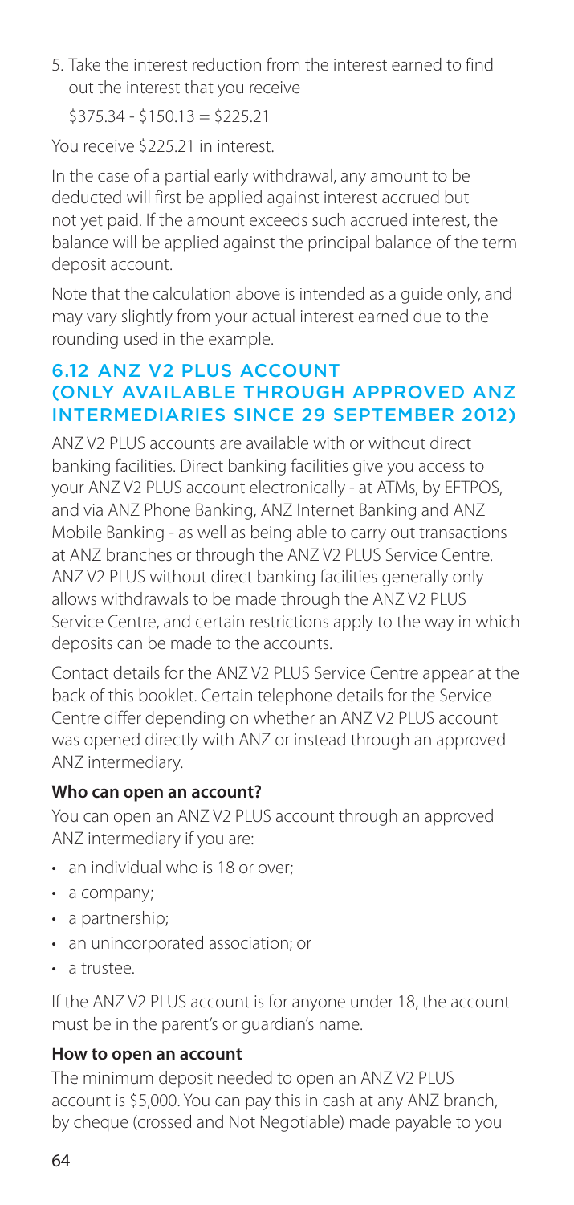5. Take the interest reduction from the interest earned to find out the interest that you receive

   $375.34 - $150.13 = $225.21

You receive $225.21 in interest.

In the case of a partial early withdrawal, any amount to be deducted will first be applied against interest accrued but not yet paid. If the amount exceeds such accrued interest, the balance will be applied against the principal balance of the term deposit account.

Note that the calculation above is intended as a guide only, and may vary slightly from your actual interest earned due to the rounding used in the example.

## 6.12 ANZ V2 PLUS ACCOUNT (ONLY AVAILABLE THROUGH APPROVED ANZ INTERMEDIARIES SINCE 29 SEPTEMBER 2012)

ANZ V2 PLUS accounts are available with or without direct banking facilities. Direct banking facilities give you access to your ANZ V2 PLUS account electronically - at ATMs, by EFTPOS, and via ANZ Phone Banking, ANZ Internet Banking and ANZ Mobile Banking - as well as being able to carry out transactions at ANZ branches or through the ANZ V2 PLUS Service Centre. ANZ V2 PLUS without direct banking facilities generally only allows withdrawals to be made through the ANZ V2 PLUS Service Centre, and certain restrictions apply to the way in which deposits can be made to the accounts.

Contact details for the ANZ V2 PLUS Service Centre appear at the back of this booklet. Certain telephone details for the Service Centre differ depending on whether an ANZ V2 PLUS account was opened directly with ANZ or instead through an approved ANZ intermediary.

**Who can open an account?**

You can open an ANZ V2 PLUS account through an approved ANZ intermediary if you are:

- an individual who is 18 or over;
- a company;
- a partnership;
- an unincorporated association; or
- a trustee.

If the ANZ V2 PLUS account is for anyone under 18, the account must be in the parent's or guardian's name.

**How to open an account**

The minimum deposit needed to open an ANZ V2 PLUS account is $5,000. You can pay this in cash at any ANZ branch, by cheque (crossed and Not Negotiable) made payable to you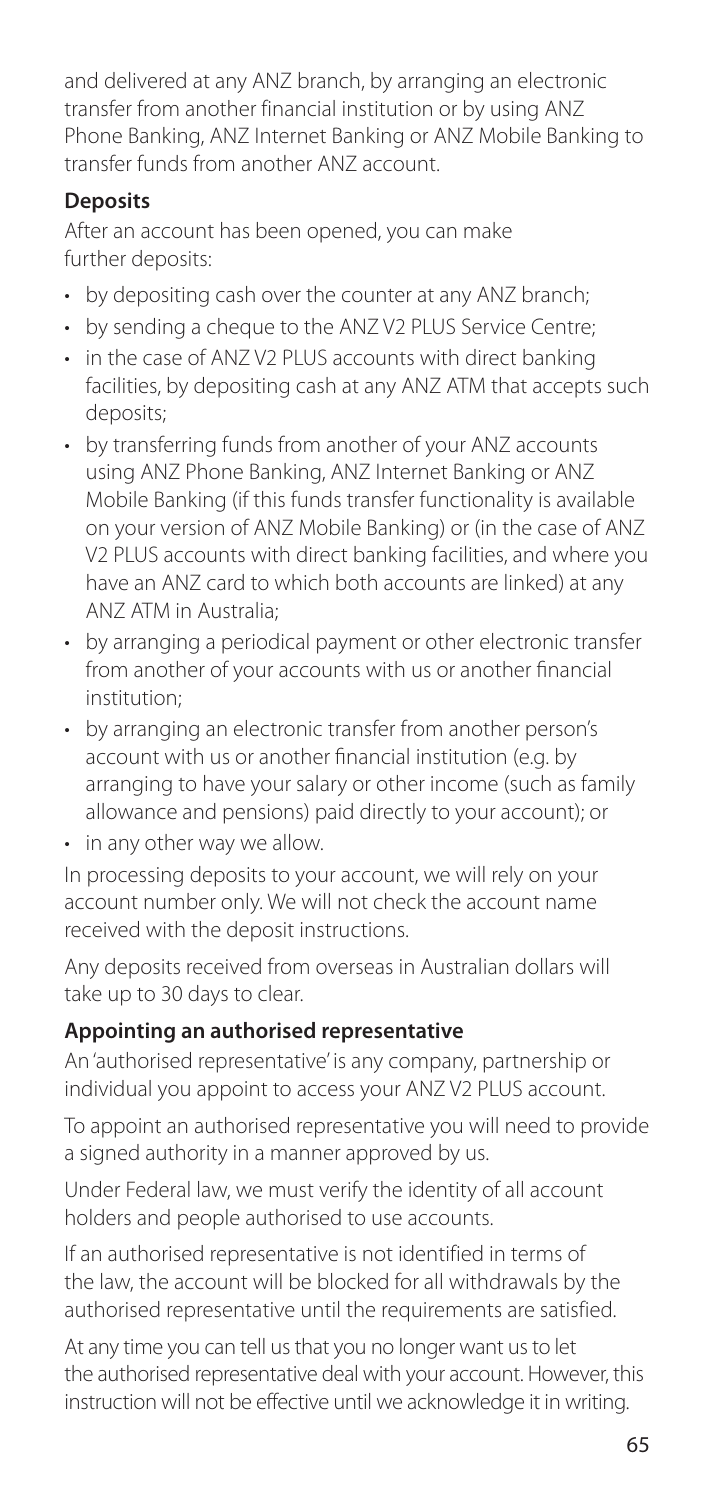and delivered at any ANZ branch, by arranging an electronic transfer from another financial institution or by using ANZ Phone Banking, ANZ Internet Banking or ANZ Mobile Banking to transfer funds from another ANZ account.

### Deposits

After an account has been opened, you can make further deposits:

- by depositing cash over the counter at any ANZ branch;
- by sending a cheque to the ANZ V2 PLUS Service Centre;
- in the case of ANZ V2 PLUS accounts with direct banking facilities, by depositing cash at any ANZ ATM that accepts such deposits;
- by transferring funds from another of your ANZ accounts using ANZ Phone Banking, ANZ Internet Banking or ANZ Mobile Banking (if this funds transfer functionality is available on your version of ANZ Mobile Banking) or (in the case of ANZ V2 PLUS accounts with direct banking facilities, and where you have an ANZ card to which both accounts are linked) at any ANZ ATM in Australia;
- by arranging a periodical payment or other electronic transfer from another of your accounts with us or another financial institution;
- by arranging an electronic transfer from another person's account with us or another financial institution (e.g. by arranging to have your salary or other income (such as family allowance and pensions) paid directly to your account); or
- in any other way we allow.

In processing deposits to your account, we will rely on your account number only. We will not check the account name received with the deposit instructions.

Any deposits received from overseas in Australian dollars will take up to 30 days to clear.

### Appointing an authorised representative

An 'authorised representative' is any company, partnership or individual you appoint to access your ANZ V2 PLUS account.

To appoint an authorised representative you will need to provide a signed authority in a manner approved by us.

Under Federal law, we must verify the identity of all account holders and people authorised to use accounts.

If an authorised representative is not identified in terms of the law, the account will be blocked for all withdrawals by the authorised representative until the requirements are satisfied.

At any time you can tell us that you no longer want us to let the authorised representative deal with your account. However, this instruction will not be effective until we acknowledge it in writing.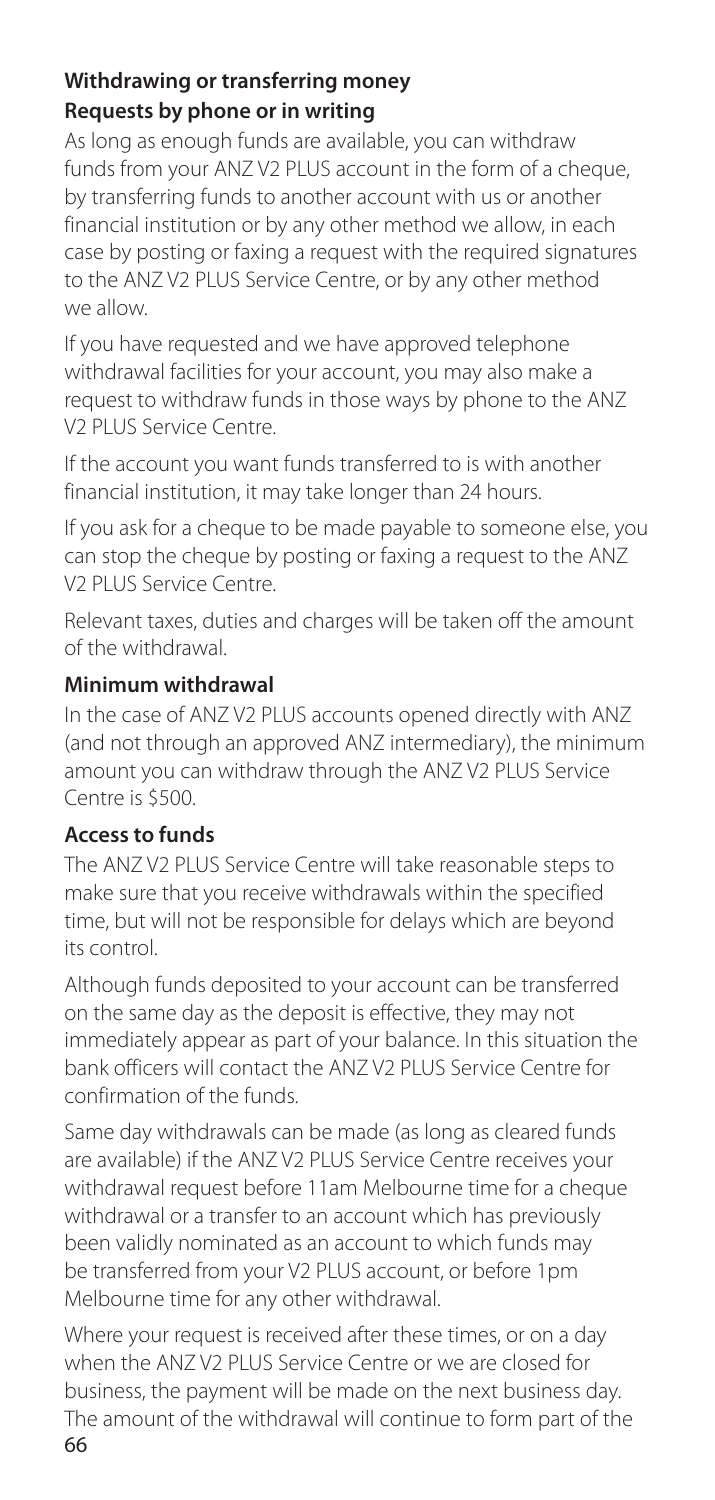## Withdrawing or transferring money

### Requests by phone or in writing

As long as enough funds are available, you can withdraw funds from your ANZ V2 PLUS account in the form of a cheque, by transferring funds to another account with us or another financial institution or by any other method we allow, in each case by posting or faxing a request with the required signatures to the ANZ V2 PLUS Service Centre, or by any other method we allow.

If you have requested and we have approved telephone withdrawal facilities for your account, you may also make a request to withdraw funds in those ways by phone to the ANZ V2 PLUS Service Centre.

If the account you want funds transferred to is with another financial institution, it may take longer than 24 hours.

If you ask for a cheque to be made payable to someone else, you can stop the cheque by posting or faxing a request to the ANZ V2 PLUS Service Centre.

Relevant taxes, duties and charges will be taken off the amount of the withdrawal.

### Minimum withdrawal

In the case of ANZ V2 PLUS accounts opened directly with ANZ (and not through an approved ANZ intermediary), the minimum amount you can withdraw through the ANZ V2 PLUS Service Centre is $500.

### Access to funds

The ANZ V2 PLUS Service Centre will take reasonable steps to make sure that you receive withdrawals within the specified time, but will not be responsible for delays which are beyond its control.

Although funds deposited to your account can be transferred on the same day as the deposit is effective, they may not immediately appear as part of your balance. In this situation the bank officers will contact the ANZ V2 PLUS Service Centre for confirmation of the funds.

Same day withdrawals can be made (as long as cleared funds are available) if the ANZ V2 PLUS Service Centre receives your withdrawal request before 11am Melbourne time for a cheque withdrawal or a transfer to an account which has previously been validly nominated as an account to which funds may be transferred from your V2 PLUS account, or before 1pm Melbourne time for any other withdrawal.

Where your request is received after these times, or on a day when the ANZ V2 PLUS Service Centre or we are closed for business, the payment will be made on the next business day. The amount of the withdrawal will continue to form part of the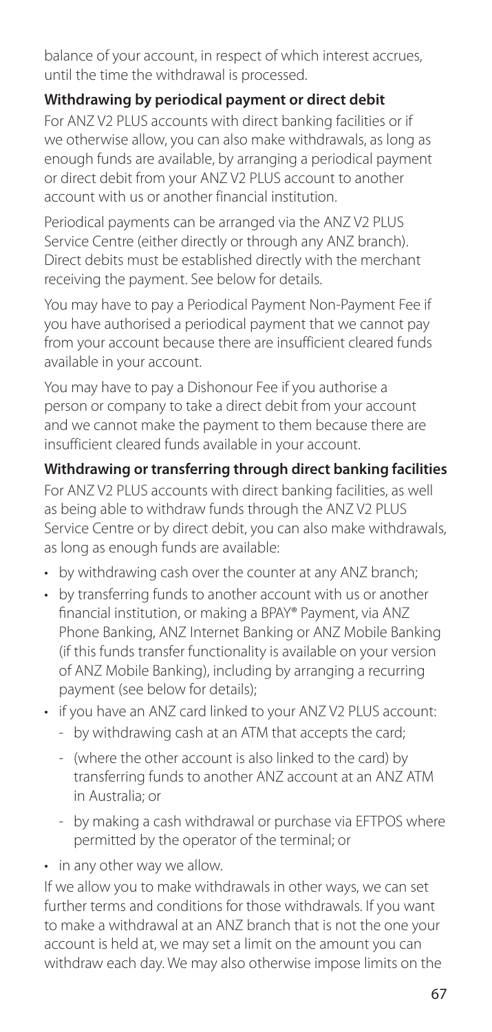balance of your account, in respect of which interest accrues, until the time the withdrawal is processed.

**Withdrawing by periodical payment or direct debit**

For ANZ V2 PLUS accounts with direct banking facilities or if we otherwise allow, you can also make withdrawals, as long as enough funds are available, by arranging a periodical payment or direct debit from your ANZ V2 PLUS account to another account with us or another financial institution.

Periodical payments can be arranged via the ANZ V2 PLUS Service Centre (either directly or through any ANZ branch). Direct debits must be established directly with the merchant receiving the payment. See below for details.

You may have to pay a Periodical Payment Non-Payment Fee if you have authorised a periodical payment that we cannot pay from your account because there are insufficient cleared funds available in your account.

You may have to pay a Dishonour Fee if you authorise a person or company to take a direct debit from your account and we cannot make the payment to them because there are insufficient cleared funds available in your account.

**Withdrawing or transferring through direct banking facilities**

For ANZ V2 PLUS accounts with direct banking facilities, as well as being able to withdraw funds through the ANZ V2 PLUS Service Centre or by direct debit, you can also make withdrawals, as long as enough funds are available:

- by withdrawing cash over the counter at any ANZ branch;
- by transferring funds to another account with us or another financial institution, or making a BPAY® Payment, via ANZ Phone Banking, ANZ Internet Banking or ANZ Mobile Banking (if this funds transfer functionality is available on your version of ANZ Mobile Banking), including by arranging a recurring payment (see below for details);
- if you have an ANZ card linked to your ANZ V2 PLUS account:
  - by withdrawing cash at an ATM that accepts the card;
  - (where the other account is also linked to the card) by transferring funds to another ANZ account at an ANZ ATM in Australia; or
  - by making a cash withdrawal or purchase via EFTPOS where permitted by the operator of the terminal; or
- in any other way we allow.

If we allow you to make withdrawals in other ways, we can set further terms and conditions for those withdrawals. If you want to make a withdrawal at an ANZ branch that is not the one your account is held at, we may set a limit on the amount you can withdraw each day. We may also otherwise impose limits on the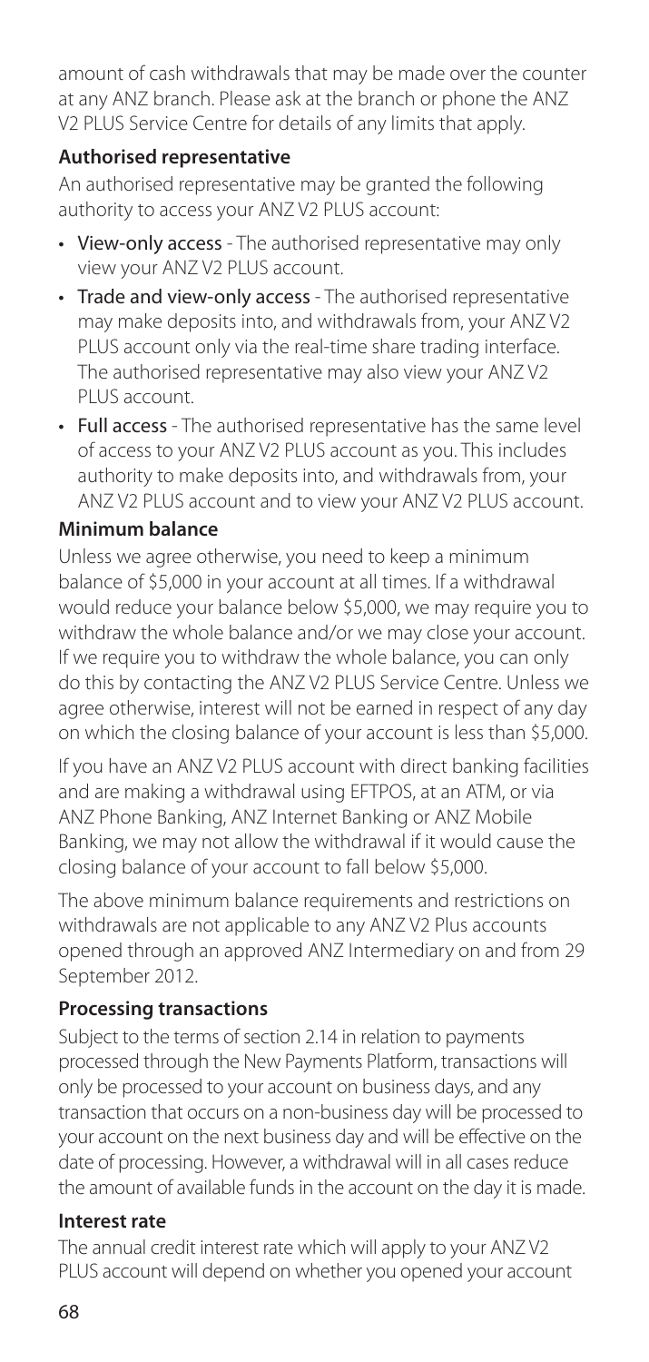amount of cash withdrawals that may be made over the counter at any ANZ branch. Please ask at the branch or phone the ANZ V2 PLUS Service Centre for details of any limits that apply.

**Authorised representative**

An authorised representative may be granted the following authority to access your ANZ V2 PLUS account:

- View-only access - The authorised representative may only view your ANZ V2 PLUS account.
- Trade and view-only access - The authorised representative may make deposits into, and withdrawals from, your ANZ V2 PLUS account only via the real-time share trading interface. The authorised representative may also view your ANZ V2 PLUS account.
- Full access - The authorised representative has the same level of access to your ANZ V2 PLUS account as you. This includes authority to make deposits into, and withdrawals from, your ANZ V2 PLUS account and to view your ANZ V2 PLUS account.

**Minimum balance**

Unless we agree otherwise, you need to keep a minimum balance of $5,000 in your account at all times. If a withdrawal would reduce your balance below $5,000, we may require you to withdraw the whole balance and/or we may close your account. If we require you to withdraw the whole balance, you can only do this by contacting the ANZ V2 PLUS Service Centre. Unless we agree otherwise, interest will not be earned in respect of any day on which the closing balance of your account is less than $5,000.

If you have an ANZ V2 PLUS account with direct banking facilities and are making a withdrawal using EFTPOS, at an ATM, or via ANZ Phone Banking, ANZ Internet Banking or ANZ Mobile Banking, we may not allow the withdrawal if it would cause the closing balance of your account to fall below $5,000.

The above minimum balance requirements and restrictions on withdrawals are not applicable to any ANZ V2 Plus accounts opened through an approved ANZ Intermediary on and from 29 September 2012.

**Processing transactions**

Subject to the terms of section 2.14 in relation to payments processed through the New Payments Platform, transactions will only be processed to your account on business days, and any transaction that occurs on a non-business day will be processed to your account on the next business day and will be effective on the date of processing. However, a withdrawal will in all cases reduce the amount of available funds in the account on the day it is made.

**Interest rate**

The annual credit interest rate which will apply to your ANZ V2 PLUS account will depend on whether you opened your account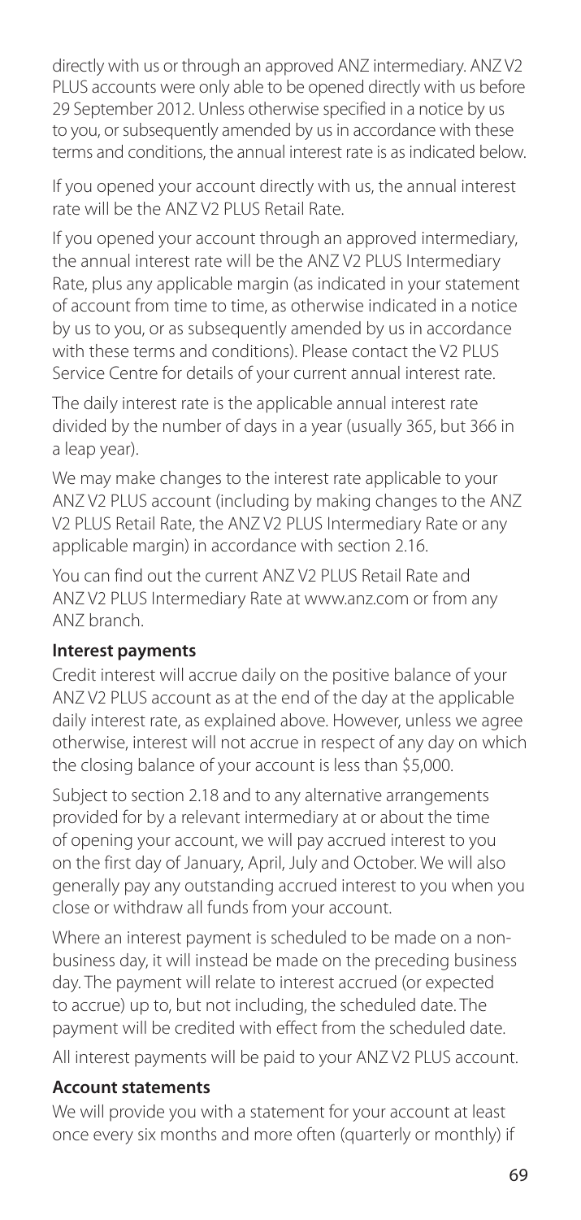directly with us or through an approved ANZ intermediary. ANZ V2 PLUS accounts were only able to be opened directly with us before 29 September 2012. Unless otherwise specified in a notice by us to you, or subsequently amended by us in accordance with these terms and conditions, the annual interest rate is as indicated below.

If you opened your account directly with us, the annual interest rate will be the ANZ V2 PLUS Retail Rate.

If you opened your account through an approved intermediary, the annual interest rate will be the ANZ V2 PLUS Intermediary Rate, plus any applicable margin (as indicated in your statement of account from time to time, as otherwise indicated in a notice by us to you, or as subsequently amended by us in accordance with these terms and conditions). Please contact the V2 PLUS Service Centre for details of your current annual interest rate.

The daily interest rate is the applicable annual interest rate divided by the number of days in a year (usually 365, but 366 in a leap year).

We may make changes to the interest rate applicable to your ANZ V2 PLUS account (including by making changes to the ANZ V2 PLUS Retail Rate, the ANZ V2 PLUS Intermediary Rate or any applicable margin) in accordance with section 2.16.

You can find out the current ANZ V2 PLUS Retail Rate and ANZ V2 PLUS Intermediary Rate at www.anz.com or from any ANZ branch.

**Interest payments**

Credit interest will accrue daily on the positive balance of your ANZ V2 PLUS account as at the end of the day at the applicable daily interest rate, as explained above. However, unless we agree otherwise, interest will not accrue in respect of any day on which the closing balance of your account is less than $5,000.

Subject to section 2.18 and to any alternative arrangements provided for by a relevant intermediary at or about the time of opening your account, we will pay accrued interest to you on the first day of January, April, July and October. We will also generally pay any outstanding accrued interest to you when you close or withdraw all funds from your account.

Where an interest payment is scheduled to be made on a non-business day, it will instead be made on the preceding business day. The payment will relate to interest accrued (or expected to accrue) up to, but not including, the scheduled date. The payment will be credited with effect from the scheduled date.

All interest payments will be paid to your ANZ V2 PLUS account.

**Account statements**

We will provide you with a statement for your account at least once every six months and more often (quarterly or monthly) if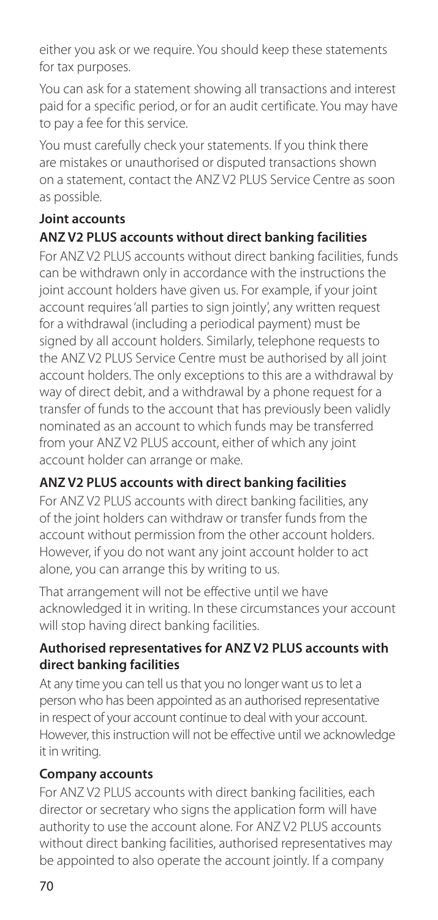either you ask or we require. You should keep these statements for tax purposes.

You can ask for a statement showing all transactions and interest paid for a specific period, or for an audit certificate. You may have to pay a fee for this service.

You must carefully check your statements. If you think there are mistakes or unauthorised or disputed transactions shown on a statement, contact the ANZ V2 PLUS Service Centre as soon as possible.

**Joint accounts**

**ANZ V2 PLUS accounts without direct banking facilities**

For ANZ V2 PLUS accounts without direct banking facilities, funds can be withdrawn only in accordance with the instructions the joint account holders have given us. For example, if your joint account requires 'all parties to sign jointly', any written request for a withdrawal (including a periodical payment) must be signed by all account holders. Similarly, telephone requests to the ANZ V2 PLUS Service Centre must be authorised by all joint account holders. The only exceptions to this are a withdrawal by way of direct debit, and a withdrawal by a phone request for a transfer of funds to the account that has previously been validly nominated as an account to which funds may be transferred from your ANZ V2 PLUS account, either of which any joint account holder can arrange or make.

**ANZ V2 PLUS accounts with direct banking facilities**

For ANZ V2 PLUS accounts with direct banking facilities, any of the joint holders can withdraw or transfer funds from the account without permission from the other account holders. However, if you do not want any joint account holder to act alone, you can arrange this by writing to us.

That arrangement will not be effective until we have acknowledged it in writing. In these circumstances your account will stop having direct banking facilities.

**Authorised representatives for ANZ V2 PLUS accounts with direct banking facilities**

At any time you can tell us that you no longer want us to let a person who has been appointed as an authorised representative in respect of your account continue to deal with your account. However, this instruction will not be effective until we acknowledge it in writing.

**Company accounts**

For ANZ V2 PLUS accounts with direct banking facilities, each director or secretary who signs the application form will have authority to use the account alone. For ANZ V2 PLUS accounts without direct banking facilities, authorised representatives may be appointed to also operate the account jointly. If a company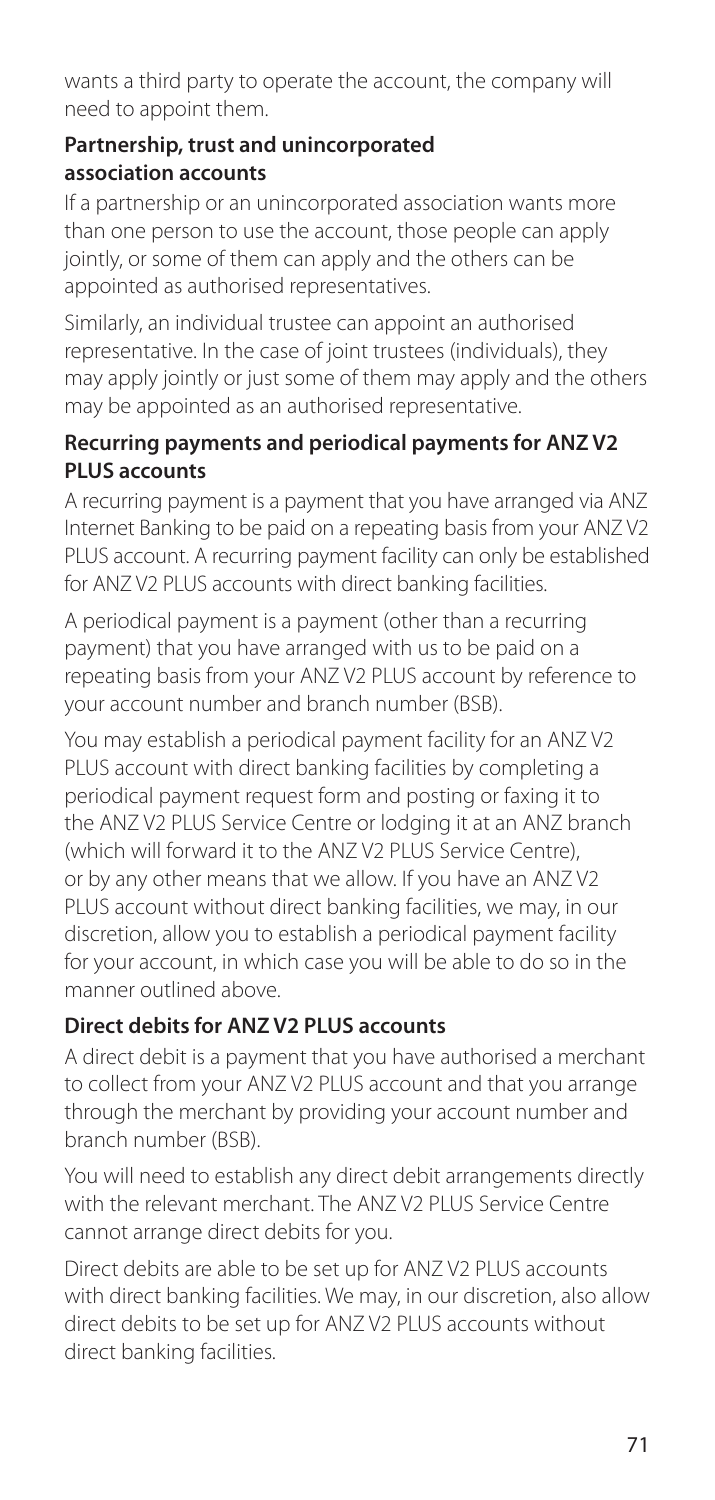wants a third party to operate the account, the company will need to appoint them.

**Partnership, trust and unincorporated association accounts**

If a partnership or an unincorporated association wants more than one person to use the account, those people can apply jointly, or some of them can apply and the others can be appointed as authorised representatives.

Similarly, an individual trustee can appoint an authorised representative. In the case of joint trustees (individuals), they may apply jointly or just some of them may apply and the others may be appointed as an authorised representative.

**Recurring payments and periodical payments for ANZ V2 PLUS accounts**

A recurring payment is a payment that you have arranged via ANZ Internet Banking to be paid on a repeating basis from your ANZ V2 PLUS account. A recurring payment facility can only be established for ANZ V2 PLUS accounts with direct banking facilities.

A periodical payment is a payment (other than a recurring payment) that you have arranged with us to be paid on a repeating basis from your ANZ V2 PLUS account by reference to your account number and branch number (BSB).

You may establish a periodical payment facility for an ANZ V2 PLUS account with direct banking facilities by completing a periodical payment request form and posting or faxing it to the ANZ V2 PLUS Service Centre or lodging it at an ANZ branch (which will forward it to the ANZ V2 PLUS Service Centre), or by any other means that we allow. If you have an ANZ V2 PLUS account without direct banking facilities, we may, in our discretion, allow you to establish a periodical payment facility for your account, in which case you will be able to do so in the manner outlined above.

**Direct debits for ANZ V2 PLUS accounts**

A direct debit is a payment that you have authorised a merchant to collect from your ANZ V2 PLUS account and that you arrange through the merchant by providing your account number and branch number (BSB).

You will need to establish any direct debit arrangements directly with the relevant merchant. The ANZ V2 PLUS Service Centre cannot arrange direct debits for you.

Direct debits are able to be set up for ANZ V2 PLUS accounts with direct banking facilities. We may, in our discretion, also allow direct debits to be set up for ANZ V2 PLUS accounts without direct banking facilities.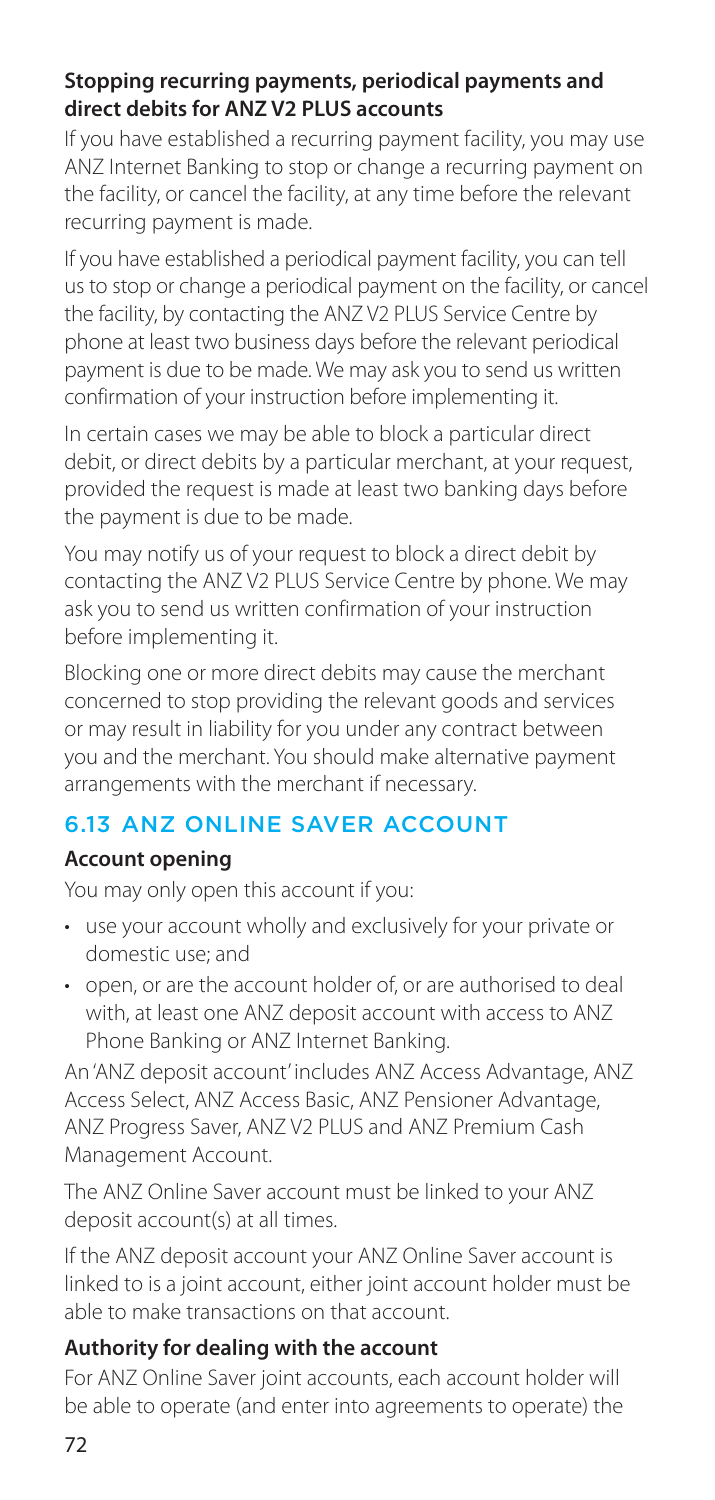**Stopping recurring payments, periodical payments and direct debits for ANZ V2 PLUS accounts**

If you have established a recurring payment facility, you may use ANZ Internet Banking to stop or change a recurring payment on the facility, or cancel the facility, at any time before the relevant recurring payment is made.

If you have established a periodical payment facility, you can tell us to stop or change a periodical payment on the facility, or cancel the facility, by contacting the ANZ V2 PLUS Service Centre by phone at least two business days before the relevant periodical payment is due to be made. We may ask you to send us written confirmation of your instruction before implementing it.

In certain cases we may be able to block a particular direct debit, or direct debits by a particular merchant, at your request, provided the request is made at least two banking days before the payment is due to be made.

You may notify us of your request to block a direct debit by contacting the ANZ V2 PLUS Service Centre by phone. We may ask you to send us written confirmation of your instruction before implementing it.

Blocking one or more direct debits may cause the merchant concerned to stop providing the relevant goods and services or may result in liability for you under any contract between you and the merchant. You should make alternative payment arrangements with the merchant if necessary.

## 6.13 ANZ ONLINE SAVER ACCOUNT

**Account opening**

You may only open this account if you:

- use your account wholly and exclusively for your private or domestic use; and
- open, or are the account holder of, or are authorised to deal with, at least one ANZ deposit account with access to ANZ Phone Banking or ANZ Internet Banking.

An 'ANZ deposit account' includes ANZ Access Advantage, ANZ Access Select, ANZ Access Basic, ANZ Pensioner Advantage, ANZ Progress Saver, ANZ V2 PLUS and ANZ Premium Cash Management Account.

The ANZ Online Saver account must be linked to your ANZ deposit account(s) at all times.

If the ANZ deposit account your ANZ Online Saver account is linked to is a joint account, either joint account holder must be able to make transactions on that account.

**Authority for dealing with the account**

For ANZ Online Saver joint accounts, each account holder will be able to operate (and enter into agreements to operate) the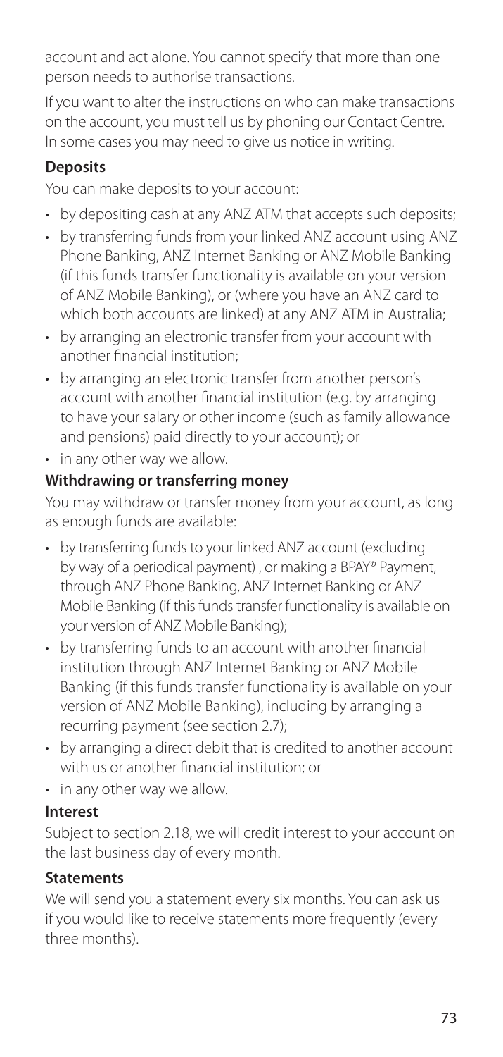account and act alone. You cannot specify that more than one person needs to authorise transactions.

If you want to alter the instructions on who can make transactions on the account, you must tell us by phoning our Contact Centre. In some cases you may need to give us notice in writing.

**Deposits**

You can make deposits to your account:

- by depositing cash at any ANZ ATM that accepts such deposits;
- by transferring funds from your linked ANZ account using ANZ Phone Banking, ANZ Internet Banking or ANZ Mobile Banking (if this funds transfer functionality is available on your version of ANZ Mobile Banking), or (where you have an ANZ card to which both accounts are linked) at any ANZ ATM in Australia;
- by arranging an electronic transfer from your account with another financial institution;
- by arranging an electronic transfer from another person's account with another financial institution (e.g. by arranging to have your salary or other income (such as family allowance and pensions) paid directly to your account); or
- in any other way we allow.

**Withdrawing or transferring money**

You may withdraw or transfer money from your account, as long as enough funds are available:

- by transferring funds to your linked ANZ account (excluding by way of a periodical payment) , or making a BPAY® Payment, through ANZ Phone Banking, ANZ Internet Banking or ANZ Mobile Banking (if this funds transfer functionality is available on your version of ANZ Mobile Banking);
- by transferring funds to an account with another financial institution through ANZ Internet Banking or ANZ Mobile Banking (if this funds transfer functionality is available on your version of ANZ Mobile Banking), including by arranging a recurring payment (see section 2.7);
- by arranging a direct debit that is credited to another account with us or another financial institution; or
- in any other way we allow.

**Interest**

Subject to section 2.18, we will credit interest to your account on the last business day of every month.

**Statements**

We will send you a statement every six months. You can ask us if you would like to receive statements more frequently (every three months).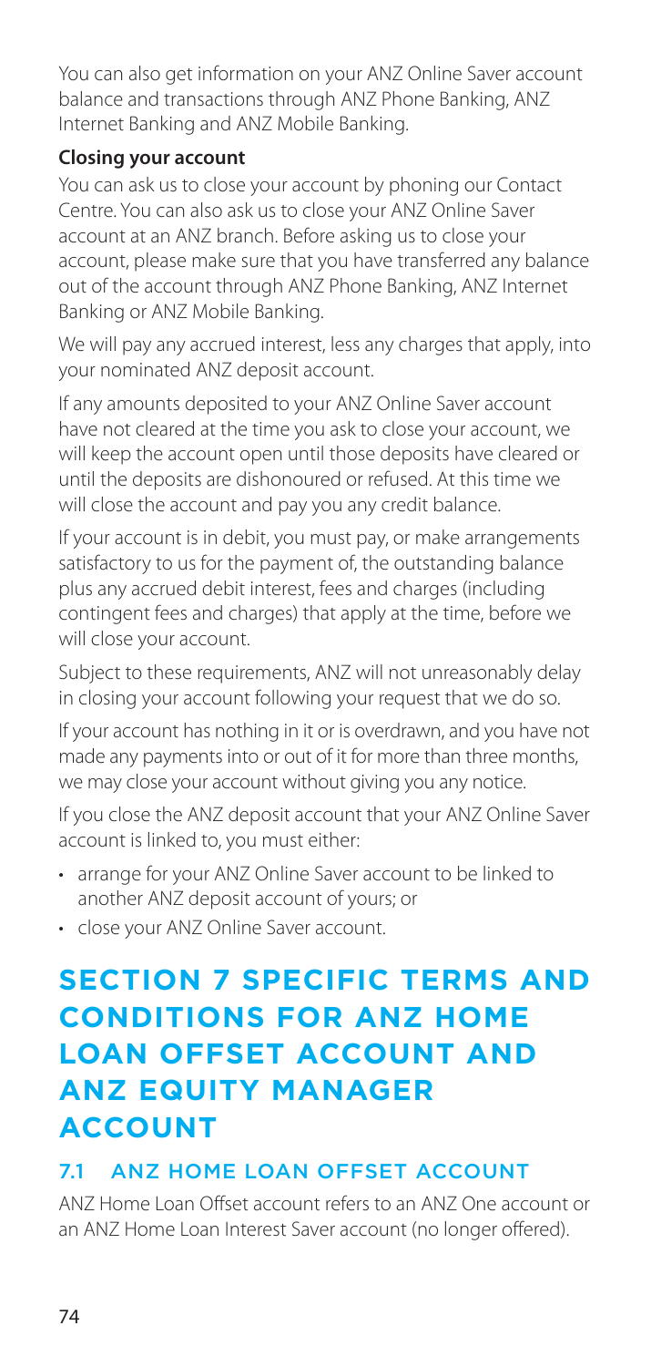You can also get information on your ANZ Online Saver account balance and transactions through ANZ Phone Banking, ANZ Internet Banking and ANZ Mobile Banking.

**Closing your account**

You can ask us to close your account by phoning our Contact Centre. You can also ask us to close your ANZ Online Saver account at an ANZ branch. Before asking us to close your account, please make sure that you have transferred any balance out of the account through ANZ Phone Banking, ANZ Internet Banking or ANZ Mobile Banking.

We will pay any accrued interest, less any charges that apply, into your nominated ANZ deposit account.

If any amounts deposited to your ANZ Online Saver account have not cleared at the time you ask to close your account, we will keep the account open until those deposits have cleared or until the deposits are dishonoured or refused. At this time we will close the account and pay you any credit balance.

If your account is in debit, you must pay, or make arrangements satisfactory to us for the payment of, the outstanding balance plus any accrued debit interest, fees and charges (including contingent fees and charges) that apply at the time, before we will close your account.

Subject to these requirements, ANZ will not unreasonably delay in closing your account following your request that we do so.

If your account has nothing in it or is overdrawn, and you have not made any payments into or out of it for more than three months, we may close your account without giving you any notice.

If you close the ANZ deposit account that your ANZ Online Saver account is linked to, you must either:

- arrange for your ANZ Online Saver account to be linked to another ANZ deposit account of yours; or
- close your ANZ Online Saver account.

# SECTION 7 SPECIFIC TERMS AND CONDITIONS FOR ANZ HOME LOAN OFFSET ACCOUNT AND ANZ EQUITY MANAGER ACCOUNT

## 7.1 ANZ HOME LOAN OFFSET ACCOUNT

ANZ Home Loan Offset account refers to an ANZ One account or an ANZ Home Loan Interest Saver account (no longer offered).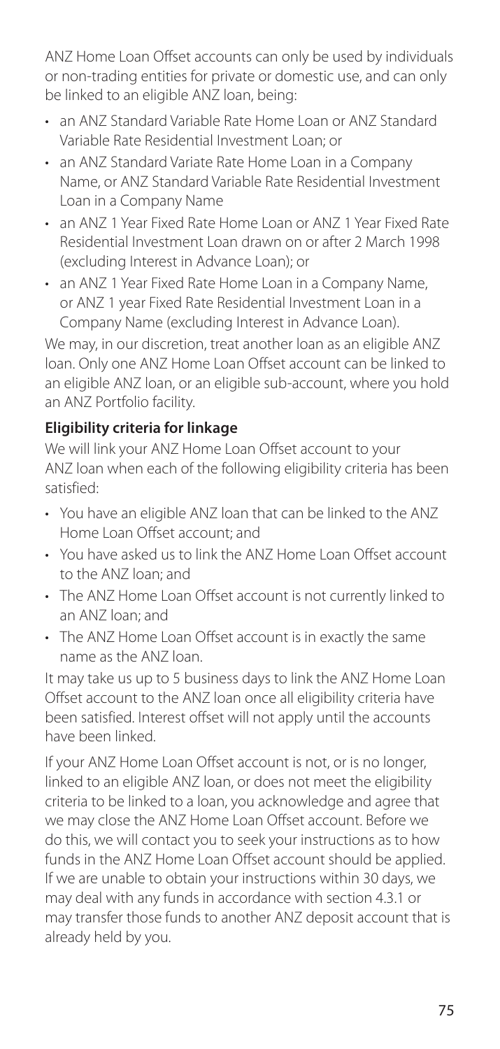ANZ Home Loan Offset accounts can only be used by individuals or non-trading entities for private or domestic use, and can only be linked to an eligible ANZ loan, being:

- an ANZ Standard Variable Rate Home Loan or ANZ Standard Variable Rate Residential Investment Loan; or
- an ANZ Standard Variate Rate Home Loan in a Company Name, or ANZ Standard Variable Rate Residential Investment Loan in a Company Name
- an ANZ 1 Year Fixed Rate Home Loan or ANZ 1 Year Fixed Rate Residential Investment Loan drawn on or after 2 March 1998 (excluding Interest in Advance Loan); or
- an ANZ 1 Year Fixed Rate Home Loan in a Company Name, or ANZ 1 year Fixed Rate Residential Investment Loan in a Company Name (excluding Interest in Advance Loan).

We may, in our discretion, treat another loan as an eligible ANZ loan. Only one ANZ Home Loan Offset account can be linked to an eligible ANZ loan, or an eligible sub-account, where you hold an ANZ Portfolio facility.

**Eligibility criteria for linkage**

We will link your ANZ Home Loan Offset account to your ANZ loan when each of the following eligibility criteria has been satisfied:

- You have an eligible ANZ loan that can be linked to the ANZ Home Loan Offset account; and
- You have asked us to link the ANZ Home Loan Offset account to the ANZ loan; and
- The ANZ Home Loan Offset account is not currently linked to an ANZ loan; and
- The ANZ Home Loan Offset account is in exactly the same name as the ANZ loan.

It may take us up to 5 business days to link the ANZ Home Loan Offset account to the ANZ loan once all eligibility criteria have been satisfied. Interest offset will not apply until the accounts have been linked.

If your ANZ Home Loan Offset account is not, or is no longer, linked to an eligible ANZ loan, or does not meet the eligibility criteria to be linked to a loan, you acknowledge and agree that we may close the ANZ Home Loan Offset account. Before we do this, we will contact you to seek your instructions as to how funds in the ANZ Home Loan Offset account should be applied. If we are unable to obtain your instructions within 30 days, we may deal with any funds in accordance with section 4.3.1 or may transfer those funds to another ANZ deposit account that is already held by you.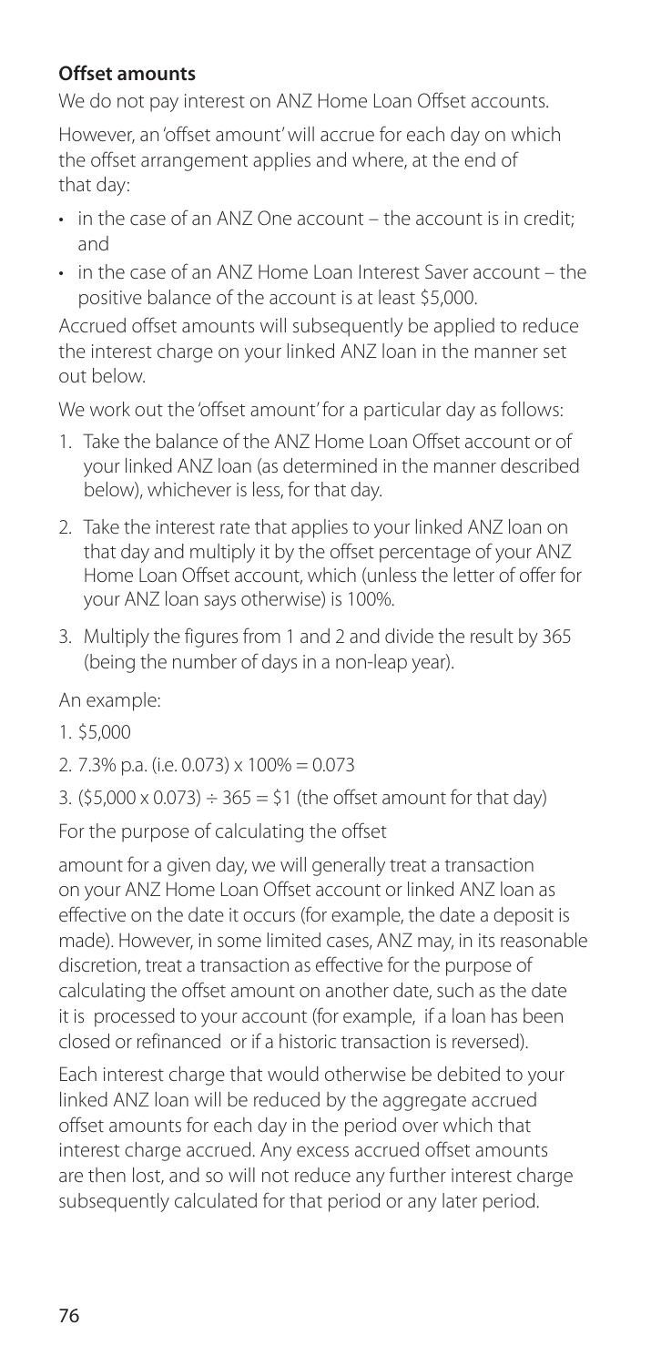### Offset amounts

We do not pay interest on ANZ Home Loan Offset accounts.

However, an 'offset amount' will accrue for each day on which the offset arrangement applies and where, at the end of that day:

- in the case of an ANZ One account – the account is in credit; and
- in the case of an ANZ Home Loan Interest Saver account – the positive balance of the account is at least $5,000.

Accrued offset amounts will subsequently be applied to reduce the interest charge on your linked ANZ loan in the manner set out below.

We work out the 'offset amount' for a particular day as follows:

1. Take the balance of the ANZ Home Loan Offset account or of your linked ANZ loan (as determined in the manner described below), whichever is less, for that day.
2. Take the interest rate that applies to your linked ANZ loan on that day and multiply it by the offset percentage of your ANZ Home Loan Offset account, which (unless the letter of offer for your ANZ loan says otherwise) is 100%.
3. Multiply the figures from 1 and 2 and divide the result by 365 (being the number of days in a non-leap year).

An example:

1. $5,000
2. 7.3% p.a. (i.e. 0.073) x 100% = 0.073
3. ($5,000 x 0.073) ÷ 365 = $1 (the offset amount for that day)

For the purpose of calculating the offset amount for a given day, we will generally treat a transaction on your ANZ Home Loan Offset account or linked ANZ loan as effective on the date it occurs (for example, the date a deposit is made). However, in some limited cases, ANZ may, in its reasonable discretion, treat a transaction as effective for the purpose of calculating the offset amount on another date, such as the date it is processed to your account (for example, if a loan has been closed or refinanced or if a historic transaction is reversed).

Each interest charge that would otherwise be debited to your linked ANZ loan will be reduced by the aggregate accrued offset amounts for each day in the period over which that interest charge accrued. Any excess accrued offset amounts are then lost, and so will not reduce any further interest charge subsequently calculated for that period or any later period.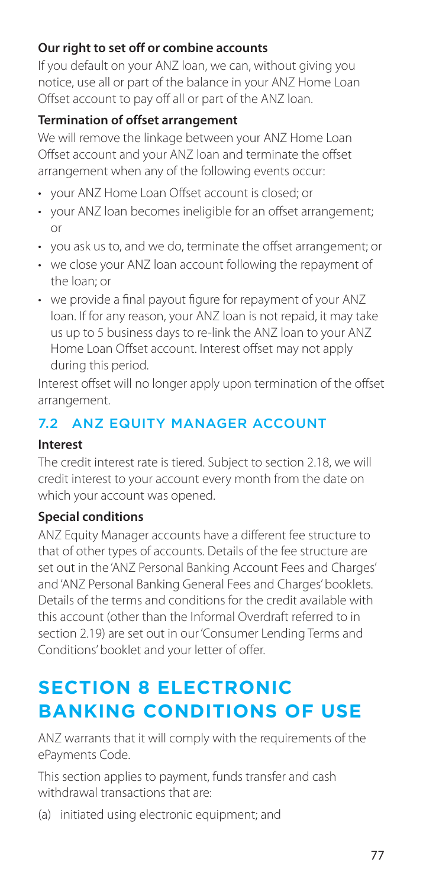### Our right to set off or combine accounts

If you default on your ANZ loan, we can, without giving you notice, use all or part of the balance in your ANZ Home Loan Offset account to pay off all or part of the ANZ loan.

### Termination of offset arrangement

We will remove the linkage between your ANZ Home Loan Offset account and your ANZ loan and terminate the offset arrangement when any of the following events occur:

- your ANZ Home Loan Offset account is closed; or
- your ANZ loan becomes ineligible for an offset arrangement; or
- you ask us to, and we do, terminate the offset arrangement; or
- we close your ANZ loan account following the repayment of the loan; or
- we provide a final payout figure for repayment of your ANZ loan. If for any reason, your ANZ loan is not repaid, it may take us up to 5 business days to re-link the ANZ loan to your ANZ Home Loan Offset account. Interest offset may not apply during this period.

Interest offset will no longer apply upon termination of the offset arrangement.

## 7.2 ANZ EQUITY MANAGER ACCOUNT

### Interest

The credit interest rate is tiered. Subject to section 2.18, we will credit interest to your account every month from the date on which your account was opened.

### Special conditions

ANZ Equity Manager accounts have a different fee structure to that of other types of accounts. Details of the fee structure are set out in the 'ANZ Personal Banking Account Fees and Charges' and 'ANZ Personal Banking General Fees and Charges' booklets. Details of the terms and conditions for the credit available with this account (other than the Informal Overdraft referred to in section 2.19) are set out in our 'Consumer Lending Terms and Conditions' booklet and your letter of offer.

# SECTION 8 ELECTRONIC BANKING CONDITIONS OF USE

ANZ warrants that it will comply with the requirements of the ePayments Code.

This section applies to payment, funds transfer and cash withdrawal transactions that are:

(a) initiated using electronic equipment; and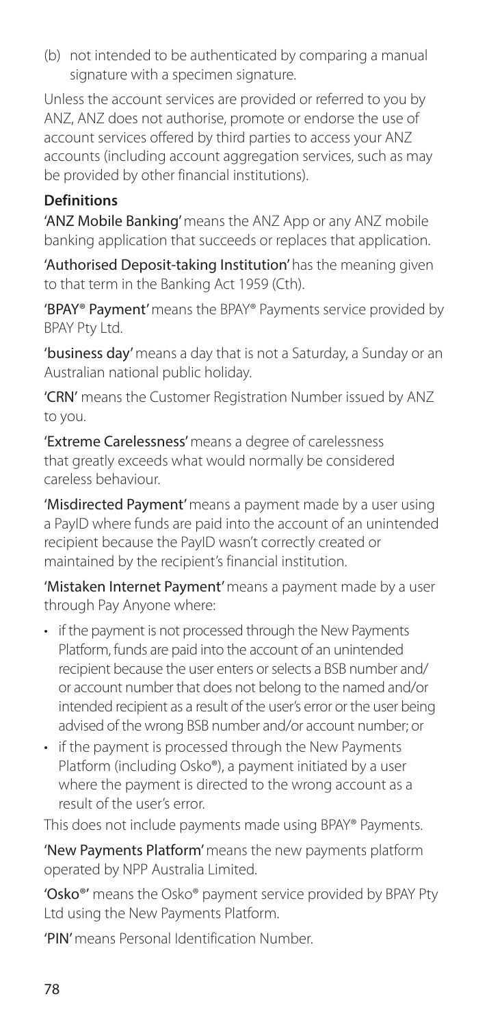(b) not intended to be authenticated by comparing a manual signature with a specimen signature.

Unless the account services are provided or referred to you by ANZ, ANZ does not authorise, promote or endorse the use of account services offered by third parties to access your ANZ accounts (including account aggregation services, such as may be provided by other financial institutions).

**Definitions**

'ANZ Mobile Banking' means the ANZ App or any ANZ mobile banking application that succeeds or replaces that application.

'Authorised Deposit-taking Institution' has the meaning given to that term in the Banking Act 1959 (Cth).

'BPAY® Payment' means the BPAY® Payments service provided by BPAY Pty Ltd.

'business day' means a day that is not a Saturday, a Sunday or an Australian national public holiday.

'CRN' means the Customer Registration Number issued by ANZ to you.

'Extreme Carelessness' means a degree of carelessness that greatly exceeds what would normally be considered careless behaviour.

'Misdirected Payment' means a payment made by a user using a PayID where funds are paid into the account of an unintended recipient because the PayID wasn't correctly created or maintained by the recipient's financial institution.

'Mistaken Internet Payment' means a payment made by a user through Pay Anyone where:

- if the payment is not processed through the New Payments Platform, funds are paid into the account of an unintended recipient because the user enters or selects a BSB number and/or account number that does not belong to the named and/or intended recipient as a result of the user's error or the user being advised of the wrong BSB number and/or account number; or
- if the payment is processed through the New Payments Platform (including Osko®), a payment initiated by a user where the payment is directed to the wrong account as a result of the user's error.

This does not include payments made using BPAY® Payments.

'New Payments Platform' means the new payments platform operated by NPP Australia Limited.

'Osko®' means the Osko® payment service provided by BPAY Pty Ltd using the New Payments Platform.

'PIN' means Personal Identification Number.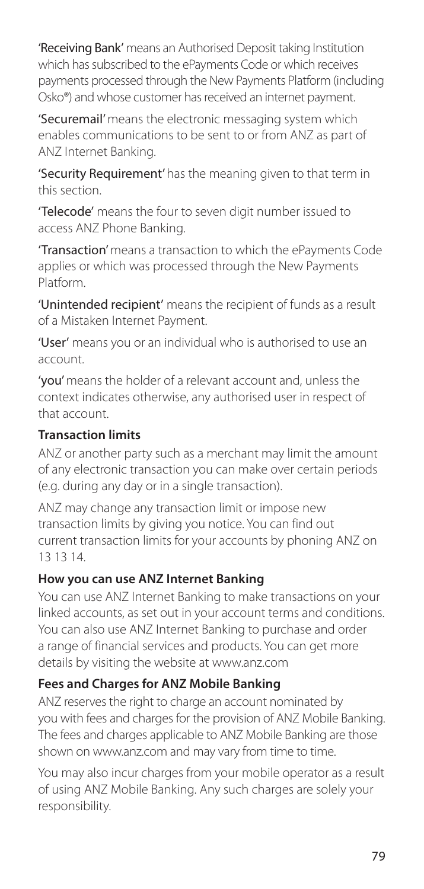**'Receiving Bank'** means an Authorised Deposit taking Institution which has subscribed to the ePayments Code or which receives payments processed through the New Payments Platform (including Osko®) and whose customer has received an internet payment.

**'Securemail'** means the electronic messaging system which enables communications to be sent to or from ANZ as part of ANZ Internet Banking.

**'Security Requirement'** has the meaning given to that term in this section.

**'Telecode'** means the four to seven digit number issued to access ANZ Phone Banking.

**'Transaction'** means a transaction to which the ePayments Code applies or which was processed through the New Payments Platform.

**'Unintended recipient'** means the recipient of funds as a result of a Mistaken Internet Payment.

**'User'** means you or an individual who is authorised to use an account.

**'you'** means the holder of a relevant account and, unless the context indicates otherwise, any authorised user in respect of that account.

### Transaction limits

ANZ or another party such as a merchant may limit the amount of any electronic transaction you can make over certain periods (e.g. during any day or in a single transaction).

ANZ may change any transaction limit or impose new transaction limits by giving you notice. You can find out current transaction limits for your accounts by phoning ANZ on 13 13 14.

### How you can use ANZ Internet Banking

You can use ANZ Internet Banking to make transactions on your linked accounts, as set out in your account terms and conditions. You can also use ANZ Internet Banking to purchase and order a range of financial services and products. You can get more details by visiting the website at www.anz.com

### Fees and Charges for ANZ Mobile Banking

ANZ reserves the right to charge an account nominated by you with fees and charges for the provision of ANZ Mobile Banking. The fees and charges applicable to ANZ Mobile Banking are those shown on www.anz.com and may vary from time to time.

You may also incur charges from your mobile operator as a result of using ANZ Mobile Banking. Any such charges are solely your responsibility.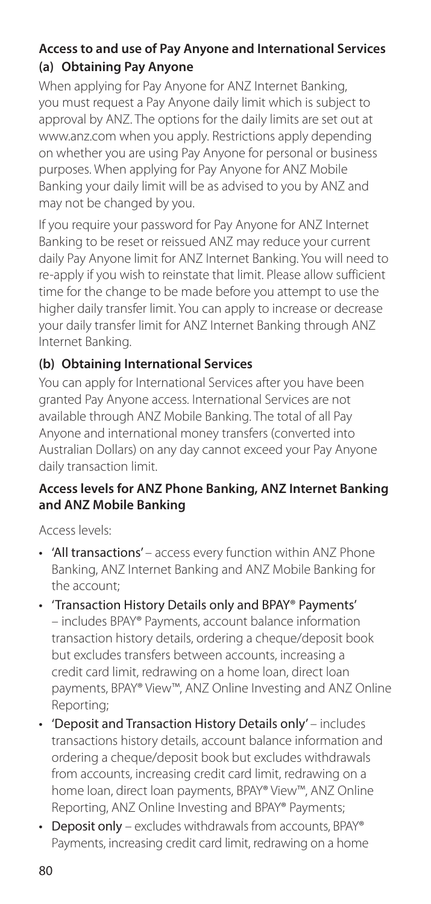**Access to and use of Pay Anyone and International Services**

**(a) Obtaining Pay Anyone**

When applying for Pay Anyone for ANZ Internet Banking, you must request a Pay Anyone daily limit which is subject to approval by ANZ. The options for the daily limits are set out at www.anz.com when you apply. Restrictions apply depending on whether you are using Pay Anyone for personal or business purposes. When applying for Pay Anyone for ANZ Mobile Banking your daily limit will be as advised to you by ANZ and may not be changed by you.

If you require your password for Pay Anyone for ANZ Internet Banking to be reset or reissued ANZ may reduce your current daily Pay Anyone limit for ANZ Internet Banking. You will need to re-apply if you wish to reinstate that limit. Please allow sufficient time for the change to be made before you attempt to use the higher daily transfer limit. You can apply to increase or decrease your daily transfer limit for ANZ Internet Banking through ANZ Internet Banking.

**(b) Obtaining International Services**

You can apply for International Services after you have been granted Pay Anyone access. International Services are not available through ANZ Mobile Banking. The total of all Pay Anyone and international money transfers (converted into Australian Dollars) on any day cannot exceed your Pay Anyone daily transaction limit.

**Access levels for ANZ Phone Banking, ANZ Internet Banking and ANZ Mobile Banking**

Access levels:

- 'All transactions' – access every function within ANZ Phone Banking, ANZ Internet Banking and ANZ Mobile Banking for the account;
- 'Transaction History Details only and BPAY® Payments' – includes BPAY® Payments, account balance information transaction history details, ordering a cheque/deposit book but excludes transfers between accounts, increasing a credit card limit, redrawing on a home loan, direct loan payments, BPAY® View™, ANZ Online Investing and ANZ Online Reporting;
- 'Deposit and Transaction History Details only' – includes transactions history details, account balance information and ordering a cheque/deposit book but excludes withdrawals from accounts, increasing credit card limit, redrawing on a home loan, direct loan payments, BPAY® View™, ANZ Online Reporting, ANZ Online Investing and BPAY® Payments;
- Deposit only – excludes withdrawals from accounts, BPAY® Payments, increasing credit card limit, redrawing on a home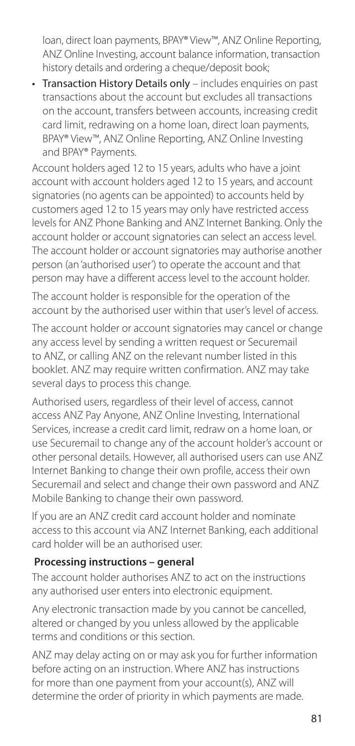loan, direct loan payments, BPAY® View™, ANZ Online Reporting, ANZ Online Investing, account balance information, transaction history details and ordering a cheque/deposit book;

- Transaction History Details only – includes enquiries on past transactions about the account but excludes all transactions on the account, transfers between accounts, increasing credit card limit, redrawing on a home loan, direct loan payments, BPAY® View™, ANZ Online Reporting, ANZ Online Investing and BPAY® Payments.

Account holders aged 12 to 15 years, adults who have a joint account with account holders aged 12 to 15 years, and account signatories (no agents can be appointed) to accounts held by customers aged 12 to 15 years may only have restricted access levels for ANZ Phone Banking and ANZ Internet Banking. Only the account holder or account signatories can select an access level. The account holder or account signatories may authorise another person (an 'authorised user') to operate the account and that person may have a different access level to the account holder.

The account holder is responsible for the operation of the account by the authorised user within that user's level of access.

The account holder or account signatories may cancel or change any access level by sending a written request or Securemail to ANZ, or calling ANZ on the relevant number listed in this booklet. ANZ may require written confirmation. ANZ may take several days to process this change.

Authorised users, regardless of their level of access, cannot access ANZ Pay Anyone, ANZ Online Investing, International Services, increase a credit card limit, redraw on a home loan, or use Securemail to change any of the account holder's account or other personal details. However, all authorised users can use ANZ Internet Banking to change their own profile, access their own Securemail and select and change their own password and ANZ Mobile Banking to change their own password.

If you are an ANZ credit card account holder and nominate access to this account via ANZ Internet Banking, each additional card holder will be an authorised user.

**Processing instructions – general**

The account holder authorises ANZ to act on the instructions any authorised user enters into electronic equipment.

Any electronic transaction made by you cannot be cancelled, altered or changed by you unless allowed by the applicable terms and conditions or this section.

ANZ may delay acting on or may ask you for further information before acting on an instruction. Where ANZ has instructions for more than one payment from your account(s), ANZ will determine the order of priority in which payments are made.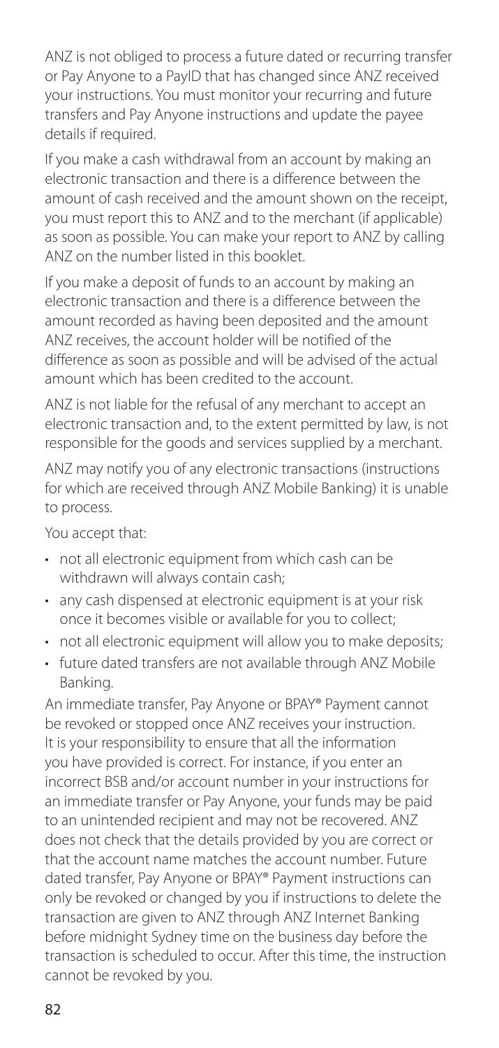ANZ is not obliged to process a future dated or recurring transfer or Pay Anyone to a PayID that has changed since ANZ received your instructions. You must monitor your recurring and future transfers and Pay Anyone instructions and update the payee details if required.

If you make a cash withdrawal from an account by making an electronic transaction and there is a difference between the amount of cash received and the amount shown on the receipt, you must report this to ANZ and to the merchant (if applicable) as soon as possible. You can make your report to ANZ by calling ANZ on the number listed in this booklet.

If you make a deposit of funds to an account by making an electronic transaction and there is a difference between the amount recorded as having been deposited and the amount ANZ receives, the account holder will be notified of the difference as soon as possible and will be advised of the actual amount which has been credited to the account.

ANZ is not liable for the refusal of any merchant to accept an electronic transaction and, to the extent permitted by law, is not responsible for the goods and services supplied by a merchant.

ANZ may notify you of any electronic transactions (instructions for which are received through ANZ Mobile Banking) it is unable to process.

You accept that:

- not all electronic equipment from which cash can be withdrawn will always contain cash;
- any cash dispensed at electronic equipment is at your risk once it becomes visible or available for you to collect;
- not all electronic equipment will allow you to make deposits;
- future dated transfers are not available through ANZ Mobile Banking.

An immediate transfer, Pay Anyone or BPAY® Payment cannot be revoked or stopped once ANZ receives your instruction. It is your responsibility to ensure that all the information you have provided is correct. For instance, if you enter an incorrect BSB and/or account number in your instructions for an immediate transfer or Pay Anyone, your funds may be paid to an unintended recipient and may not be recovered. ANZ does not check that the details provided by you are correct or that the account name matches the account number. Future dated transfer, Pay Anyone or BPAY® Payment instructions can only be revoked or changed by you if instructions to delete the transaction are given to ANZ through ANZ Internet Banking before midnight Sydney time on the business day before the transaction is scheduled to occur. After this time, the instruction cannot be revoked by you.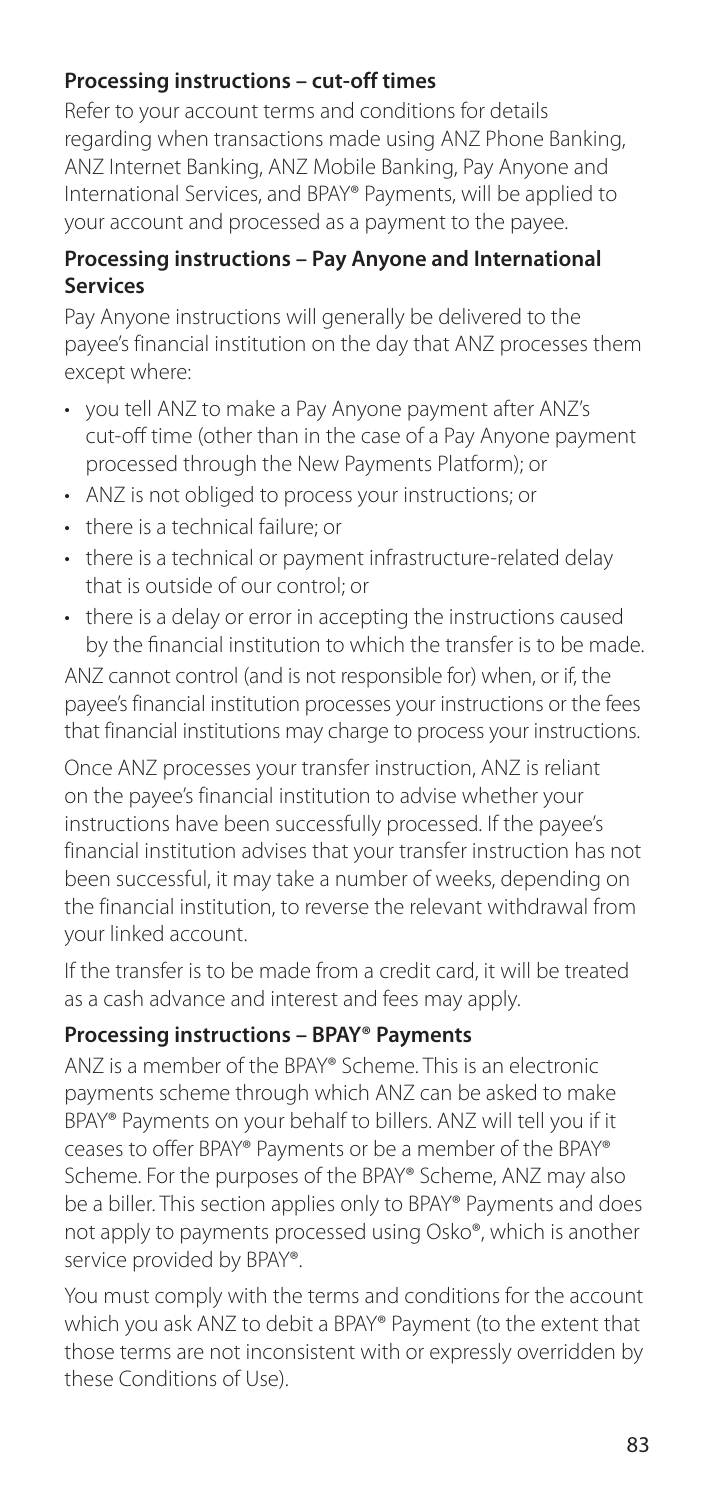### Processing instructions – cut-off times

Refer to your account terms and conditions for details regarding when transactions made using ANZ Phone Banking, ANZ Internet Banking, ANZ Mobile Banking, Pay Anyone and International Services, and BPAY® Payments, will be applied to your account and processed as a payment to the payee.

### Processing instructions – Pay Anyone and International Services

Pay Anyone instructions will generally be delivered to the payee's financial institution on the day that ANZ processes them except where:

- you tell ANZ to make a Pay Anyone payment after ANZ's cut-off time (other than in the case of a Pay Anyone payment processed through the New Payments Platform); or
- ANZ is not obliged to process your instructions; or
- there is a technical failure; or
- there is a technical or payment infrastructure-related delay that is outside of our control; or
- there is a delay or error in accepting the instructions caused by the financial institution to which the transfer is to be made.

ANZ cannot control (and is not responsible for) when, or if, the payee's financial institution processes your instructions or the fees that financial institutions may charge to process your instructions.

Once ANZ processes your transfer instruction, ANZ is reliant on the payee's financial institution to advise whether your instructions have been successfully processed. If the payee's financial institution advises that your transfer instruction has not been successful, it may take a number of weeks, depending on the financial institution, to reverse the relevant withdrawal from your linked account.

If the transfer is to be made from a credit card, it will be treated as a cash advance and interest and fees may apply.

### Processing instructions – BPAY® Payments

ANZ is a member of the BPAY® Scheme. This is an electronic payments scheme through which ANZ can be asked to make BPAY® Payments on your behalf to billers. ANZ will tell you if it ceases to offer BPAY® Payments or be a member of the BPAY® Scheme. For the purposes of the BPAY® Scheme, ANZ may also be a biller. This section applies only to BPAY® Payments and does not apply to payments processed using Osko®, which is another service provided by BPAY®.

You must comply with the terms and conditions for the account which you ask ANZ to debit a BPAY® Payment (to the extent that those terms are not inconsistent with or expressly overridden by these Conditions of Use).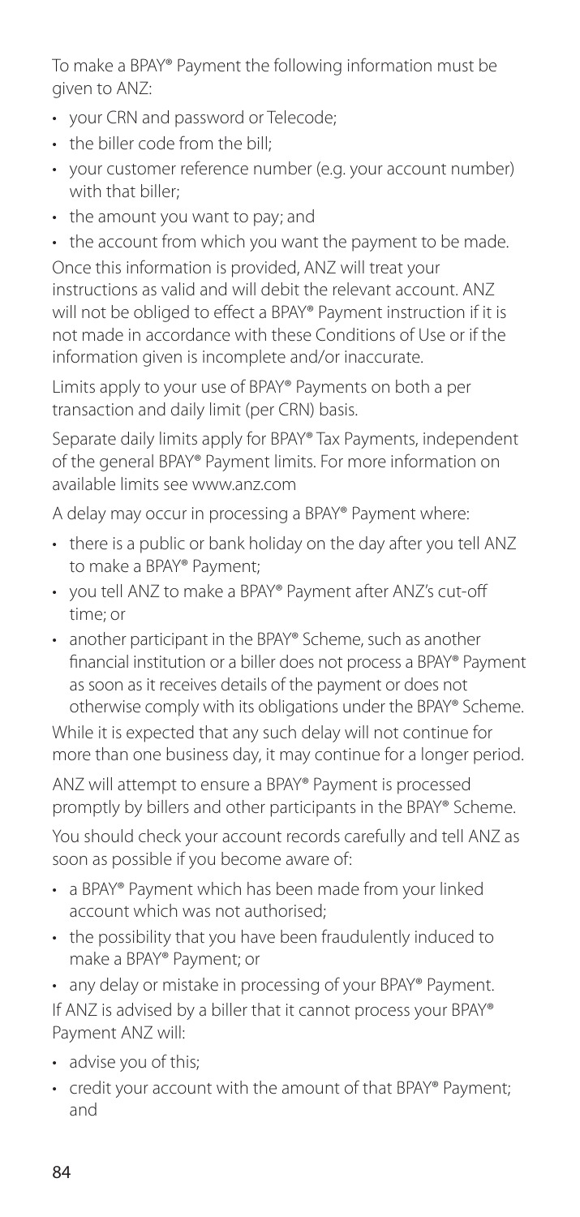To make a BPAY® Payment the following information must be given to ANZ:

- your CRN and password or Telecode;
- the biller code from the bill;
- your customer reference number (e.g. your account number) with that biller;
- the amount you want to pay; and
- the account from which you want the payment to be made.

Once this information is provided, ANZ will treat your instructions as valid and will debit the relevant account. ANZ will not be obliged to effect a BPAY® Payment instruction if it is not made in accordance with these Conditions of Use or if the information given is incomplete and/or inaccurate.

Limits apply to your use of BPAY® Payments on both a per transaction and daily limit (per CRN) basis.

Separate daily limits apply for BPAY® Tax Payments, independent of the general BPAY® Payment limits. For more information on available limits see www.anz.com

A delay may occur in processing a BPAY® Payment where:

- there is a public or bank holiday on the day after you tell ANZ to make a BPAY® Payment;
- you tell ANZ to make a BPAY® Payment after ANZ's cut-off time; or
- another participant in the BPAY® Scheme, such as another financial institution or a biller does not process a BPAY® Payment as soon as it receives details of the payment or does not otherwise comply with its obligations under the BPAY® Scheme.

While it is expected that any such delay will not continue for more than one business day, it may continue for a longer period.

ANZ will attempt to ensure a BPAY® Payment is processed promptly by billers and other participants in the BPAY® Scheme.

You should check your account records carefully and tell ANZ as soon as possible if you become aware of:

- a BPAY® Payment which has been made from your linked account which was not authorised;
- the possibility that you have been fraudulently induced to make a BPAY® Payment; or
- any delay or mistake in processing of your BPAY® Payment.

If ANZ is advised by a biller that it cannot process your BPAY® Payment ANZ will:

- advise you of this;
- credit your account with the amount of that BPAY® Payment; and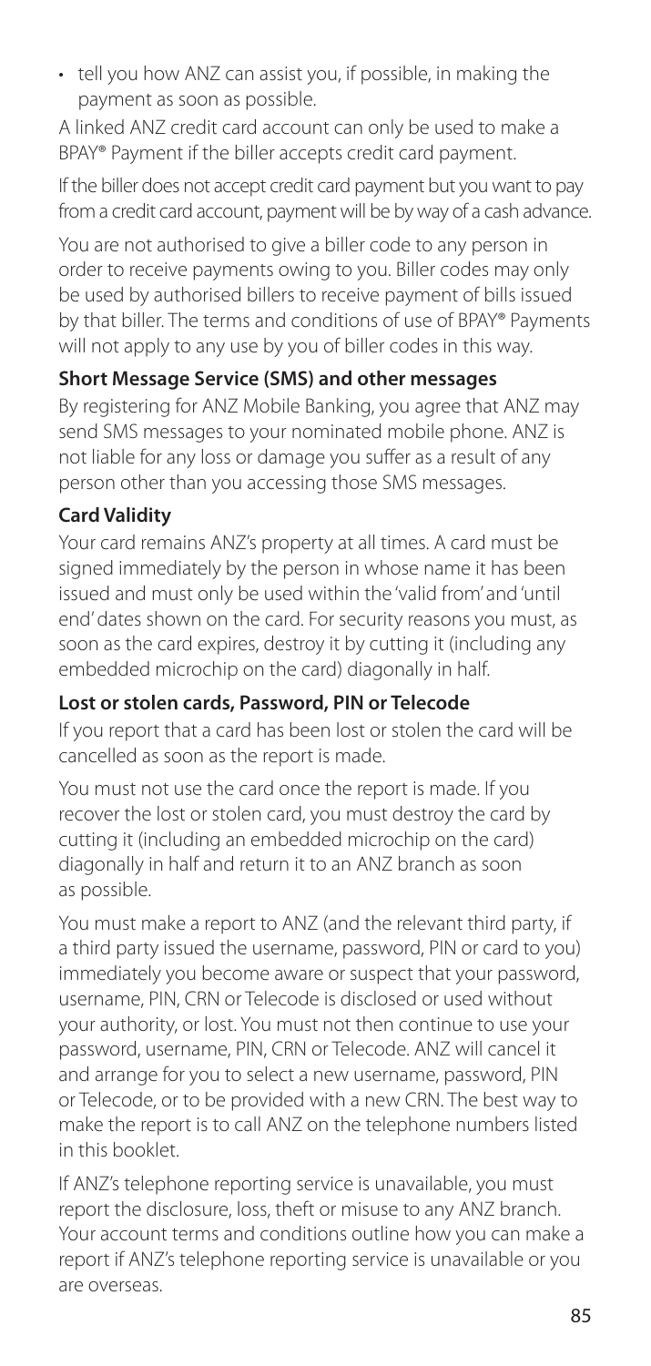- tell you how ANZ can assist you, if possible, in making the payment as soon as possible.

A linked ANZ credit card account can only be used to make a BPAY® Payment if the biller accepts credit card payment.

If the biller does not accept credit card payment but you want to pay from a credit card account, payment will be by way of a cash advance.

You are not authorised to give a biller code to any person in order to receive payments owing to you. Biller codes may only be used by authorised billers to receive payment of bills issued by that biller. The terms and conditions of use of BPAY® Payments will not apply to any use by you of biller codes in this way.

**Short Message Service (SMS) and other messages**

By registering for ANZ Mobile Banking, you agree that ANZ may send SMS messages to your nominated mobile phone. ANZ is not liable for any loss or damage you suffer as a result of any person other than you accessing those SMS messages.

**Card Validity**

Your card remains ANZ's property at all times. A card must be signed immediately by the person in whose name it has been issued and must only be used within the 'valid from' and 'until end' dates shown on the card. For security reasons you must, as soon as the card expires, destroy it by cutting it (including any embedded microchip on the card) diagonally in half.

**Lost or stolen cards, Password, PIN or Telecode**

If you report that a card has been lost or stolen the card will be cancelled as soon as the report is made.

You must not use the card once the report is made. If you recover the lost or stolen card, you must destroy the card by cutting it (including an embedded microchip on the card) diagonally in half and return it to an ANZ branch as soon as possible.

You must make a report to ANZ (and the relevant third party, if a third party issued the username, password, PIN or card to you) immediately you become aware or suspect that your password, username, PIN, CRN or Telecode is disclosed or used without your authority, or lost. You must not then continue to use your password, username, PIN, CRN or Telecode. ANZ will cancel it and arrange for you to select a new username, password, PIN or Telecode, or to be provided with a new CRN. The best way to make the report is to call ANZ on the telephone numbers listed in this booklet.

If ANZ's telephone reporting service is unavailable, you must report the disclosure, loss, theft or misuse to any ANZ branch. Your account terms and conditions outline how you can make a report if ANZ's telephone reporting service is unavailable or you are overseas.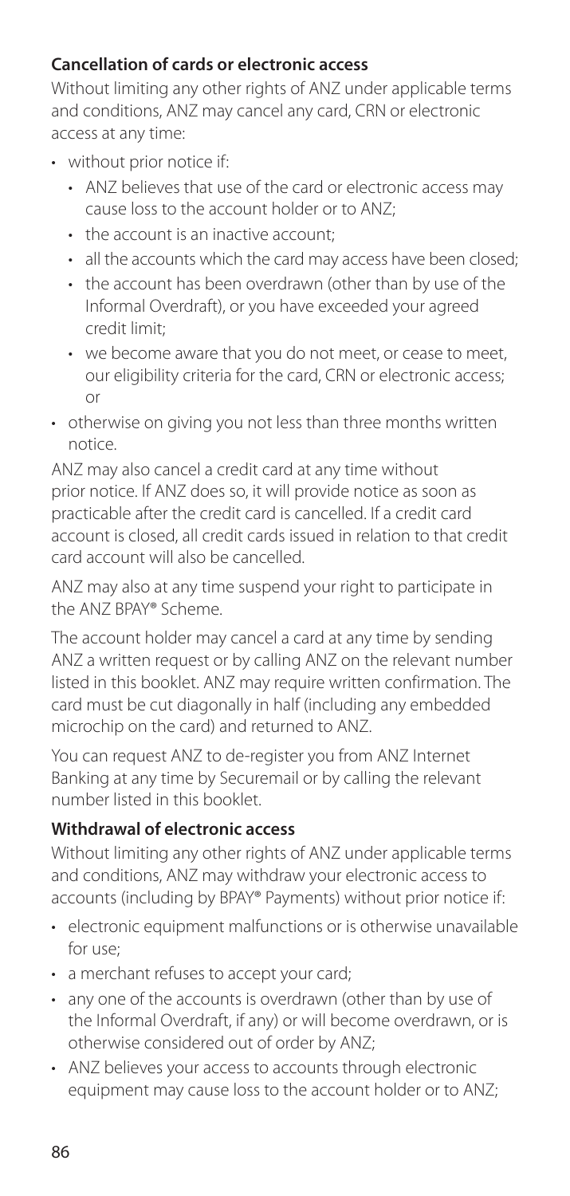### Cancellation of cards or electronic access

Without limiting any other rights of ANZ under applicable terms and conditions, ANZ may cancel any card, CRN or electronic access at any time:

- without prior notice if:
  - ANZ believes that use of the card or electronic access may cause loss to the account holder or to ANZ;
  - the account is an inactive account;
  - all the accounts which the card may access have been closed;
  - the account has been overdrawn (other than by use of the Informal Overdraft), or you have exceeded your agreed credit limit;
  - we become aware that you do not meet, or cease to meet, our eligibility criteria for the card, CRN or electronic access; or
- otherwise on giving you not less than three months written notice.

ANZ may also cancel a credit card at any time without prior notice. If ANZ does so, it will provide notice as soon as practicable after the credit card is cancelled. If a credit card account is closed, all credit cards issued in relation to that credit card account will also be cancelled.

ANZ may also at any time suspend your right to participate in the ANZ BPAY® Scheme.

The account holder may cancel a card at any time by sending ANZ a written request or by calling ANZ on the relevant number listed in this booklet. ANZ may require written confirmation. The card must be cut diagonally in half (including any embedded microchip on the card) and returned to ANZ.

You can request ANZ to de-register you from ANZ Internet Banking at any time by Securemail or by calling the relevant number listed in this booklet.

### Withdrawal of electronic access

Without limiting any other rights of ANZ under applicable terms and conditions, ANZ may withdraw your electronic access to accounts (including by BPAY® Payments) without prior notice if:

- electronic equipment malfunctions or is otherwise unavailable for use;
- a merchant refuses to accept your card;
- any one of the accounts is overdrawn (other than by use of the Informal Overdraft, if any) or will become overdrawn, or is otherwise considered out of order by ANZ;
- ANZ believes your access to accounts through electronic equipment may cause loss to the account holder or to ANZ;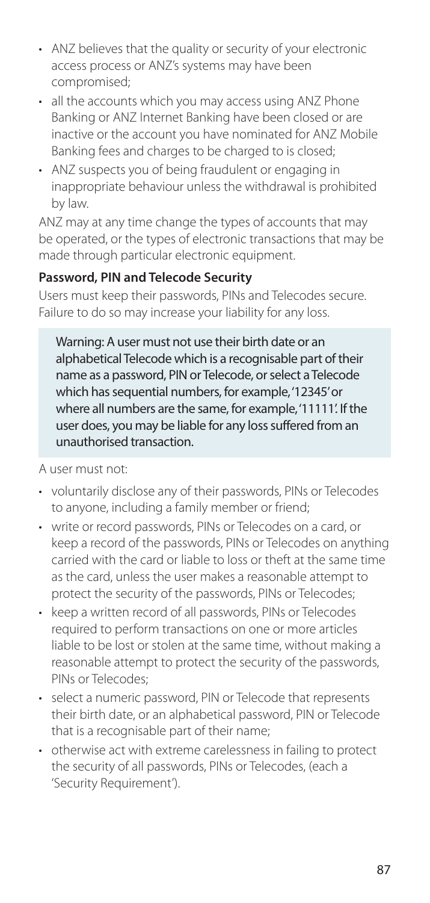- ANZ believes that the quality or security of your electronic access process or ANZ's systems may have been compromised;
- all the accounts which you may access using ANZ Phone Banking or ANZ Internet Banking have been closed or are inactive or the account you have nominated for ANZ Mobile Banking fees and charges to be charged to is closed;
- ANZ suspects you of being fraudulent or engaging in inappropriate behaviour unless the withdrawal is prohibited by law.

ANZ may at any time change the types of accounts that may be operated, or the types of electronic transactions that may be made through particular electronic equipment.

**Password, PIN and Telecode Security**

Users must keep their passwords, PINs and Telecodes secure. Failure to do so may increase your liability for any loss.

> Warning: A user must not use their birth date or an alphabetical Telecode which is a recognisable part of their name as a password, PIN or Telecode, or select a Telecode which has sequential numbers, for example, '12345' or where all numbers are the same, for example, '11111'. If the user does, you may be liable for any loss suffered from an unauthorised transaction.

A user must not:

- voluntarily disclose any of their passwords, PINs or Telecodes to anyone, including a family member or friend;
- write or record passwords, PINs or Telecodes on a card, or keep a record of the passwords, PINs or Telecodes on anything carried with the card or liable to loss or theft at the same time as the card, unless the user makes a reasonable attempt to protect the security of the passwords, PINs or Telecodes;
- keep a written record of all passwords, PINs or Telecodes required to perform transactions on one or more articles liable to be lost or stolen at the same time, without making a reasonable attempt to protect the security of the passwords, PINs or Telecodes;
- select a numeric password, PIN or Telecode that represents their birth date, or an alphabetical password, PIN or Telecode that is a recognisable part of their name;
- otherwise act with extreme carelessness in failing to protect the security of all passwords, PINs or Telecodes, (each a 'Security Requirement').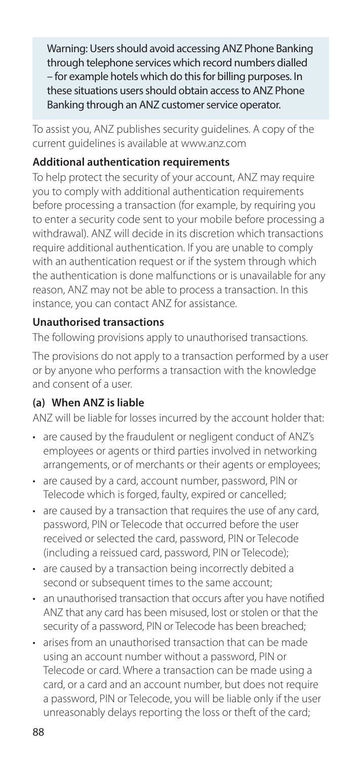> Warning: Users should avoid accessing ANZ Phone Banking through telephone services which record numbers dialled – for example hotels which do this for billing purposes. In these situations users should obtain access to ANZ Phone Banking through an ANZ customer service operator.

To assist you, ANZ publishes security guidelines. A copy of the current guidelines is available at www.anz.com

**Additional authentication requirements**

To help protect the security of your account, ANZ may require you to comply with additional authentication requirements before processing a transaction (for example, by requiring you to enter a security code sent to your mobile before processing a withdrawal). ANZ will decide in its discretion which transactions require additional authentication. If you are unable to comply with an authentication request or if the system through which the authentication is done malfunctions or is unavailable for any reason, ANZ may not be able to process a transaction. In this instance, you can contact ANZ for assistance.

**Unauthorised transactions**

The following provisions apply to unauthorised transactions.

The provisions do not apply to a transaction performed by a user or by anyone who performs a transaction with the knowledge and consent of a user.

**(a) When ANZ is liable**

ANZ will be liable for losses incurred by the account holder that:

- are caused by the fraudulent or negligent conduct of ANZ's employees or agents or third parties involved in networking arrangements, or of merchants or their agents or employees;
- are caused by a card, account number, password, PIN or Telecode which is forged, faulty, expired or cancelled;
- are caused by a transaction that requires the use of any card, password, PIN or Telecode that occurred before the user received or selected the card, password, PIN or Telecode (including a reissued card, password, PIN or Telecode);
- are caused by a transaction being incorrectly debited a second or subsequent times to the same account;
- an unauthorised transaction that occurs after you have notified ANZ that any card has been misused, lost or stolen or that the security of a password, PIN or Telecode has been breached;
- arises from an unauthorised transaction that can be made using an account number without a password, PIN or Telecode or card. Where a transaction can be made using a card, or a card and an account number, but does not require a password, PIN or Telecode, you will be liable only if the user unreasonably delays reporting the loss or theft of the card;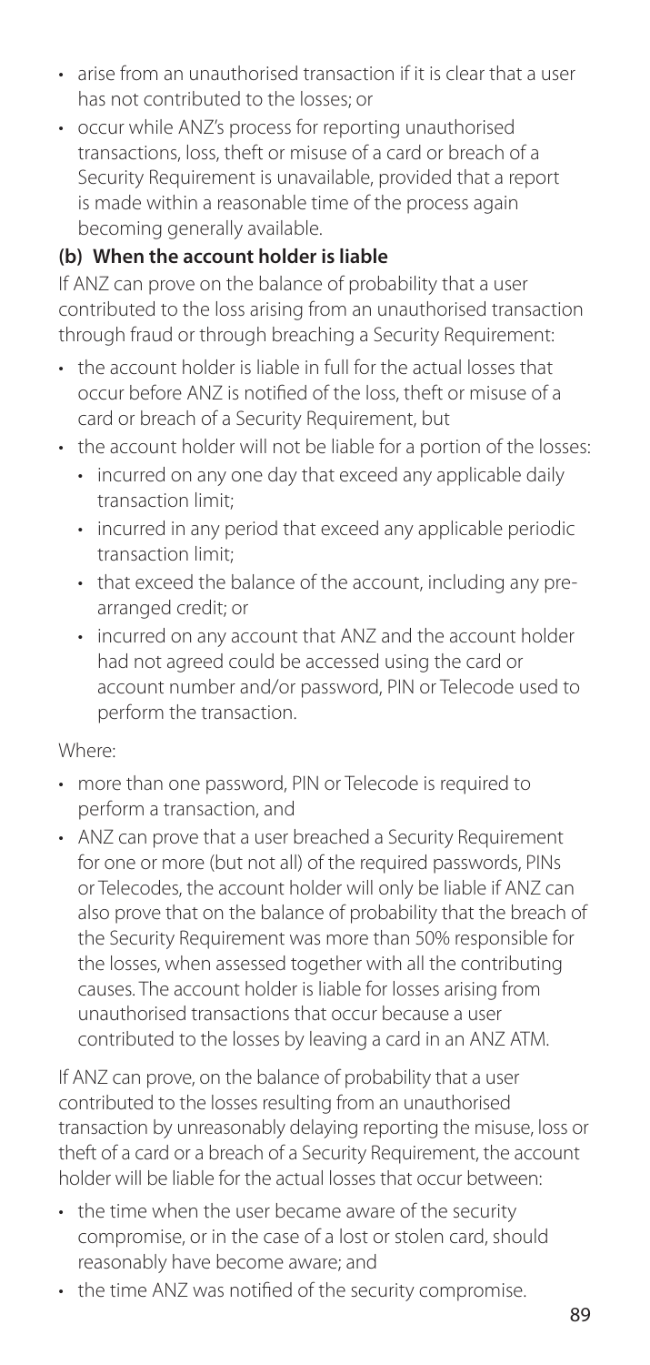- arise from an unauthorised transaction if it is clear that a user has not contributed to the losses; or
- occur while ANZ's process for reporting unauthorised transactions, loss, theft or misuse of a card or breach of a Security Requirement is unavailable, provided that a report is made within a reasonable time of the process again becoming generally available.

**(b) When the account holder is liable**

If ANZ can prove on the balance of probability that a user contributed to the loss arising from an unauthorised transaction through fraud or through breaching a Security Requirement:

- the account holder is liable in full for the actual losses that occur before ANZ is notified of the loss, theft or misuse of a card or breach of a Security Requirement, but
- the account holder will not be liable for a portion of the losses:
  - incurred on any one day that exceed any applicable daily transaction limit;
  - incurred in any period that exceed any applicable periodic transaction limit;
  - that exceed the balance of the account, including any pre-arranged credit; or
  - incurred on any account that ANZ and the account holder had not agreed could be accessed using the card or account number and/or password, PIN or Telecode used to perform the transaction.

Where:

- more than one password, PIN or Telecode is required to perform a transaction, and
- ANZ can prove that a user breached a Security Requirement for one or more (but not all) of the required passwords, PINs or Telecodes, the account holder will only be liable if ANZ can also prove that on the balance of probability that the breach of the Security Requirement was more than 50% responsible for the losses, when assessed together with all the contributing causes. The account holder is liable for losses arising from unauthorised transactions that occur because a user contributed to the losses by leaving a card in an ANZ ATM.

If ANZ can prove, on the balance of probability that a user contributed to the losses resulting from an unauthorised transaction by unreasonably delaying reporting the misuse, loss or theft of a card or a breach of a Security Requirement, the account holder will be liable for the actual losses that occur between:

- the time when the user became aware of the security compromise, or in the case of a lost or stolen card, should reasonably have become aware; and
- the time ANZ was notified of the security compromise.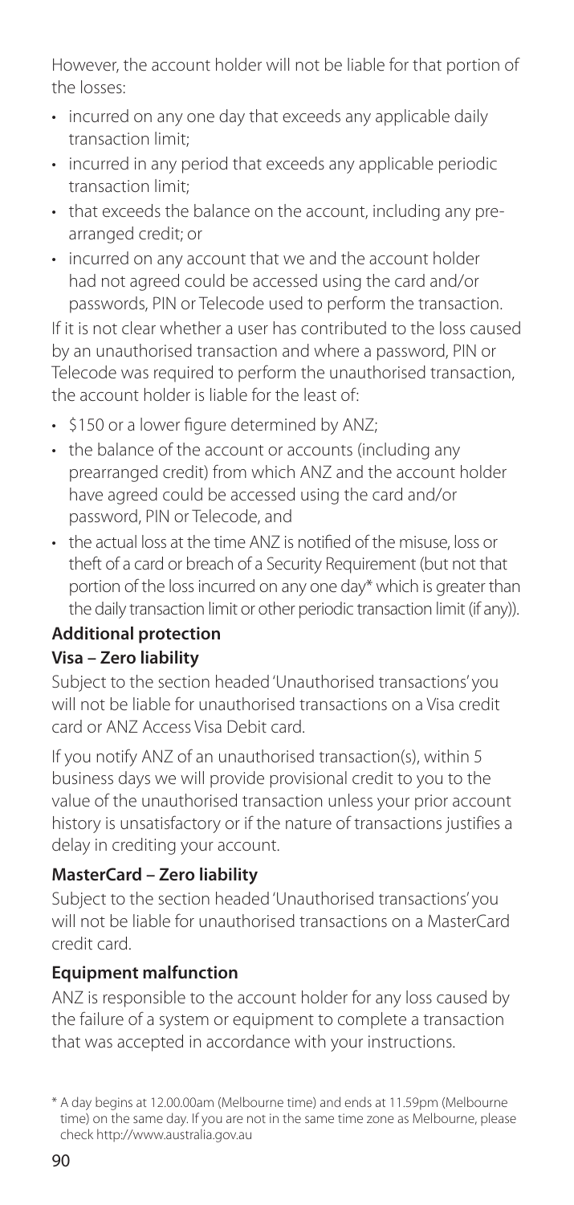However, the account holder will not be liable for that portion of the losses:

- incurred on any one day that exceeds any applicable daily transaction limit;
- incurred in any period that exceeds any applicable periodic transaction limit;
- that exceeds the balance on the account, including any pre-arranged credit; or
- incurred on any account that we and the account holder had not agreed could be accessed using the card and/or passwords, PIN or Telecode used to perform the transaction.

If it is not clear whether a user has contributed to the loss caused by an unauthorised transaction and where a password, PIN or Telecode was required to perform the unauthorised transaction, the account holder is liable for the least of:

- $150 or a lower figure determined by ANZ;
- the balance of the account or accounts (including any prearranged credit) from which ANZ and the account holder have agreed could be accessed using the card and/or password, PIN or Telecode, and
- the actual loss at the time ANZ is notified of the misuse, loss or theft of a card or breach of a Security Requirement (but not that portion of the loss incurred on any one day* which is greater than the daily transaction limit or other periodic transaction limit (if any)).

**Additional protection**

**Visa – Zero liability**

Subject to the section headed 'Unauthorised transactions' you will not be liable for unauthorised transactions on a Visa credit card or ANZ Access Visa Debit card.

If you notify ANZ of an unauthorised transaction(s), within 5 business days we will provide provisional credit to you to the value of the unauthorised transaction unless your prior account history is unsatisfactory or if the nature of transactions justifies a delay in crediting your account.

**MasterCard – Zero liability**

Subject to the section headed 'Unauthorised transactions' you will not be liable for unauthorised transactions on a MasterCard credit card.

**Equipment malfunction**

ANZ is responsible to the account holder for any loss caused by the failure of a system or equipment to complete a transaction that was accepted in accordance with your instructions.

\* A day begins at 12.00.00am (Melbourne time) and ends at 11.59pm (Melbourne time) on the same day. If you are not in the same time zone as Melbourne, please check http://www.australia.gov.au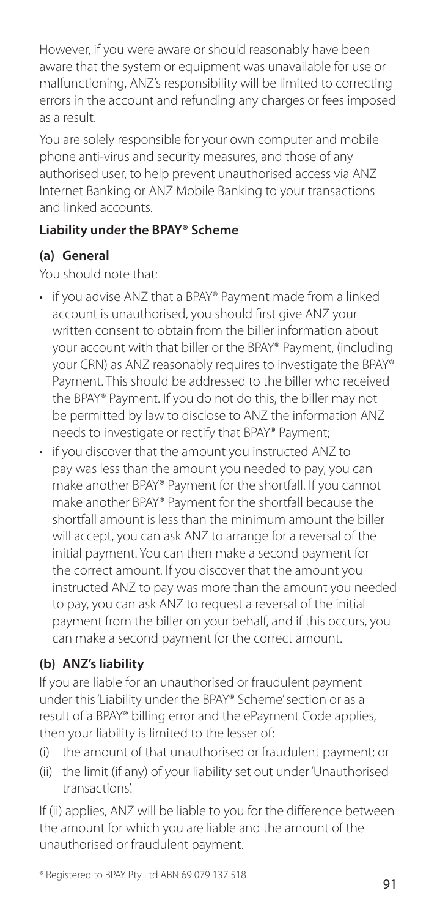However, if you were aware or should reasonably have been aware that the system or equipment was unavailable for use or malfunctioning, ANZ's responsibility will be limited to correcting errors in the account and refunding any charges or fees imposed as a result.

You are solely responsible for your own computer and mobile phone anti-virus and security measures, and those of any authorised user, to help prevent unauthorised access via ANZ Internet Banking or ANZ Mobile Banking to your transactions and linked accounts.

**Liability under the BPAY® Scheme**

**(a) General**

You should note that:

- if you advise ANZ that a BPAY® Payment made from a linked account is unauthorised, you should first give ANZ your written consent to obtain from the biller information about your account with that biller or the BPAY® Payment, (including your CRN) as ANZ reasonably requires to investigate the BPAY® Payment. This should be addressed to the biller who received the BPAY® Payment. If you do not do this, the biller may not be permitted by law to disclose to ANZ the information ANZ needs to investigate or rectify that BPAY® Payment;
- if you discover that the amount you instructed ANZ to pay was less than the amount you needed to pay, you can make another BPAY® Payment for the shortfall. If you cannot make another BPAY® Payment for the shortfall because the shortfall amount is less than the minimum amount the biller will accept, you can ask ANZ to arrange for a reversal of the initial payment. You can then make a second payment for the correct amount. If you discover that the amount you instructed ANZ to pay was more than the amount you needed to pay, you can ask ANZ to request a reversal of the initial payment from the biller on your behalf, and if this occurs, you can make a second payment for the correct amount.

**(b) ANZ's liability**

If you are liable for an unauthorised or fraudulent payment under this 'Liability under the BPAY® Scheme' section or as a result of a BPAY® billing error and the ePayment Code applies, then your liability is limited to the lesser of:

(i) the amount of that unauthorised or fraudulent payment; or

(ii) the limit (if any) of your liability set out under 'Unauthorised transactions'.

If (ii) applies, ANZ will be liable to you for the difference between the amount for which you are liable and the amount of the unauthorised or fraudulent payment.

® Registered to BPAY Pty Ltd ABN 69 079 137 518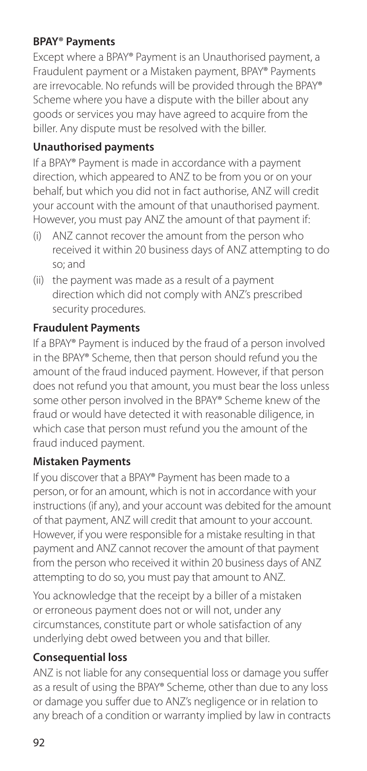### BPAY® Payments

Except where a BPAY® Payment is an Unauthorised payment, a Fraudulent payment or a Mistaken payment, BPAY® Payments are irrevocable. No refunds will be provided through the BPAY® Scheme where you have a dispute with the biller about any goods or services you may have agreed to acquire from the biller. Any dispute must be resolved with the biller.

### Unauthorised payments

If a BPAY® Payment is made in accordance with a payment direction, which appeared to ANZ to be from you or on your behalf, but which you did not in fact authorise, ANZ will credit your account with the amount of that unauthorised payment. However, you must pay ANZ the amount of that payment if:

(i) ANZ cannot recover the amount from the person who received it within 20 business days of ANZ attempting to do so; and

(ii) the payment was made as a result of a payment direction which did not comply with ANZ's prescribed security procedures.

### Fraudulent Payments

If a BPAY® Payment is induced by the fraud of a person involved in the BPAY® Scheme, then that person should refund you the amount of the fraud induced payment. However, if that person does not refund you that amount, you must bear the loss unless some other person involved in the BPAY® Scheme knew of the fraud or would have detected it with reasonable diligence, in which case that person must refund you the amount of the fraud induced payment.

### Mistaken Payments

If you discover that a BPAY® Payment has been made to a person, or for an amount, which is not in accordance with your instructions (if any), and your account was debited for the amount of that payment, ANZ will credit that amount to your account. However, if you were responsible for a mistake resulting in that payment and ANZ cannot recover the amount of that payment from the person who received it within 20 business days of ANZ attempting to do so, you must pay that amount to ANZ.

You acknowledge that the receipt by a biller of a mistaken or erroneous payment does not or will not, under any circumstances, constitute part or whole satisfaction of any underlying debt owed between you and that biller.

### Consequential loss

ANZ is not liable for any consequential loss or damage you suffer as a result of using the BPAY® Scheme, other than due to any loss or damage you suffer due to ANZ's negligence or in relation to any breach of a condition or warranty implied by law in contracts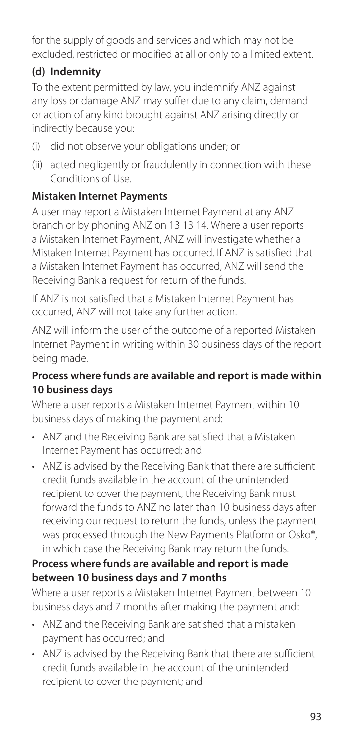for the supply of goods and services and which may not be excluded, restricted or modified at all or only to a limited extent.

**(d) Indemnity**

To the extent permitted by law, you indemnify ANZ against any loss or damage ANZ may suffer due to any claim, demand or action of any kind brought against ANZ arising directly or indirectly because you:

(i) did not observe your obligations under; or

(ii) acted negligently or fraudulently in connection with these Conditions of Use.

**Mistaken Internet Payments**

A user may report a Mistaken Internet Payment at any ANZ branch or by phoning ANZ on 13 13 14. Where a user reports a Mistaken Internet Payment, ANZ will investigate whether a Mistaken Internet Payment has occurred. If ANZ is satisfied that a Mistaken Internet Payment has occurred, ANZ will send the Receiving Bank a request for return of the funds.

If ANZ is not satisfied that a Mistaken Internet Payment has occurred, ANZ will not take any further action.

ANZ will inform the user of the outcome of a reported Mistaken Internet Payment in writing within 30 business days of the report being made.

**Process where funds are available and report is made within 10 business days**

Where a user reports a Mistaken Internet Payment within 10 business days of making the payment and:

- ANZ and the Receiving Bank are satisfied that a Mistaken Internet Payment has occurred; and
- ANZ is advised by the Receiving Bank that there are sufficient credit funds available in the account of the unintended recipient to cover the payment, the Receiving Bank must forward the funds to ANZ no later than 10 business days after receiving our request to return the funds, unless the payment was processed through the New Payments Platform or Osko®, in which case the Receiving Bank may return the funds.

**Process where funds are available and report is made between 10 business days and 7 months**

Where a user reports a Mistaken Internet Payment between 10 business days and 7 months after making the payment and:

- ANZ and the Receiving Bank are satisfied that a mistaken payment has occurred; and
- ANZ is advised by the Receiving Bank that there are sufficient credit funds available in the account of the unintended recipient to cover the payment; and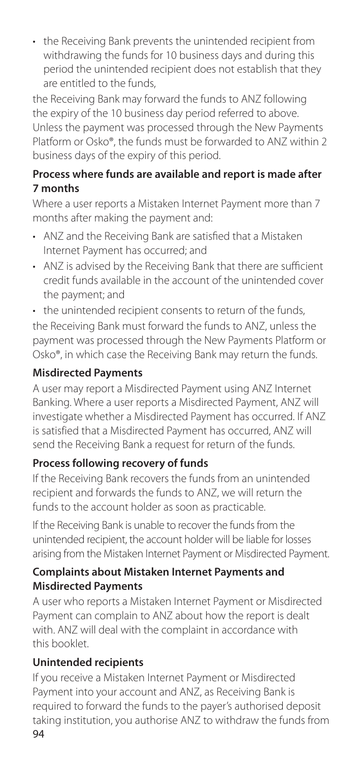- the Receiving Bank prevents the unintended recipient from withdrawing the funds for 10 business days and during this period the unintended recipient does not establish that they are entitled to the funds,

the Receiving Bank may forward the funds to ANZ following the expiry of the 10 business day period referred to above. Unless the payment was processed through the New Payments Platform or Osko®, the funds must be forwarded to ANZ within 2 business days of the expiry of this period.

**Process where funds are available and report is made after 7 months**

Where a user reports a Mistaken Internet Payment more than 7 months after making the payment and:

- ANZ and the Receiving Bank are satisfied that a Mistaken Internet Payment has occurred; and
- ANZ is advised by the Receiving Bank that there are sufficient credit funds available in the account of the unintended cover the payment; and
- the unintended recipient consents to return of the funds,

the Receiving Bank must forward the funds to ANZ, unless the payment was processed through the New Payments Platform or Osko®, in which case the Receiving Bank may return the funds.

**Misdirected Payments**

A user may report a Misdirected Payment using ANZ Internet Banking. Where a user reports a Misdirected Payment, ANZ will investigate whether a Misdirected Payment has occurred. If ANZ is satisfied that a Misdirected Payment has occurred, ANZ will send the Receiving Bank a request for return of the funds.

**Process following recovery of funds**

If the Receiving Bank recovers the funds from an unintended recipient and forwards the funds to ANZ, we will return the funds to the account holder as soon as practicable.

If the Receiving Bank is unable to recover the funds from the unintended recipient, the account holder will be liable for losses arising from the Mistaken Internet Payment or Misdirected Payment.

**Complaints about Mistaken Internet Payments and Misdirected Payments**

A user who reports a Mistaken Internet Payment or Misdirected Payment can complain to ANZ about how the report is dealt with. ANZ will deal with the complaint in accordance with this booklet.

**Unintended recipients**

If you receive a Mistaken Internet Payment or Misdirected Payment into your account and ANZ, as Receiving Bank is required to forward the funds to the payer's authorised deposit taking institution, you authorise ANZ to withdraw the funds from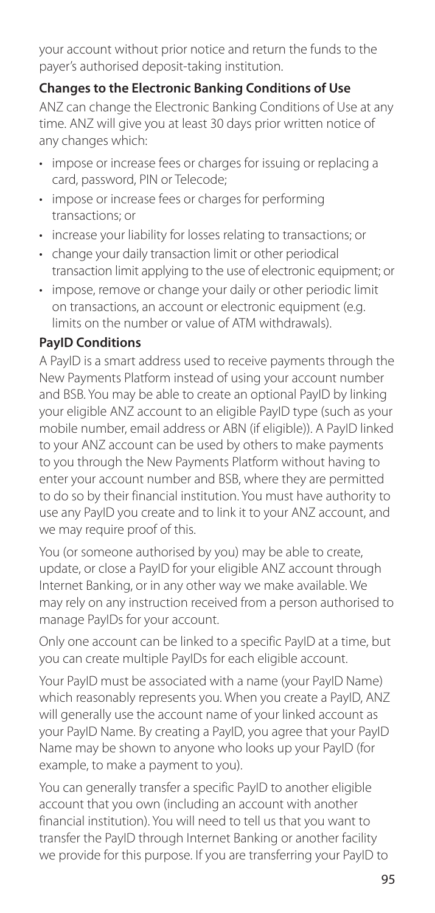your account without prior notice and return the funds to the payer's authorised deposit-taking institution.

**Changes to the Electronic Banking Conditions of Use**

ANZ can change the Electronic Banking Conditions of Use at any time. ANZ will give you at least 30 days prior written notice of any changes which:

- impose or increase fees or charges for issuing or replacing a card, password, PIN or Telecode;
- impose or increase fees or charges for performing transactions; or
- increase your liability for losses relating to transactions; or
- change your daily transaction limit or other periodical transaction limit applying to the use of electronic equipment; or
- impose, remove or change your daily or other periodic limit on transactions, an account or electronic equipment (e.g. limits on the number or value of ATM withdrawals).

**PayID Conditions**

A PayID is a smart address used to receive payments through the New Payments Platform instead of using your account number and BSB. You may be able to create an optional PayID by linking your eligible ANZ account to an eligible PayID type (such as your mobile number, email address or ABN (if eligible)). A PayID linked to your ANZ account can be used by others to make payments to you through the New Payments Platform without having to enter your account number and BSB, where they are permitted to do so by their financial institution. You must have authority to use any PayID you create and to link it to your ANZ account, and we may require proof of this.

You (or someone authorised by you) may be able to create, update, or close a PayID for your eligible ANZ account through Internet Banking, or in any other way we make available. We may rely on any instruction received from a person authorised to manage PayIDs for your account.

Only one account can be linked to a specific PayID at a time, but you can create multiple PayIDs for each eligible account.

Your PayID must be associated with a name (your PayID Name) which reasonably represents you. When you create a PayID, ANZ will generally use the account name of your linked account as your PayID Name. By creating a PayID, you agree that your PayID Name may be shown to anyone who looks up your PayID (for example, to make a payment to you).

You can generally transfer a specific PayID to another eligible account that you own (including an account with another financial institution). You will need to tell us that you want to transfer the PayID through Internet Banking or another facility we provide for this purpose. If you are transferring your PayID to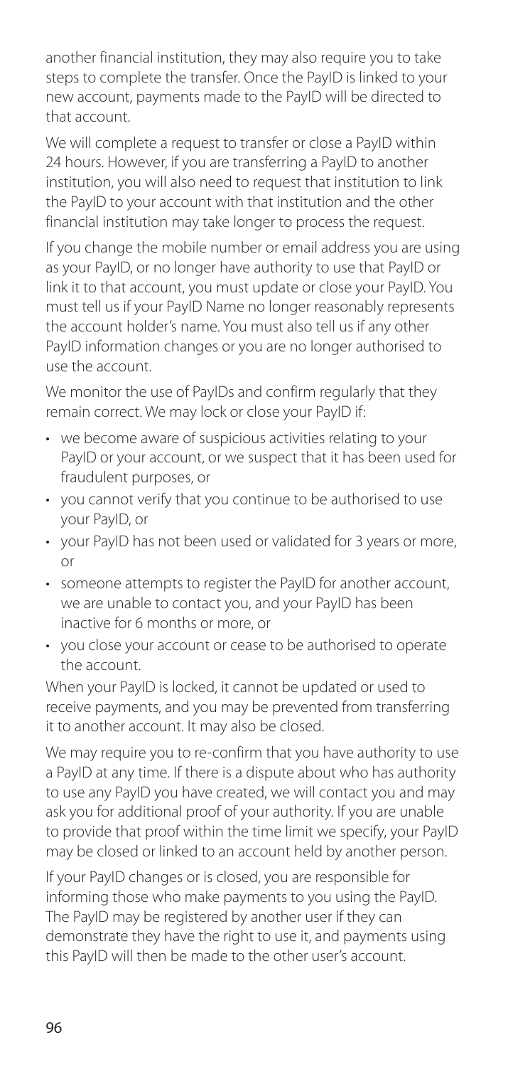another financial institution, they may also require you to take steps to complete the transfer. Once the PayID is linked to your new account, payments made to the PayID will be directed to that account.

We will complete a request to transfer or close a PayID within 24 hours. However, if you are transferring a PayID to another institution, you will also need to request that institution to link the PayID to your account with that institution and the other financial institution may take longer to process the request.

If you change the mobile number or email address you are using as your PayID, or no longer have authority to use that PayID or link it to that account, you must update or close your PayID. You must tell us if your PayID Name no longer reasonably represents the account holder's name. You must also tell us if any other PayID information changes or you are no longer authorised to use the account.

We monitor the use of PayIDs and confirm regularly that they remain correct. We may lock or close your PayID if:

- we become aware of suspicious activities relating to your PayID or your account, or we suspect that it has been used for fraudulent purposes, or
- you cannot verify that you continue to be authorised to use your PayID, or
- your PayID has not been used or validated for 3 years or more, or
- someone attempts to register the PayID for another account, we are unable to contact you, and your PayID has been inactive for 6 months or more, or
- you close your account or cease to be authorised to operate the account.

When your PayID is locked, it cannot be updated or used to receive payments, and you may be prevented from transferring it to another account. It may also be closed.

We may require you to re-confirm that you have authority to use a PayID at any time. If there is a dispute about who has authority to use any PayID you have created, we will contact you and may ask you for additional proof of your authority. If you are unable to provide that proof within the time limit we specify, your PayID may be closed or linked to an account held by another person.

If your PayID changes or is closed, you are responsible for informing those who make payments to you using the PayID. The PayID may be registered by another user if they can demonstrate they have the right to use it, and payments using this PayID will then be made to the other user's account.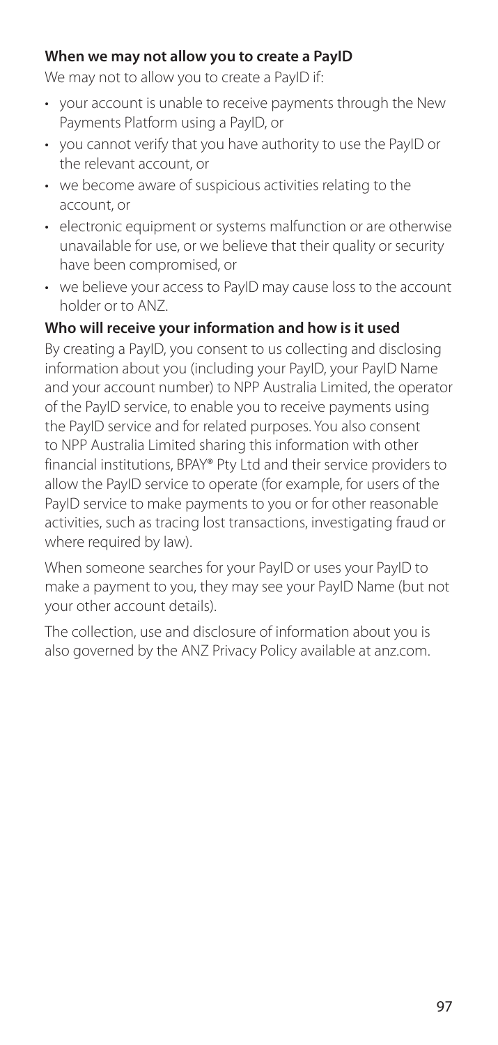**When we may not allow you to create a PayID**

We may not to allow you to create a PayID if:

- your account is unable to receive payments through the New Payments Platform using a PayID, or
- you cannot verify that you have authority to use the PayID or the relevant account, or
- we become aware of suspicious activities relating to the account, or
- electronic equipment or systems malfunction or are otherwise unavailable for use, or we believe that their quality or security have been compromised, or
- we believe your access to PayID may cause loss to the account holder or to ANZ.

**Who will receive your information and how is it used**

By creating a PayID, you consent to us collecting and disclosing information about you (including your PayID, your PayID Name and your account number) to NPP Australia Limited, the operator of the PayID service, to enable you to receive payments using the PayID service and for related purposes. You also consent to NPP Australia Limited sharing this information with other financial institutions, BPAY® Pty Ltd and their service providers to allow the PayID service to operate (for example, for users of the PayID service to make payments to you or for other reasonable activities, such as tracing lost transactions, investigating fraud or where required by law).

When someone searches for your PayID or uses your PayID to make a payment to you, they may see your PayID Name (but not your other account details).

The collection, use and disclosure of information about you is also governed by the ANZ Privacy Policy available at anz.com.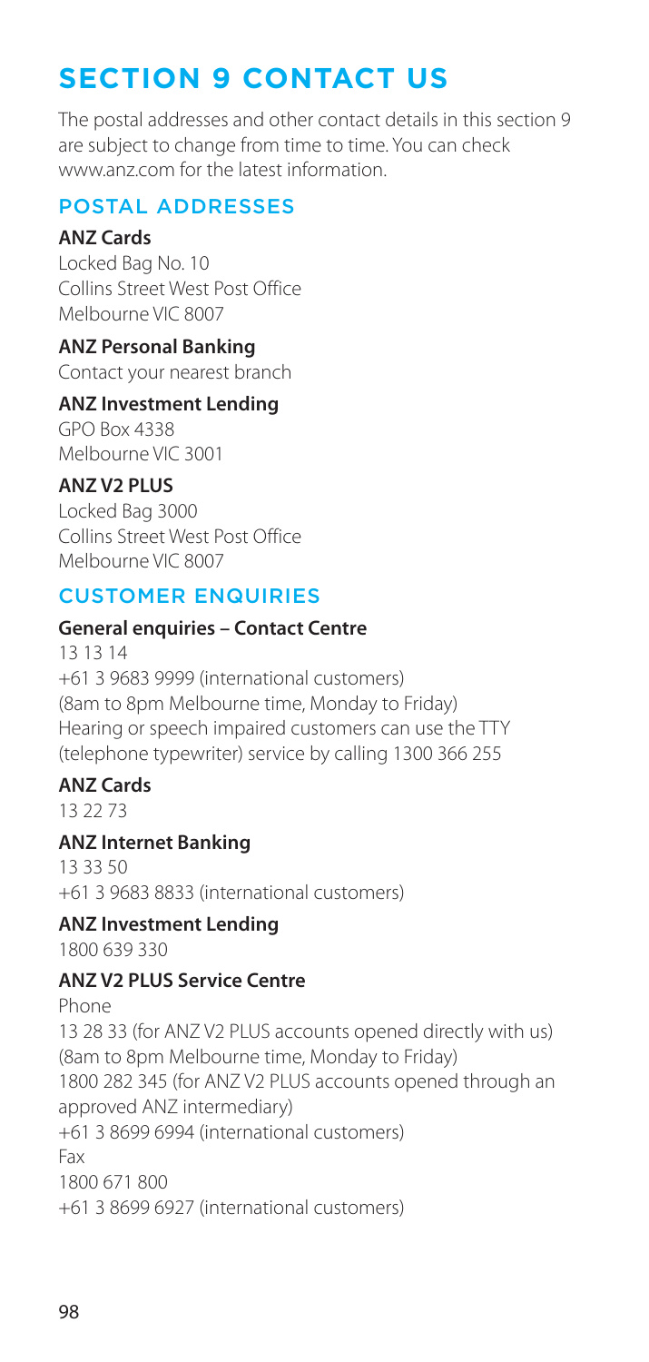# SECTION 9 CONTACT US

The postal addresses and other contact details in this section 9 are subject to change from time to time. You can check www.anz.com for the latest information.

## POSTAL ADDRESSES

**ANZ Cards**
Locked Bag No. 10
Collins Street West Post Office
Melbourne VIC 8007

**ANZ Personal Banking**
Contact your nearest branch

**ANZ Investment Lending**
GPO Box 4338
Melbourne VIC 3001

**ANZ V2 PLUS**
Locked Bag 3000
Collins Street West Post Office
Melbourne VIC 8007

## CUSTOMER ENQUIRIES

**General enquiries – Contact Centre**
13 13 14
+61 3 9683 9999 (international customers)
(8am to 8pm Melbourne time, Monday to Friday)
Hearing or speech impaired customers can use the TTY (telephone typewriter) service by calling 1300 366 255

**ANZ Cards**
13 22 73

**ANZ Internet Banking**
13 33 50
+61 3 9683 8833 (international customers)

**ANZ Investment Lending**
1800 639 330

**ANZ V2 PLUS Service Centre**
Phone
13 28 33 (for ANZ V2 PLUS accounts opened directly with us)
(8am to 8pm Melbourne time, Monday to Friday)
1800 282 345 (for ANZ V2 PLUS accounts opened through an approved ANZ intermediary)
+61 3 8699 6994 (international customers)
Fax
1800 671 800
+61 3 8699 6927 (international customers)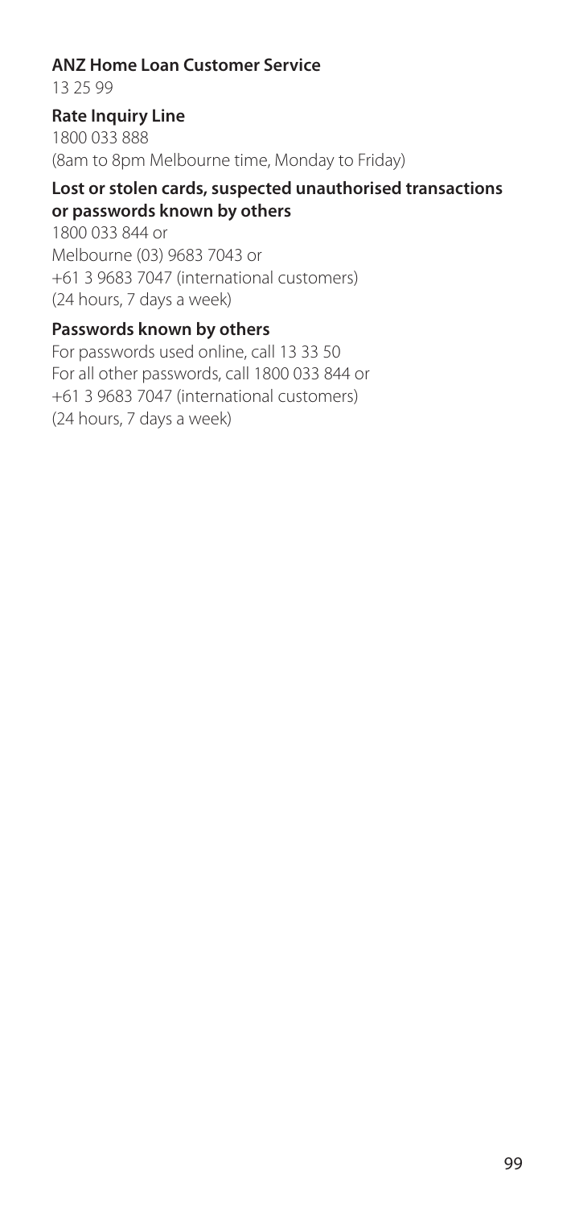**ANZ Home Loan Customer Service**
13 25 99

**Rate Inquiry Line**
1800 033 888
(8am to 8pm Melbourne time, Monday to Friday)

**Lost or stolen cards, suspected unauthorised transactions or passwords known by others**
1800 033 844 or
Melbourne (03) 9683 7043 or
+61 3 9683 7047 (international customers)
(24 hours, 7 days a week)

**Passwords known by others**
For passwords used online, call 13 33 50
For all other passwords, call 1800 033 844 or
+61 3 9683 7047 (international customers)
(24 hours, 7 days a week)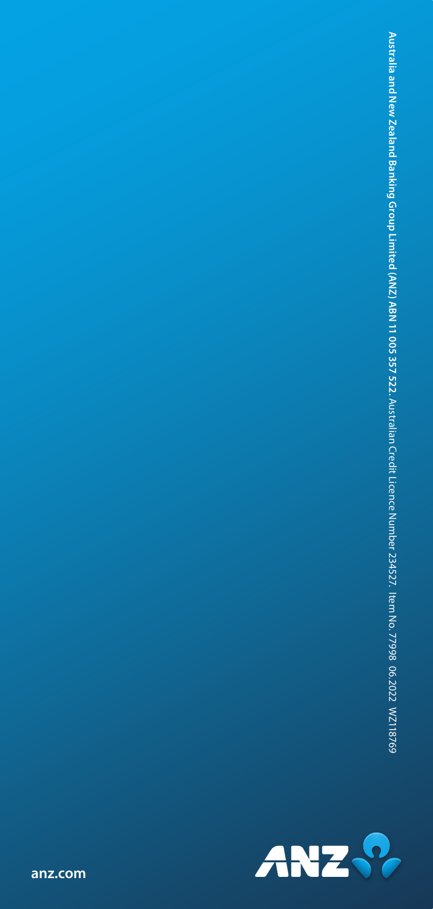**Australia and New Zealand Banking Group Limited (ANZ) ABN 11 005 357 522.** Australian Credit Licence Number 234527. Item No. 77998 06.2022 WZ18769

anz.com